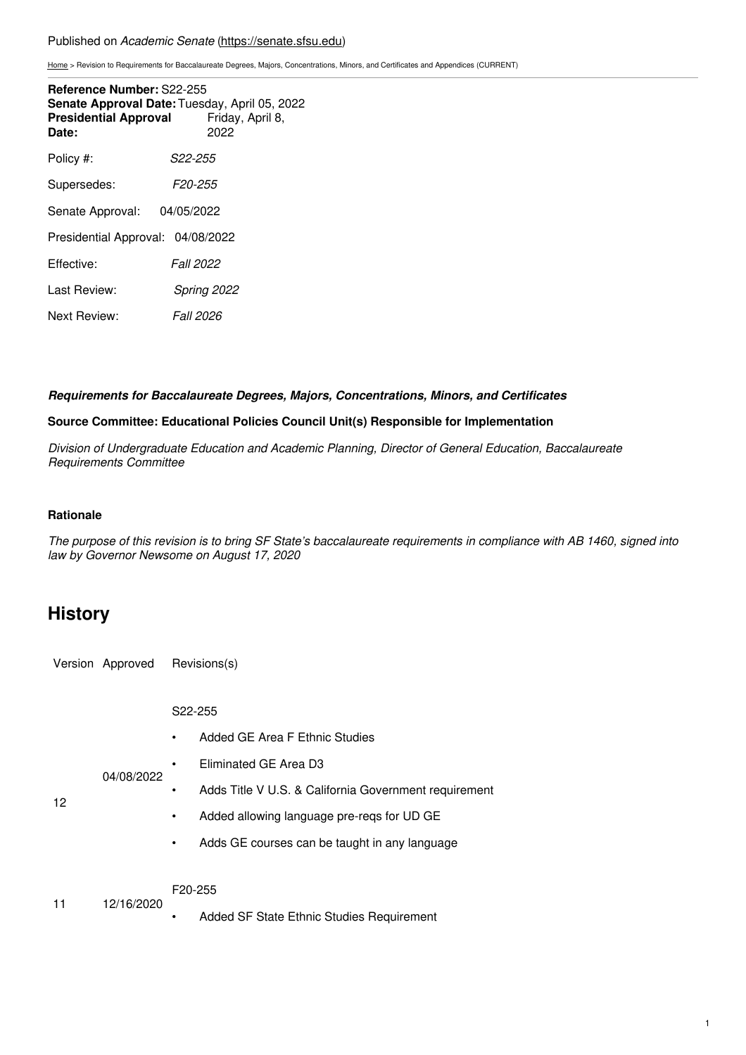Published on *Academic Senate* (https://senate.sfsu.edu)

Home > Revision to Requirements for Baccalaureate Degrees, Majors, Concentrations, Minors, and Certificates and Appendices (CURRENT)

**Reference Number:** S22-255
**Senate Approval Date:** Tuesday, April 05, 2022
**Presidential Approval Date:** Friday, April 8, 2022

| | |
|---|---|
| Policy #: | *S22-255* |
| Supersedes: | *F20-255* |
| Senate Approval: | 04/05/2022 |
| Presidential Approval: | 04/08/2022 |
| Effective: | *Fall 2022* |
| Last Review: | *Spring 2022* |
| Next Review: | *Fall 2026* |

***Requirements for Baccalaureate Degrees, Majors, Concentrations, Minors, and Certificates***

**Source Committee: Educational Policies Council Unit(s) Responsible for Implementation**

*Division of Undergraduate Education and Academic Planning, Director of General Education, Baccalaureate Requirements Committee*

**Rationale**

*The purpose of this revision is to bring SF State's baccalaureate requirements in compliance with AB 1460, signed into law by Governor Newsome on August 17, 2020*

## History

| Version | Approved | Revisions(s) |
|---|---|---|
| 12 | 04/08/2022 | S22-255<br>• Added GE Area F Ethnic Studies<br>• Eliminated GE Area D3<br>• Adds Title V U.S. & California Government requirement<br>• Added allowing language pre-reqs for UD GE<br>• Adds GE courses can be taught in any language |
| 11 | 12/16/2020 | F20-255<br>• Added SF State Ethnic Studies Requirement |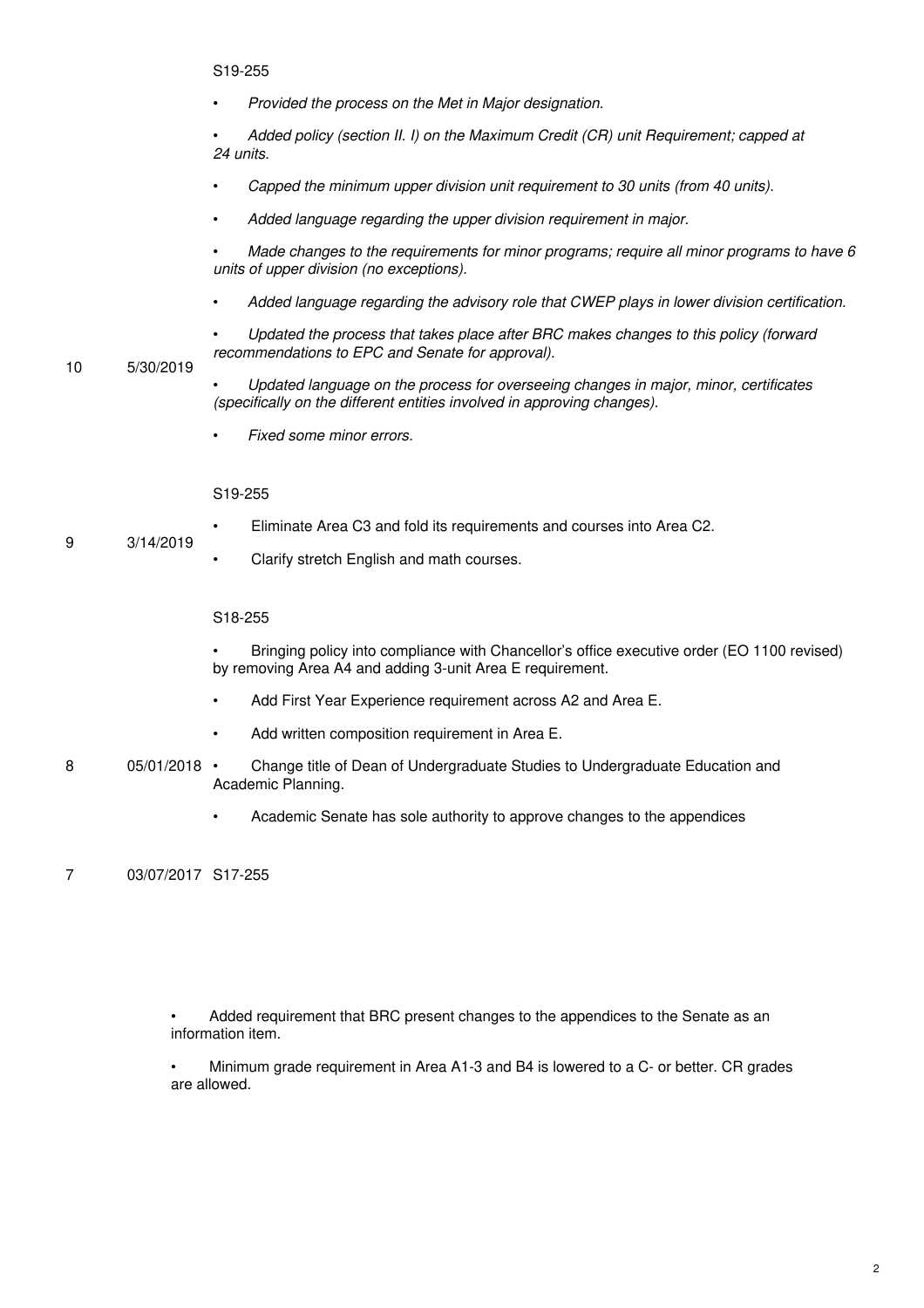| | | |
|---|---|---|
| 10 | 5/30/2019 | S19-255<br><br>• *Provided the process on the Met in Major designation.*<br><br>• *Added policy (section II. I) on the Maximum Credit (CR) unit Requirement; capped at 24 units.*<br><br>• *Capped the minimum upper division unit requirement to 30 units (from 40 units).*<br><br>• *Added language regarding the upper division requirement in major.*<br><br>• *Made changes to the requirements for minor programs; require all minor programs to have 6 units of upper division (no exceptions).*<br><br>• *Added language regarding the advisory role that CWEP plays in lower division certification.*<br><br>• *Updated the process that takes place after BRC makes changes to this policy (forward recommendations to EPC and Senate for approval).*<br><br>• *Updated language on the process for overseeing changes in major, minor, certificates (specifically on the different entities involved in approving changes).*<br><br>• *Fixed some minor errors.* |
| 9 | 3/14/2019 | S19-255<br><br>• Eliminate Area C3 and fold its requirements and courses into Area C2.<br><br>• Clarify stretch English and math courses. |
| 8 | 05/01/2018 | S18-255<br><br>• Bringing policy into compliance with Chancellor's office executive order (EO 1100 revised) by removing Area A4 and adding 3-unit Area E requirement.<br><br>• Add First Year Experience requirement across A2 and Area E.<br><br>• Add written composition requirement in Area E.<br><br>• Change title of Dean of Undergraduate Studies to Undergraduate Education and Academic Planning.<br><br>• Academic Senate has sole authority to approve changes to the appendices |
| 7 | 03/07/2017 | S17-255 |

• Added requirement that BRC present changes to the appendices to the Senate as an information item.

• Minimum grade requirement in Area A1-3 and B4 is lowered to a C- or better. CR grades are allowed.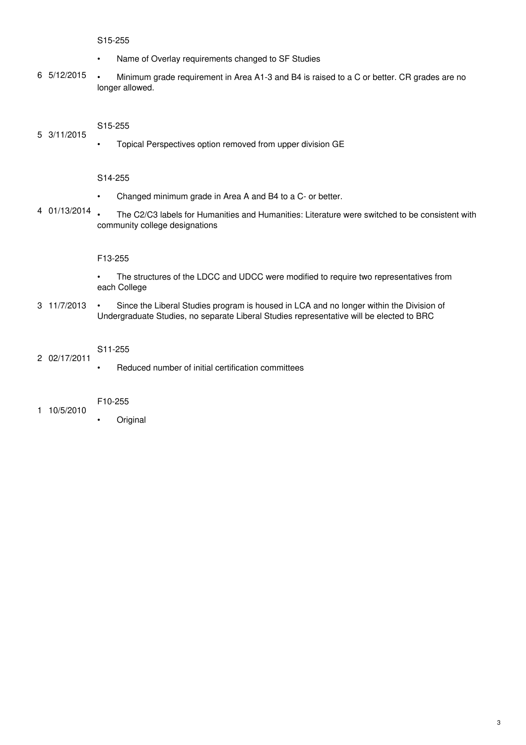| | | |
|---|---|---|
| 6 | 5/12/2015 | S15-255<br>• Name of Overlay requirements changed to SF Studies<br>• Minimum grade requirement in Area A1-3 and B4 is raised to a C or better. CR grades are no longer allowed. |
| 5 | 3/11/2015 | S15-255<br>• Topical Perspectives option removed from upper division GE |
| 4 | 01/13/2014 | S14-255<br>• Changed minimum grade in Area A and B4 to a C- or better.<br>• The C2/C3 labels for Humanities and Humanities: Literature were switched to be consistent with community college designations |
| 3 | 11/7/2013 | F13-255<br>• The structures of the LDCC and UDCC were modified to require two representatives from each College<br>• Since the Liberal Studies program is housed in LCA and no longer within the Division of Undergraduate Studies, no separate Liberal Studies representative will be elected to BRC |
| 2 | 02/17/2011 | S11-255<br>• Reduced number of initial certification committees |
| 1 | 10/5/2010 | F10-255<br>• Original |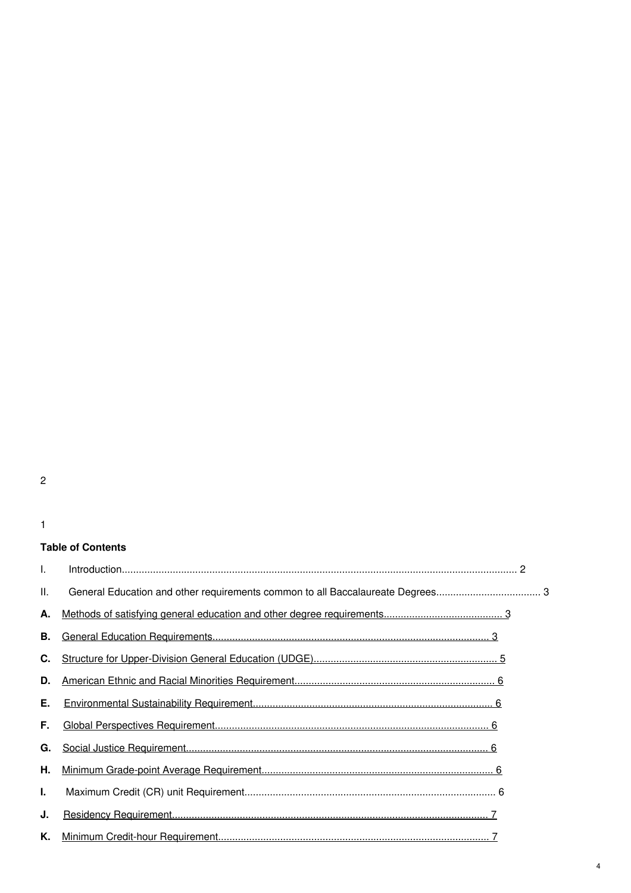2

1

**Table of Contents**

I. Introduction ........................................................................................................................................... 2

II. General Education and other requirements common to all Baccalaureate Degrees .................................... 3

**A.** Methods of satisfying general education and other degree requirements .......................................... 3

**B.** General Education Requirements .................................................................................................. 3

**C.** Structure for Upper-Division General Education (UDGE) ................................................................. 5

**D.** American Ethnic and Racial Minorities Requirement ....................................................................... 6

**E.** Environmental Sustainability Requirement ..................................................................................... 6

**F.** Global Perspectives Requirement ................................................................................................. 6

**G.** Social Justice Requirement ........................................................................................................... 6

**H.** Minimum Grade-point Average Requirement .................................................................................. 6

**I.** Maximum Credit (CR) unit Requirement ........................................................................................ 6

**J.** Residency Requirement ................................................................................................................ 7

**K.** Minimum Credit-hour Requirement ................................................................................................ 7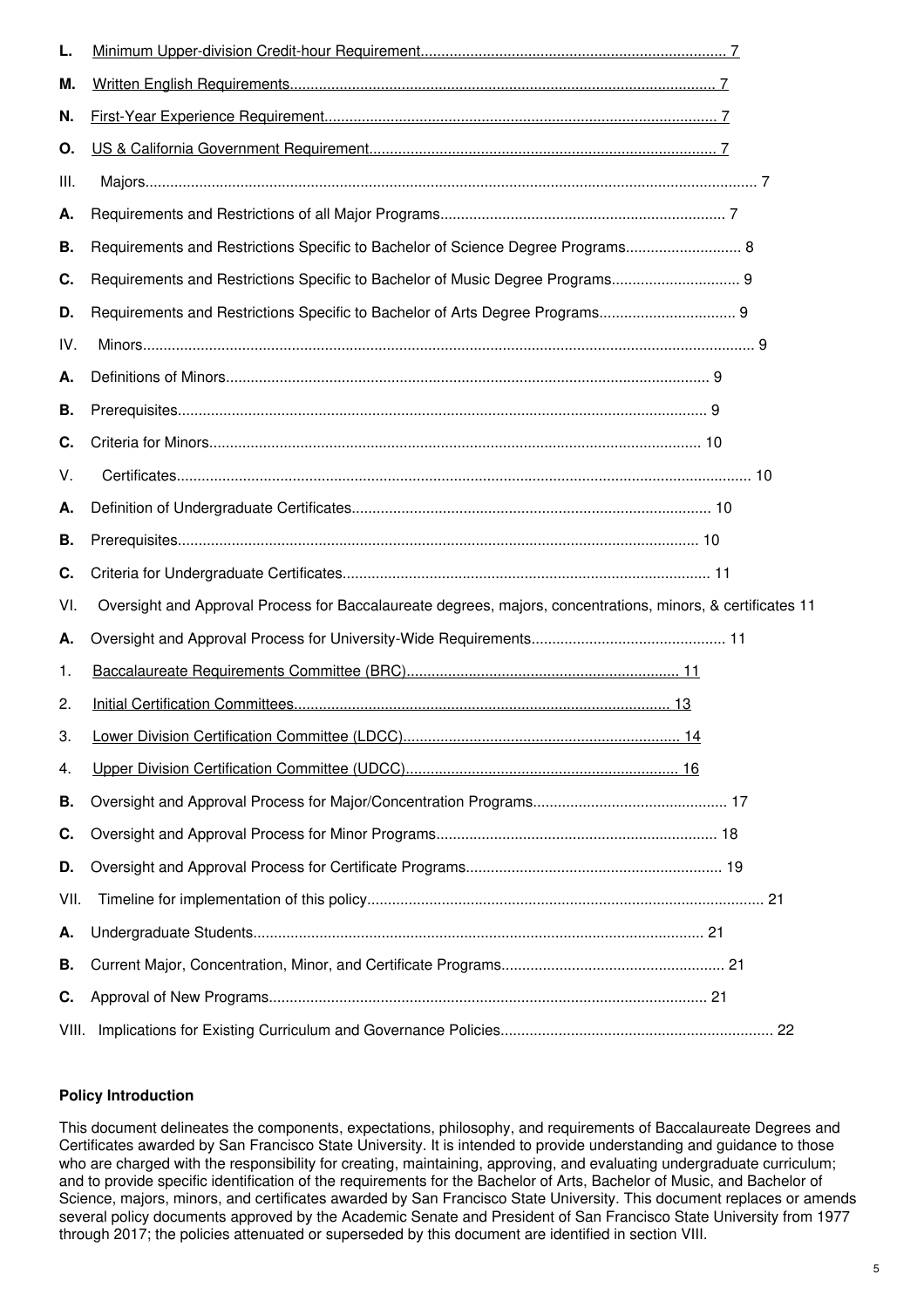**L.** Minimum Upper-division Credit-hour Requirement.......................................................................... 7

**M.** Written English Requirements....................................................................................................... 7

**N.** First-Year Experience Requirement.............................................................................................. 7

**O.** US & California Government Requirement.................................................................................... 7

III. Majors.................................................................................................................................................. 7

**A.** Requirements and Restrictions of all Major Programs..................................................................... 7

**B.** Requirements and Restrictions Specific to Bachelor of Science Degree Programs............................ 8

**C.** Requirements and Restrictions Specific to Bachelor of Music Degree Programs............................... 9

**D.** Requirements and Restrictions Specific to Bachelor of Arts Degree Programs................................. 9

IV. Minors.................................................................................................................................................. 9

**A.** Definitions of Minors.................................................................................................................... 9

**B.** Prerequisites.............................................................................................................................. 9

**C.** Criteria for Minors..................................................................................................................... 10

V. Certificates.......................................................................................................................................... 10

**A.** Definition of Undergraduate Certificates...................................................................................... 10

**B.** Prerequisites............................................................................................................................ 10

**C.** Criteria for Undergraduate Certificates........................................................................................ 11

VI. Oversight and Approval Process for Baccalaureate degrees, majors, concentrations, minors, & certificates 11

**A.** Oversight and Approval Process for University-Wide Requirements............................................... 11

1. Baccalaureate Requirements Committee (BRC)................................................................. 11

2. Initial Certification Committees.......................................................................................... 13

3. Lower Division Certification Committee (LDCC)................................................................... 14

4. Upper Division Certification Committee (UDCC)................................................................. 16

**B.** Oversight and Approval Process for Major/Concentration Programs............................................... 17

**C.** Oversight and Approval Process for Minor Programs.................................................................... 18

**D.** Oversight and Approval Process for Certificate Programs............................................................. 19

VII. Timeline for implementation of this policy............................................................................................... 21

**A.** Undergraduate Students............................................................................................................ 21

**B.** Current Major, Concentration, Minor, and Certificate Programs..................................................... 21

**C.** Approval of New Programs......................................................................................................... 21

VIII. Implications for Existing Curriculum and Governance Policies................................................................. 22

**Policy Introduction**

This document delineates the components, expectations, philosophy, and requirements of Baccalaureate Degrees and Certificates awarded by San Francisco State University. It is intended to provide understanding and guidance to those who are charged with the responsibility for creating, maintaining, approving, and evaluating undergraduate curriculum; and to provide specific identification of the requirements for the Bachelor of Arts, Bachelor of Music, and Bachelor of Science, majors, minors, and certificates awarded by San Francisco State University. This document replaces or amends several policy documents approved by the Academic Senate and President of San Francisco State University from 1977 through 2017; the policies attenuated or superseded by this document are identified in section VIII.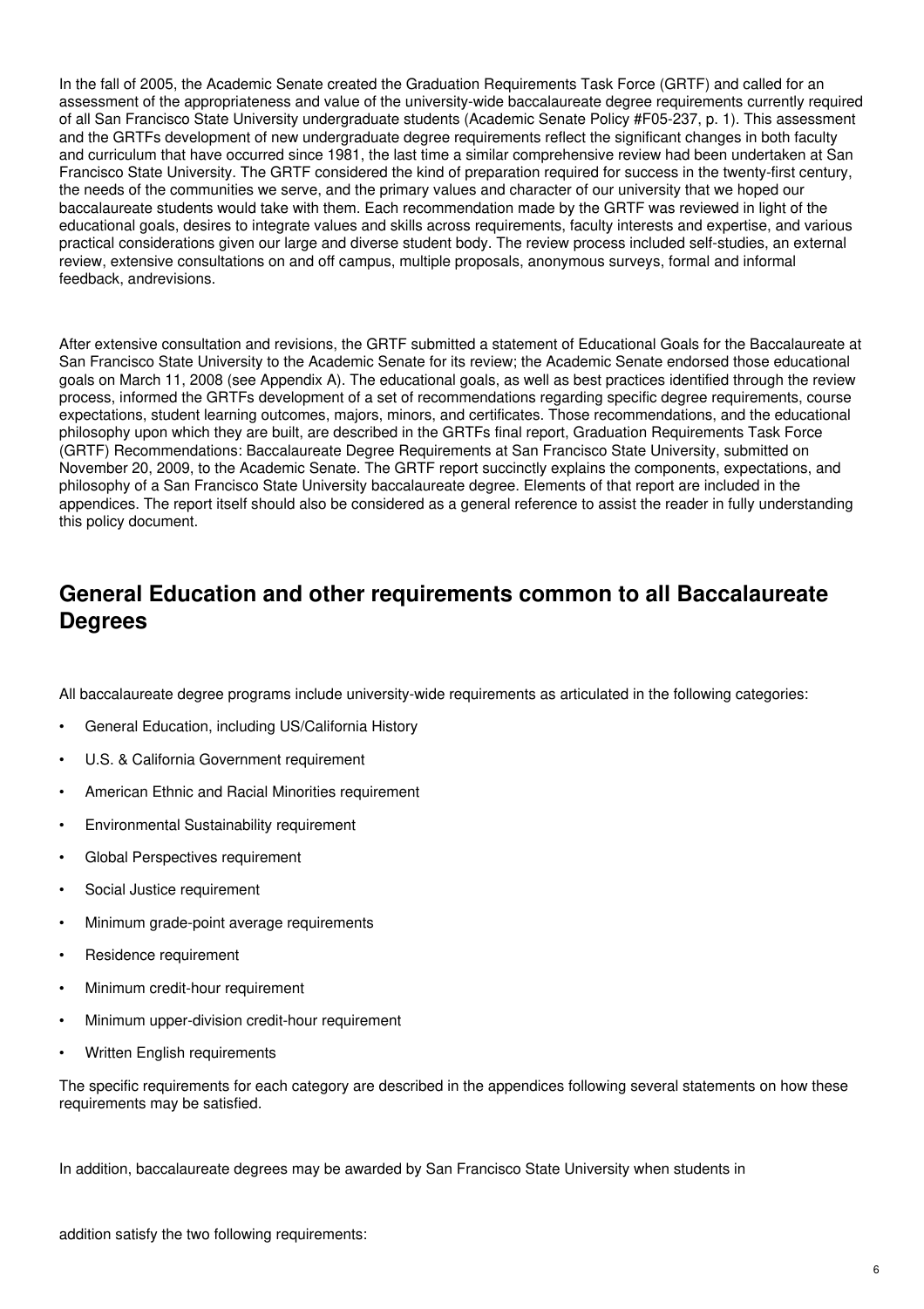In the fall of 2005, the Academic Senate created the Graduation Requirements Task Force (GRTF) and called for an assessment of the appropriateness and value of the university-wide baccalaureate degree requirements currently required of all San Francisco State University undergraduate students (Academic Senate Policy #F05-237, p. 1). This assessment and the GRTFs development of new undergraduate degree requirements reflect the significant changes in both faculty and curriculum that have occurred since 1981, the last time a similar comprehensive review had been undertaken at San Francisco State University. The GRTF considered the kind of preparation required for success in the twenty-first century, the needs of the communities we serve, and the primary values and character of our university that we hoped our baccalaureate students would take with them. Each recommendation made by the GRTF was reviewed in light of the educational goals, desires to integrate values and skills across requirements, faculty interests and expertise, and various practical considerations given our large and diverse student body. The review process included self-studies, an external review, extensive consultations on and off campus, multiple proposals, anonymous surveys, formal and informal feedback, andrevisions.

After extensive consultation and revisions, the GRTF submitted a statement of Educational Goals for the Baccalaureate at San Francisco State University to the Academic Senate for its review; the Academic Senate endorsed those educational goals on March 11, 2008 (see Appendix A). The educational goals, as well as best practices identified through the review process, informed the GRTFs development of a set of recommendations regarding specific degree requirements, course expectations, student learning outcomes, majors, minors, and certificates. Those recommendations, and the educational philosophy upon which they are built, are described in the GRTFs final report, Graduation Requirements Task Force (GRTF) Recommendations: Baccalaureate Degree Requirements at San Francisco State University, submitted on November 20, 2009, to the Academic Senate. The GRTF report succinctly explains the components, expectations, and philosophy of a San Francisco State University baccalaureate degree. Elements of that report are included in the appendices. The report itself should also be considered as a general reference to assist the reader in fully understanding this policy document.

## General Education and other requirements common to all Baccalaureate Degrees

All baccalaureate degree programs include university-wide requirements as articulated in the following categories:

- General Education, including US/California History
- U.S. & California Government requirement
- American Ethnic and Racial Minorities requirement
- Environmental Sustainability requirement
- Global Perspectives requirement
- Social Justice requirement
- Minimum grade-point average requirements
- Residence requirement
- Minimum credit-hour requirement
- Minimum upper-division credit-hour requirement
- Written English requirements

The specific requirements for each category are described in the appendices following several statements on how these requirements may be satisfied.

In addition, baccalaureate degrees may be awarded by San Francisco State University when students in

addition satisfy the two following requirements: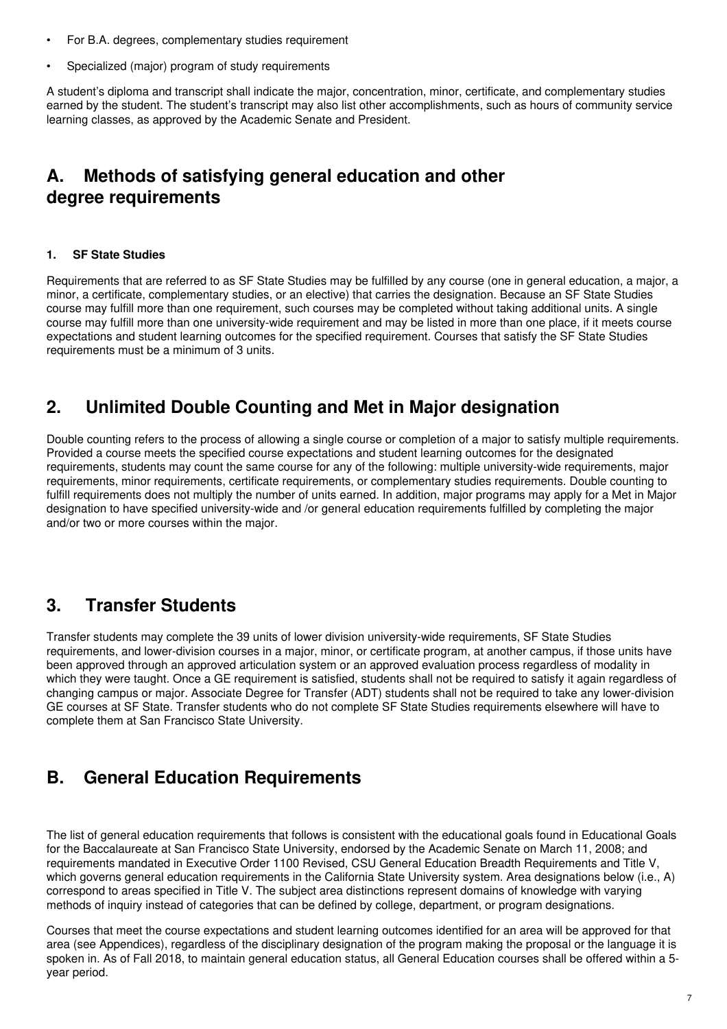- For B.A. degrees, complementary studies requirement
- Specialized (major) program of study requirements

A student's diploma and transcript shall indicate the major, concentration, minor, certificate, and complementary studies earned by the student. The student's transcript may also list other accomplishments, such as hours of community service learning classes, as approved by the Academic Senate and President.

## A. Methods of satisfying general education and other degree requirements

#### 1. SF State Studies

Requirements that are referred to as SF State Studies may be fulfilled by any course (one in general education, a major, a minor, a certificate, complementary studies, or an elective) that carries the designation. Because an SF State Studies course may fulfill more than one requirement, such courses may be completed without taking additional units. A single course may fulfill more than one university-wide requirement and may be listed in more than one place, if it meets course expectations and student learning outcomes for the specified requirement. Courses that satisfy the SF State Studies requirements must be a minimum of 3 units.

## 2. Unlimited Double Counting and Met in Major designation

Double counting refers to the process of allowing a single course or completion of a major to satisfy multiple requirements. Provided a course meets the specified course expectations and student learning outcomes for the designated requirements, students may count the same course for any of the following: multiple university-wide requirements, major requirements, minor requirements, certificate requirements, or complementary studies requirements. Double counting to fulfill requirements does not multiply the number of units earned. In addition, major programs may apply for a Met in Major designation to have specified university-wide and /or general education requirements fulfilled by completing the major and/or two or more courses within the major.

## 3. Transfer Students

Transfer students may complete the 39 units of lower division university-wide requirements, SF State Studies requirements, and lower-division courses in a major, minor, or certificate program, at another campus, if those units have been approved through an approved articulation system or an approved evaluation process regardless of modality in which they were taught. Once a GE requirement is satisfied, students shall not be required to satisfy it again regardless of changing campus or major. Associate Degree for Transfer (ADT) students shall not be required to take any lower-division GE courses at SF State. Transfer students who do not complete SF State Studies requirements elsewhere will have to complete them at San Francisco State University.

## B. General Education Requirements

The list of general education requirements that follows is consistent with the educational goals found in Educational Goals for the Baccalaureate at San Francisco State University, endorsed by the Academic Senate on March 11, 2008; and requirements mandated in Executive Order 1100 Revised, CSU General Education Breadth Requirements and Title V, which governs general education requirements in the California State University system. Area designations below (i.e., A) correspond to areas specified in Title V. The subject area distinctions represent domains of knowledge with varying methods of inquiry instead of categories that can be defined by college, department, or program designations.

Courses that meet the course expectations and student learning outcomes identified for an area will be approved for that area (see Appendices), regardless of the disciplinary designation of the program making the proposal or the language it is spoken in. As of Fall 2018, to maintain general education status, all General Education courses shall be offered within a 5-year period.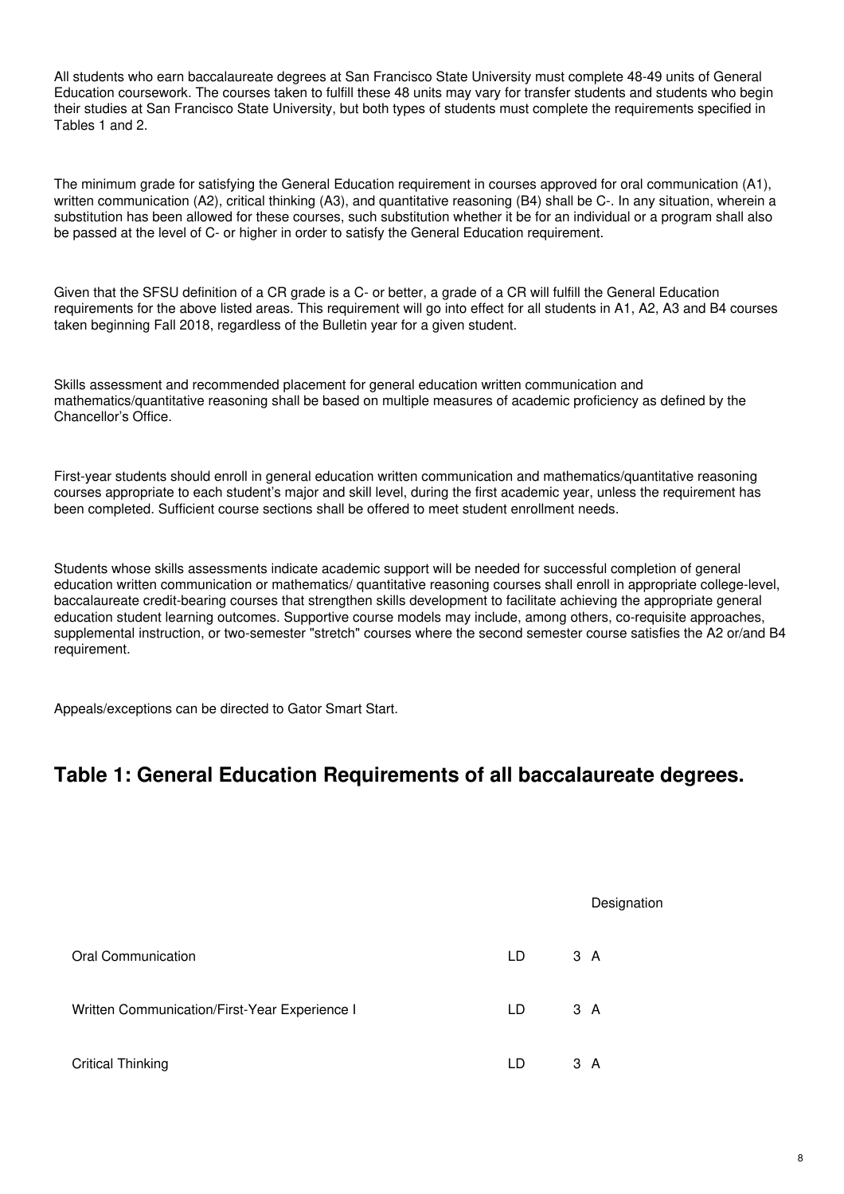All students who earn baccalaureate degrees at San Francisco State University must complete 48-49 units of General Education coursework. The courses taken to fulfill these 48 units may vary for transfer students and students who begin their studies at San Francisco State University, but both types of students must complete the requirements specified in Tables 1 and 2.

The minimum grade for satisfying the General Education requirement in courses approved for oral communication (A1), written communication (A2), critical thinking (A3), and quantitative reasoning (B4) shall be C-. In any situation, wherein a substitution has been allowed for these courses, such substitution whether it be for an individual or a program shall also be passed at the level of C- or higher in order to satisfy the General Education requirement.

Given that the SFSU definition of a CR grade is a C- or better, a grade of a CR will fulfill the General Education requirements for the above listed areas. This requirement will go into effect for all students in A1, A2, A3 and B4 courses taken beginning Fall 2018, regardless of the Bulletin year for a given student.

Skills assessment and recommended placement for general education written communication and mathematics/quantitative reasoning shall be based on multiple measures of academic proficiency as defined by the Chancellor's Office.

First-year students should enroll in general education written communication and mathematics/quantitative reasoning courses appropriate to each student's major and skill level, during the first academic year, unless the requirement has been completed. Sufficient course sections shall be offered to meet student enrollment needs.

Students whose skills assessments indicate academic support will be needed for successful completion of general education written communication or mathematics/ quantitative reasoning courses shall enroll in appropriate college-level, baccalaureate credit-bearing courses that strengthen skills development to facilitate achieving the appropriate general education student learning outcomes. Supportive course models may include, among others, co-requisite approaches, supplemental instruction, or two-semester "stretch" courses where the second semester course satisfies the A2 or/and B4 requirement.

Appeals/exceptions can be directed to Gator Smart Start.

## Table 1: General Education Requirements of all baccalaureate degrees.

| | | | Designation |
|---|---|---|---|
| Oral Communication | LD | 3 | A |
| Written Communication/First-Year Experience I | LD | 3 | A |
| Critical Thinking | LD | 3 | A |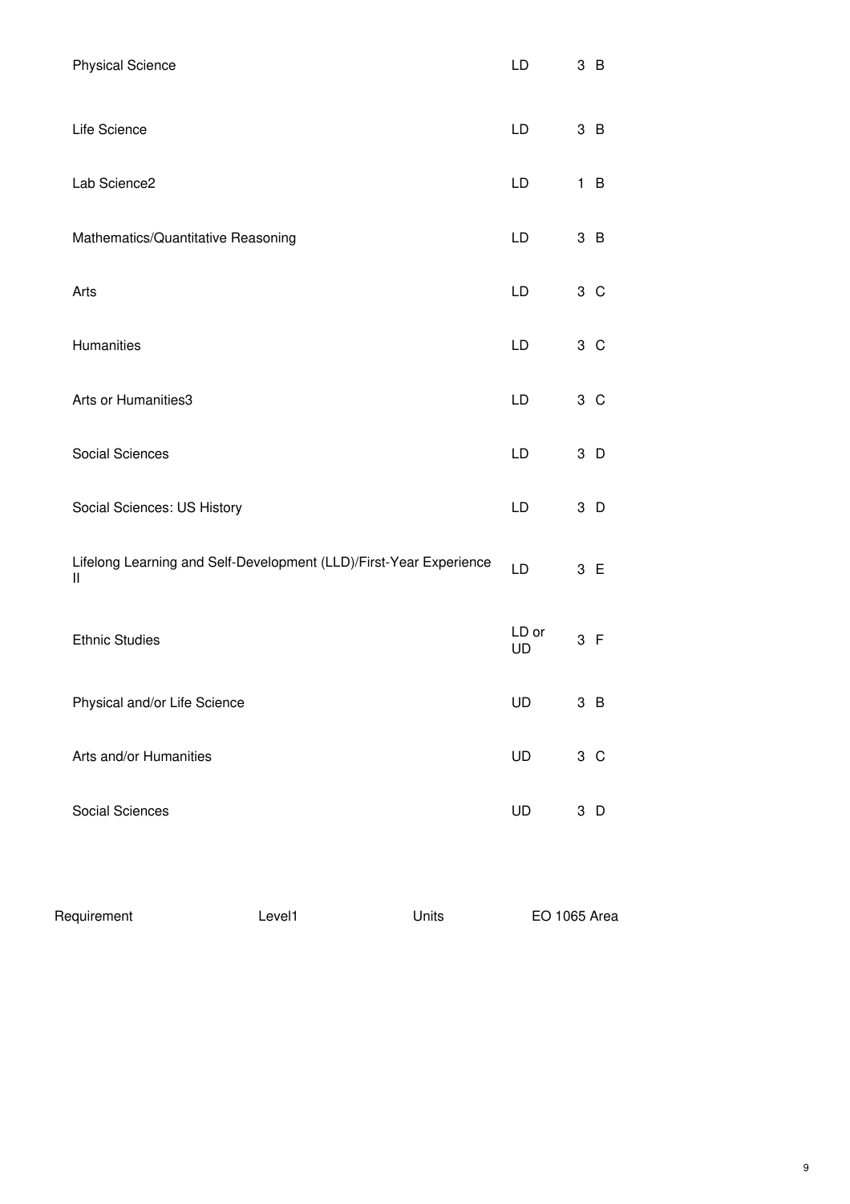| Requirement | Level[1] | Units | EO 1065 Area |
| --- | --- | --- | --- |
| Physical Science | LD | 3 | B |
| Life Science | LD | 3 | B |
| Lab Science[2] | LD | 1 | B |
| Mathematics/Quantitative Reasoning | LD | 3 | B |
| Arts | LD | 3 | C |
| Humanities | LD | 3 | C |
| Arts or Humanities[3] | LD | 3 | C |
| Social Sciences | LD | 3 | D |
| Social Sciences: US History | LD | 3 | D |
| Lifelong Learning and Self-Development (LLD)/First-Year Experience II | LD | 3 | E |
| Ethnic Studies | LD or UD | 3 | F |
| Physical and/or Life Science | UD | 3 | B |
| Arts and/or Humanities | UD | 3 | C |
| Social Sciences | UD | 3 | D |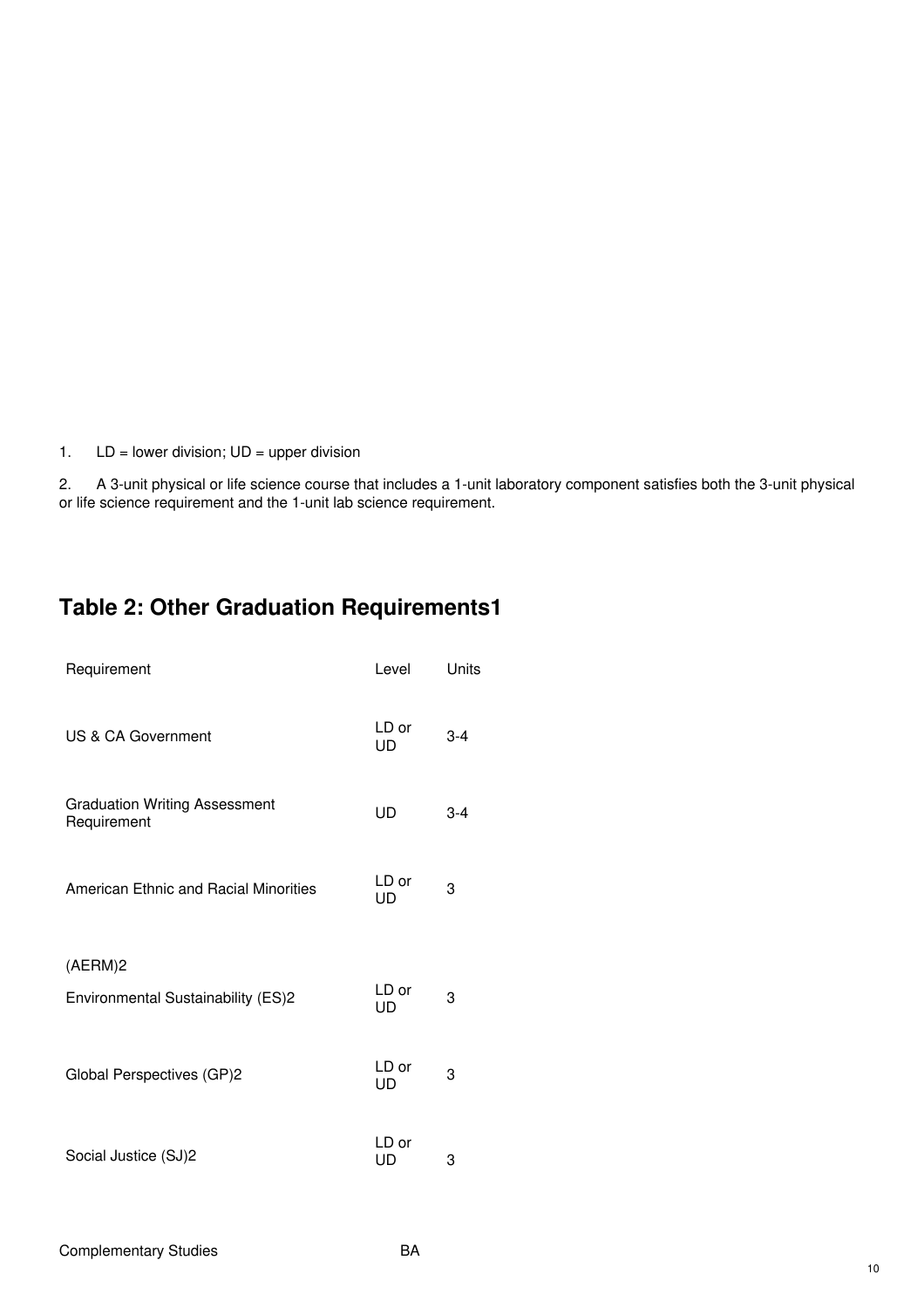1. LD = lower division; UD = upper division

2. A 3-unit physical or life science course that includes a 1-unit laboratory component satisfies both the 3-unit physical or life science requirement and the 1-unit lab science requirement.

## Table 2: Other Graduation Requirements[1]

| Requirement | Level | Units |
|---|---|---|
| US & CA Government | LD or UD | 3-4 |
| Graduation Writing Assessment Requirement | UD | 3-4 |
| American Ethnic and Racial Minorities (AERM)[2] | LD or UD | 3 |
| Environmental Sustainability (ES)[2] | LD or UD | 3 |
| Global Perspectives (GP)[2] | LD or UD | 3 |
| Social Justice (SJ)[2] | LD or UD | 3 |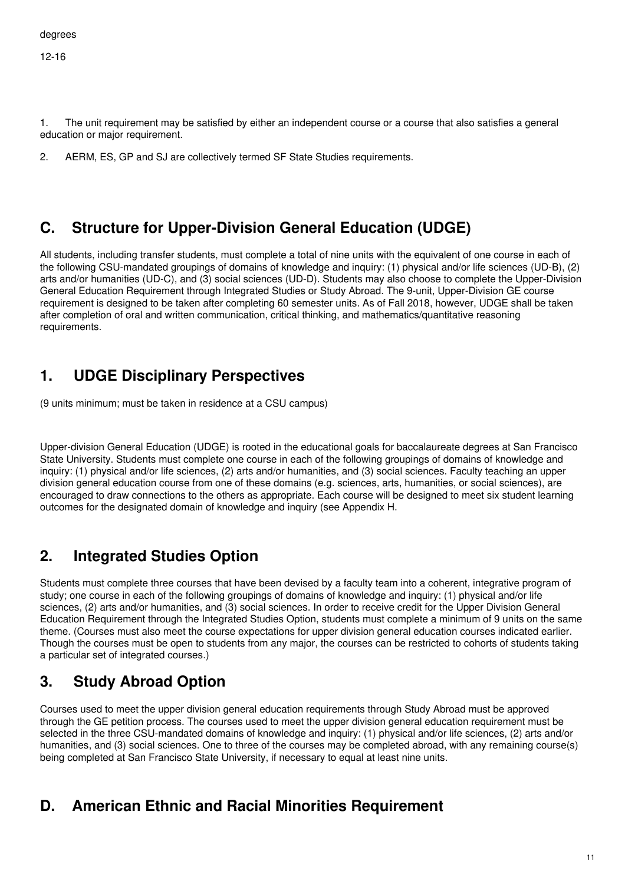degrees

12-16

1. The unit requirement may be satisfied by either an independent course or a course that also satisfies a general education or major requirement.

2. AERM, ES, GP and SJ are collectively termed SF State Studies requirements.

## C. Structure for Upper-Division General Education (UDGE)

All students, including transfer students, must complete a total of nine units with the equivalent of one course in each of the following CSU-mandated groupings of domains of knowledge and inquiry: (1) physical and/or life sciences (UD-B), (2) arts and/or humanities (UD-C), and (3) social sciences (UD-D). Students may also choose to complete the Upper-Division General Education Requirement through Integrated Studies or Study Abroad. The 9-unit, Upper-Division GE course requirement is designed to be taken after completing 60 semester units. As of Fall 2018, however, UDGE shall be taken after completion of oral and written communication, critical thinking, and mathematics/quantitative reasoning requirements.

## 1. UDGE Disciplinary Perspectives

(9 units minimum; must be taken in residence at a CSU campus)

Upper-division General Education (UDGE) is rooted in the educational goals for baccalaureate degrees at San Francisco State University. Students must complete one course in each of the following groupings of domains of knowledge and inquiry: (1) physical and/or life sciences, (2) arts and/or humanities, and (3) social sciences. Faculty teaching an upper division general education course from one of these domains (e.g. sciences, arts, humanities, or social sciences), are encouraged to draw connections to the others as appropriate. Each course will be designed to meet six student learning outcomes for the designated domain of knowledge and inquiry (see Appendix H.

## 2. Integrated Studies Option

Students must complete three courses that have been devised by a faculty team into a coherent, integrative program of study; one course in each of the following groupings of domains of knowledge and inquiry: (1) physical and/or life sciences, (2) arts and/or humanities, and (3) social sciences. In order to receive credit for the Upper Division General Education Requirement through the Integrated Studies Option, students must complete a minimum of 9 units on the same theme. (Courses must also meet the course expectations for upper division general education courses indicated earlier. Though the courses must be open to students from any major, the courses can be restricted to cohorts of students taking a particular set of integrated courses.)

## 3. Study Abroad Option

Courses used to meet the upper division general education requirements through Study Abroad must be approved through the GE petition process. The courses used to meet the upper division general education requirement must be selected in the three CSU-mandated domains of knowledge and inquiry: (1) physical and/or life sciences, (2) arts and/or humanities, and (3) social sciences. One to three of the courses may be completed abroad, with any remaining course(s) being completed at San Francisco State University, if necessary to equal at least nine units.

## D. American Ethnic and Racial Minorities Requirement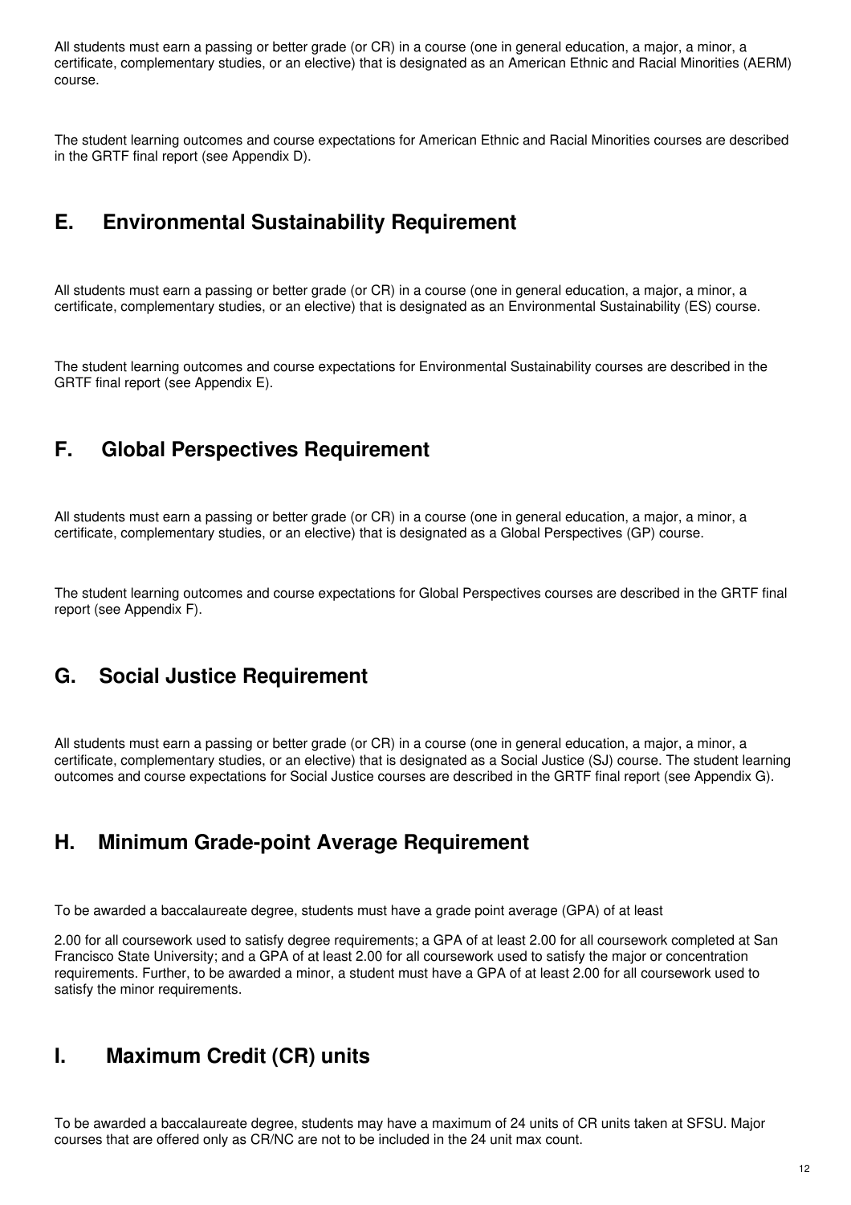All students must earn a passing or better grade (or CR) in a course (one in general education, a major, a minor, a certificate, complementary studies, or an elective) that is designated as an American Ethnic and Racial Minorities (AERM) course.

The student learning outcomes and course expectations for American Ethnic and Racial Minorities courses are described in the GRTF final report (see Appendix D).

## E. Environmental Sustainability Requirement

All students must earn a passing or better grade (or CR) in a course (one in general education, a major, a minor, a certificate, complementary studies, or an elective) that is designated as an Environmental Sustainability (ES) course.

The student learning outcomes and course expectations for Environmental Sustainability courses are described in the GRTF final report (see Appendix E).

## F. Global Perspectives Requirement

All students must earn a passing or better grade (or CR) in a course (one in general education, a major, a minor, a certificate, complementary studies, or an elective) that is designated as a Global Perspectives (GP) course.

The student learning outcomes and course expectations for Global Perspectives courses are described in the GRTF final report (see Appendix F).

## G. Social Justice Requirement

All students must earn a passing or better grade (or CR) in a course (one in general education, a major, a minor, a certificate, complementary studies, or an elective) that is designated as a Social Justice (SJ) course. The student learning outcomes and course expectations for Social Justice courses are described in the GRTF final report (see Appendix G).

## H. Minimum Grade-point Average Requirement

To be awarded a baccalaureate degree, students must have a grade point average (GPA) of at least

2.00 for all coursework used to satisfy degree requirements; a GPA of at least 2.00 for all coursework completed at San Francisco State University; and a GPA of at least 2.00 for all coursework used to satisfy the major or concentration requirements. Further, to be awarded a minor, a student must have a GPA of at least 2.00 for all coursework used to satisfy the minor requirements.

## I. Maximum Credit (CR) units

To be awarded a baccalaureate degree, students may have a maximum of 24 units of CR units taken at SFSU. Major courses that are offered only as CR/NC are not to be included in the 24 unit max count.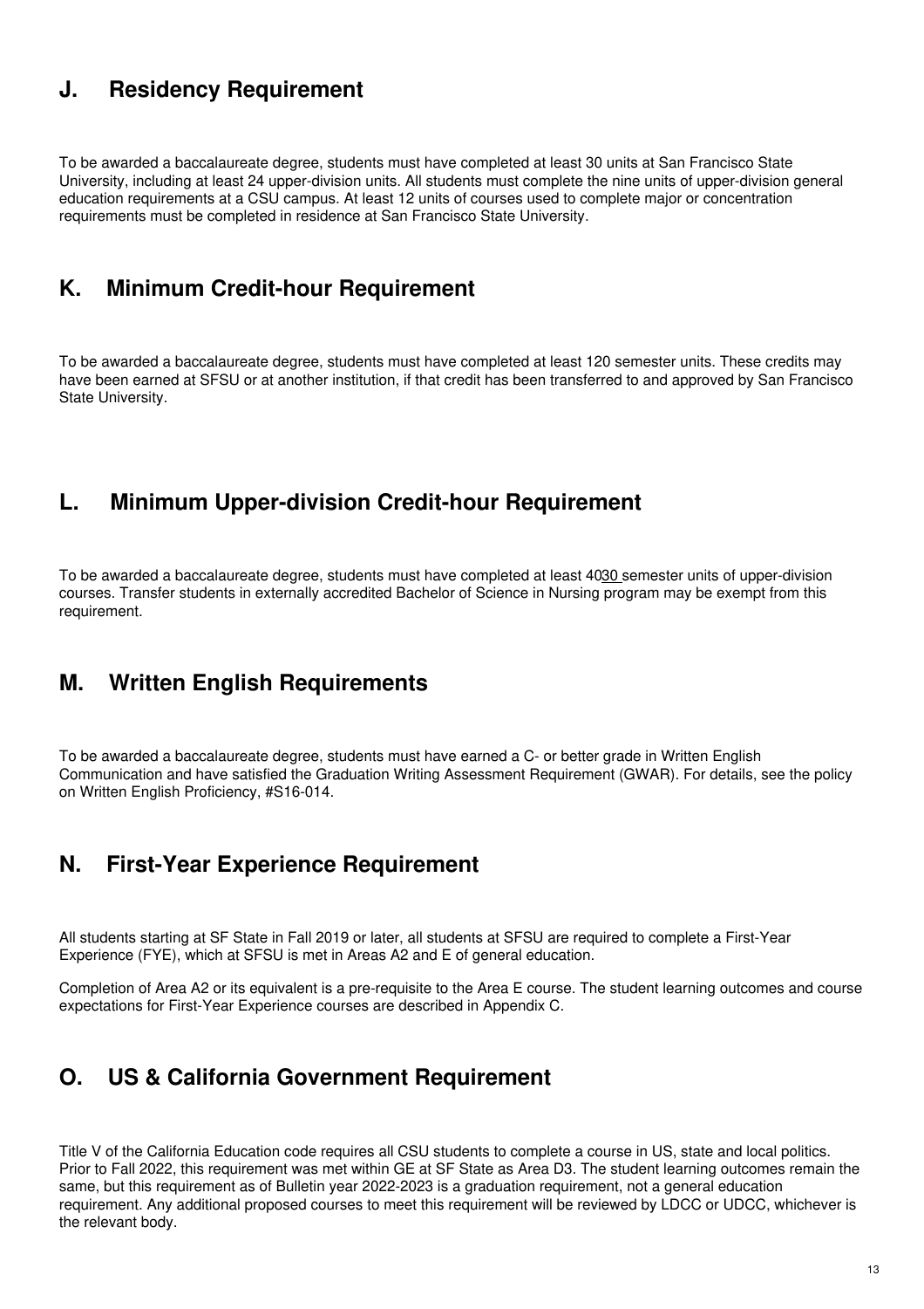## J. Residency Requirement

To be awarded a baccalaureate degree, students must have completed at least 30 units at San Francisco State University, including at least 24 upper-division units. All students must complete the nine units of upper-division general education requirements at a CSU campus. At least 12 units of courses used to complete major or concentration requirements must be completed in residence at San Francisco State University.

## K. Minimum Credit-hour Requirement

To be awarded a baccalaureate degree, students must have completed at least 120 semester units. These credits may have been earned at SFSU or at another institution, if that credit has been transferred to and approved by San Francisco State University.

## L. Minimum Upper-division Credit-hour Requirement

To be awarded a baccalaureate degree, students must have completed at least 4030 semester units of upper-division courses. Transfer students in externally accredited Bachelor of Science in Nursing program may be exempt from this requirement.

## M. Written English Requirements

To be awarded a baccalaureate degree, students must have earned a C- or better grade in Written English Communication and have satisfied the Graduation Writing Assessment Requirement (GWAR). For details, see the policy on Written English Proficiency, #S16-014.

## N. First-Year Experience Requirement

All students starting at SF State in Fall 2019 or later, all students at SFSU are required to complete a First-Year Experience (FYE), which at SFSU is met in Areas A2 and E of general education.

Completion of Area A2 or its equivalent is a pre-requisite to the Area E course. The student learning outcomes and course expectations for First-Year Experience courses are described in Appendix C.

## O. US & California Government Requirement

Title V of the California Education code requires all CSU students to complete a course in US, state and local politics. Prior to Fall 2022, this requirement was met within GE at SF State as Area D3. The student learning outcomes remain the same, but this requirement as of Bulletin year 2022-2023 is a graduation requirement, not a general education requirement. Any additional proposed courses to meet this requirement will be reviewed by LDCC or UDCC, whichever is the relevant body.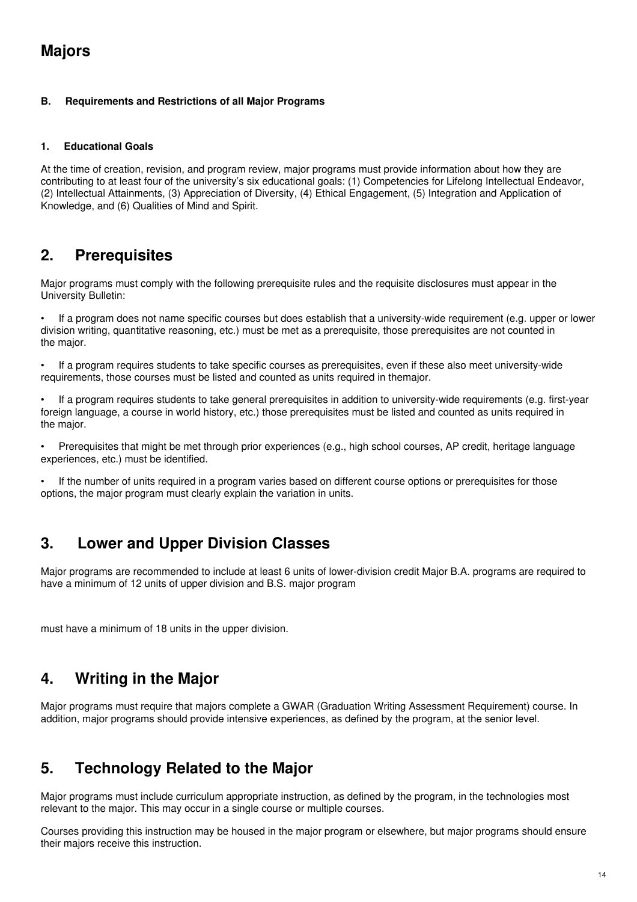# Majors

#### B. Requirements and Restrictions of all Major Programs

#### 1. Educational Goals

At the time of creation, revision, and program review, major programs must provide information about how they are contributing to at least four of the university's six educational goals: (1) Competencies for Lifelong Intellectual Endeavor, (2) Intellectual Attainments, (3) Appreciation of Diversity, (4) Ethical Engagement, (5) Integration and Application of Knowledge, and (6) Qualities of Mind and Spirit.

## 2. Prerequisites

Major programs must comply with the following prerequisite rules and the requisite disclosures must appear in the University Bulletin:

- If a program does not name specific courses but does establish that a university-wide requirement (e.g. upper or lower division writing, quantitative reasoning, etc.) must be met as a prerequisite, those prerequisites are not counted in the major.
- If a program requires students to take specific courses as prerequisites, even if these also meet university-wide requirements, those courses must be listed and counted as units required in themajor.
- If a program requires students to take general prerequisites in addition to university-wide requirements (e.g. first-year foreign language, a course in world history, etc.) those prerequisites must be listed and counted as units required in the major.
- Prerequisites that might be met through prior experiences (e.g., high school courses, AP credit, heritage language experiences, etc.) must be identified.
- If the number of units required in a program varies based on different course options or prerequisites for those options, the major program must clearly explain the variation in units.

## 3. Lower and Upper Division Classes

Major programs are recommended to include at least 6 units of lower-division credit Major B.A. programs are required to have a minimum of 12 units of upper division and B.S. major program

must have a minimum of 18 units in the upper division.

## 4. Writing in the Major

Major programs must require that majors complete a GWAR (Graduation Writing Assessment Requirement) course. In addition, major programs should provide intensive experiences, as defined by the program, at the senior level.

## 5. Technology Related to the Major

Major programs must include curriculum appropriate instruction, as defined by the program, in the technologies most relevant to the major. This may occur in a single course or multiple courses.

Courses providing this instruction may be housed in the major program or elsewhere, but major programs should ensure their majors receive this instruction.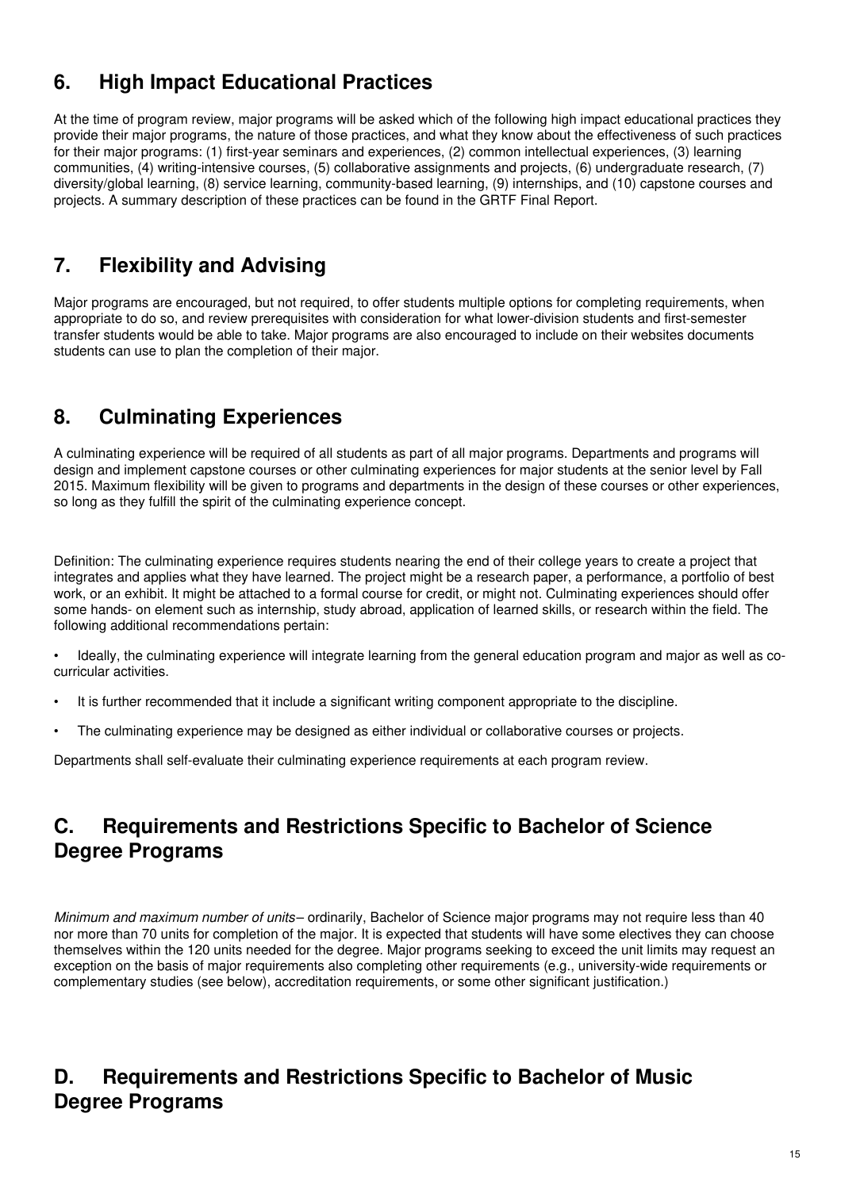## 6. High Impact Educational Practices

At the time of program review, major programs will be asked which of the following high impact educational practices they provide their major programs, the nature of those practices, and what they know about the effectiveness of such practices for their major programs: (1) first-year seminars and experiences, (2) common intellectual experiences, (3) learning communities, (4) writing-intensive courses, (5) collaborative assignments and projects, (6) undergraduate research, (7) diversity/global learning, (8) service learning, community-based learning, (9) internships, and (10) capstone courses and projects. A summary description of these practices can be found in the GRTF Final Report.

## 7. Flexibility and Advising

Major programs are encouraged, but not required, to offer students multiple options for completing requirements, when appropriate to do so, and review prerequisites with consideration for what lower-division students and first-semester transfer students would be able to take. Major programs are also encouraged to include on their websites documents students can use to plan the completion of their major.

## 8. Culminating Experiences

A culminating experience will be required of all students as part of all major programs. Departments and programs will design and implement capstone courses or other culminating experiences for major students at the senior level by Fall 2015. Maximum flexibility will be given to programs and departments in the design of these courses or other experiences, so long as they fulfill the spirit of the culminating experience concept.

Definition: The culminating experience requires students nearing the end of their college years to create a project that integrates and applies what they have learned. The project might be a research paper, a performance, a portfolio of best work, or an exhibit. It might be attached to a formal course for credit, or might not. Culminating experiences should offer some hands- on element such as internship, study abroad, application of learned skills, or research within the field. The following additional recommendations pertain:

- Ideally, the culminating experience will integrate learning from the general education program and major as well as co-curricular activities.
- It is further recommended that it include a significant writing component appropriate to the discipline.
- The culminating experience may be designed as either individual or collaborative courses or projects.

Departments shall self-evaluate their culminating experience requirements at each program review.

## C. Requirements and Restrictions Specific to Bachelor of Science Degree Programs

*Minimum and maximum number of units*– ordinarily, Bachelor of Science major programs may not require less than 40 nor more than 70 units for completion of the major. It is expected that students will have some electives they can choose themselves within the 120 units needed for the degree. Major programs seeking to exceed the unit limits may request an exception on the basis of major requirements also completing other requirements (e.g., university-wide requirements or complementary studies (see below), accreditation requirements, or some other significant justification.)

## D. Requirements and Restrictions Specific to Bachelor of Music Degree Programs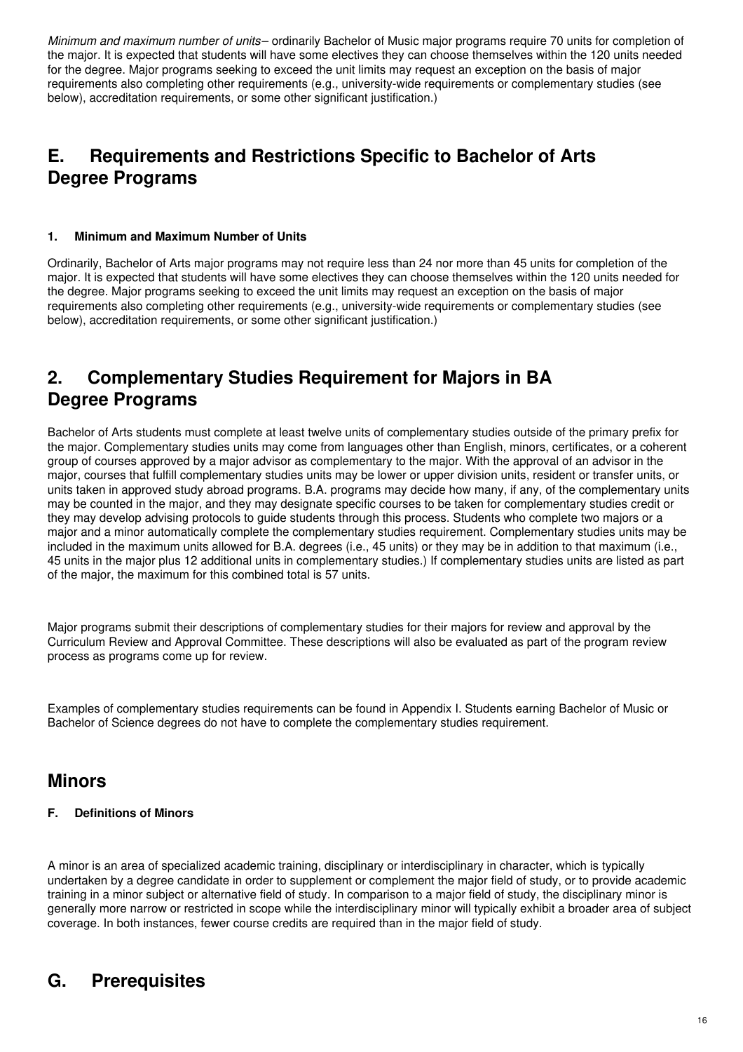*Minimum and maximum number of units*– ordinarily Bachelor of Music major programs require 70 units for completion of the major. It is expected that students will have some electives they can choose themselves within the 120 units needed for the degree. Major programs seeking to exceed the unit limits may request an exception on the basis of major requirements also completing other requirements (e.g., university-wide requirements or complementary studies (see below), accreditation requirements, or some other significant justification.)

## E. Requirements and Restrictions Specific to Bachelor of Arts Degree Programs

#### 1. Minimum and Maximum Number of Units

Ordinarily, Bachelor of Arts major programs may not require less than 24 nor more than 45 units for completion of the major. It is expected that students will have some electives they can choose themselves within the 120 units needed for the degree. Major programs seeking to exceed the unit limits may request an exception on the basis of major requirements also completing other requirements (e.g., university-wide requirements or complementary studies (see below), accreditation requirements, or some other significant justification.)

## 2. Complementary Studies Requirement for Majors in BA Degree Programs

Bachelor of Arts students must complete at least twelve units of complementary studies outside of the primary prefix for the major. Complementary studies units may come from languages other than English, minors, certificates, or a coherent group of courses approved by a major advisor as complementary to the major. With the approval of an advisor in the major, courses that fulfill complementary studies units may be lower or upper division units, resident or transfer units, or units taken in approved study abroad programs. B.A. programs may decide how many, if any, of the complementary units may be counted in the major, and they may designate specific courses to be taken for complementary studies credit or they may develop advising protocols to guide students through this process. Students who complete two majors or a major and a minor automatically complete the complementary studies requirement. Complementary studies units may be included in the maximum units allowed for B.A. degrees (i.e., 45 units) or they may be in addition to that maximum (i.e., 45 units in the major plus 12 additional units in complementary studies.) If complementary studies units are listed as part of the major, the maximum for this combined total is 57 units.

Major programs submit their descriptions of complementary studies for their majors for review and approval by the Curriculum Review and Approval Committee. These descriptions will also be evaluated as part of the program review process as programs come up for review.

Examples of complementary studies requirements can be found in Appendix I. Students earning Bachelor of Music or Bachelor of Science degrees do not have to complete the complementary studies requirement.

## Minors

#### F. Definitions of Minors

A minor is an area of specialized academic training, disciplinary or interdisciplinary in character, which is typically undertaken by a degree candidate in order to supplement or complement the major field of study, or to provide academic training in a minor subject or alternative field of study. In comparison to a major field of study, the disciplinary minor is generally more narrow or restricted in scope while the interdisciplinary minor will typically exhibit a broader area of subject coverage. In both instances, fewer course credits are required than in the major field of study.

## G. Prerequisites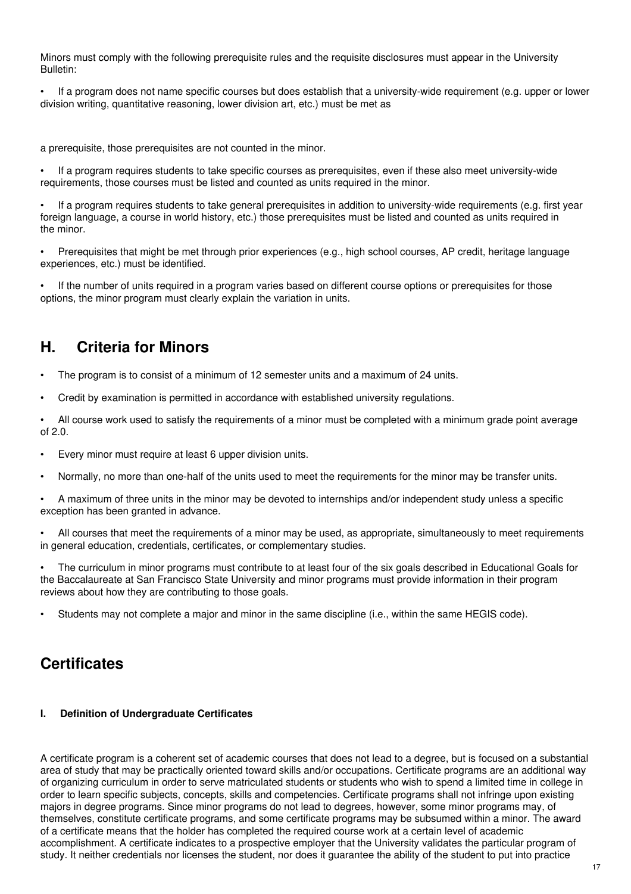Minors must comply with the following prerequisite rules and the requisite disclosures must appear in the University Bulletin:

- If a program does not name specific courses but does establish that a university-wide requirement (e.g. upper or lower division writing, quantitative reasoning, lower division art, etc.) must be met as a prerequisite, those prerequisites are not counted in the minor.
- If a program requires students to take specific courses as prerequisites, even if these also meet university-wide requirements, those courses must be listed and counted as units required in the minor.
- If a program requires students to take general prerequisites in addition to university-wide requirements (e.g. first year foreign language, a course in world history, etc.) those prerequisites must be listed and counted as units required in the minor.
- Prerequisites that might be met through prior experiences (e.g., high school courses, AP credit, heritage language experiences, etc.) must be identified.
- If the number of units required in a program varies based on different course options or prerequisites for those options, the minor program must clearly explain the variation in units.

## H. Criteria for Minors

- The program is to consist of a minimum of 12 semester units and a maximum of 24 units.
- Credit by examination is permitted in accordance with established university regulations.
- All course work used to satisfy the requirements of a minor must be completed with a minimum grade point average of 2.0.
- Every minor must require at least 6 upper division units.
- Normally, no more than one-half of the units used to meet the requirements for the minor may be transfer units.
- A maximum of three units in the minor may be devoted to internships and/or independent study unless a specific exception has been granted in advance.
- All courses that meet the requirements of a minor may be used, as appropriate, simultaneously to meet requirements in general education, credentials, certificates, or complementary studies.
- The curriculum in minor programs must contribute to at least four of the six goals described in Educational Goals for the Baccalaureate at San Francisco State University and minor programs must provide information in their program reviews about how they are contributing to those goals.
- Students may not complete a major and minor in the same discipline (i.e., within the same HEGIS code).

## Certificates

### I. Definition of Undergraduate Certificates

A certificate program is a coherent set of academic courses that does not lead to a degree, but is focused on a substantial area of study that may be practically oriented toward skills and/or occupations. Certificate programs are an additional way of organizing curriculum in order to serve matriculated students or students who wish to spend a limited time in college in order to learn specific subjects, concepts, skills and competencies. Certificate programs shall not infringe upon existing majors in degree programs. Since minor programs do not lead to degrees, however, some minor programs may, of themselves, constitute certificate programs, and some certificate programs may be subsumed within a minor. The award of a certificate means that the holder has completed the required course work at a certain level of academic accomplishment. A certificate indicates to a prospective employer that the University validates the particular program of study. It neither credentials nor licenses the student, nor does it guarantee the ability of the student to put into practice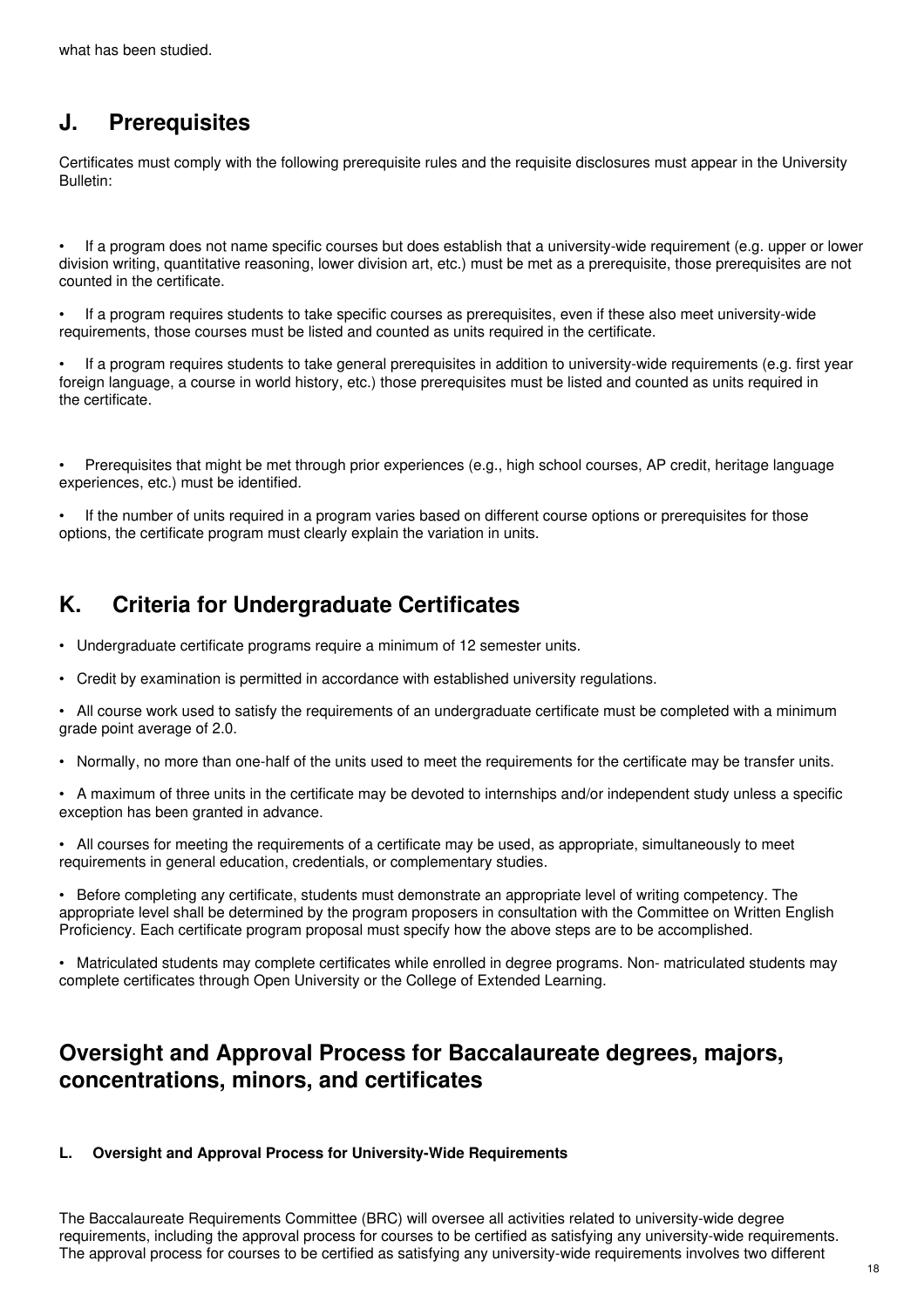what has been studied.

## J. Prerequisites

Certificates must comply with the following prerequisite rules and the requisite disclosures must appear in the University Bulletin:

- If a program does not name specific courses but does establish that a university-wide requirement (e.g. upper or lower division writing, quantitative reasoning, lower division art, etc.) must be met as a prerequisite, those prerequisites are not counted in the certificate.
- If a program requires students to take specific courses as prerequisites, even if these also meet university-wide requirements, those courses must be listed and counted as units required in the certificate.
- If a program requires students to take general prerequisites in addition to university-wide requirements (e.g. first year foreign language, a course in world history, etc.) those prerequisites must be listed and counted as units required in the certificate.

- Prerequisites that might be met through prior experiences (e.g., high school courses, AP credit, heritage language experiences, etc.) must be identified.
- If the number of units required in a program varies based on different course options or prerequisites for those options, the certificate program must clearly explain the variation in units.

## K. Criteria for Undergraduate Certificates

- Undergraduate certificate programs require a minimum of 12 semester units.
- Credit by examination is permitted in accordance with established university regulations.
- All course work used to satisfy the requirements of an undergraduate certificate must be completed with a minimum grade point average of 2.0.
- Normally, no more than one-half of the units used to meet the requirements for the certificate may be transfer units.
- A maximum of three units in the certificate may be devoted to internships and/or independent study unless a specific exception has been granted in advance.
- All courses for meeting the requirements of a certificate may be used, as appropriate, simultaneously to meet requirements in general education, credentials, or complementary studies.
- Before completing any certificate, students must demonstrate an appropriate level of writing competency. The appropriate level shall be determined by the program proposers in consultation with the Committee on Written English Proficiency. Each certificate program proposal must specify how the above steps are to be accomplished.
- Matriculated students may complete certificates while enrolled in degree programs. Non- matriculated students may complete certificates through Open University or the College of Extended Learning.

# Oversight and Approval Process for Baccalaureate degrees, majors, concentrations, minors, and certificates

#### L. Oversight and Approval Process for University-Wide Requirements

The Baccalaureate Requirements Committee (BRC) will oversee all activities related to university-wide degree requirements, including the approval process for courses to be certified as satisfying any university-wide requirements. The approval process for courses to be certified as satisfying any university-wide requirements involves two different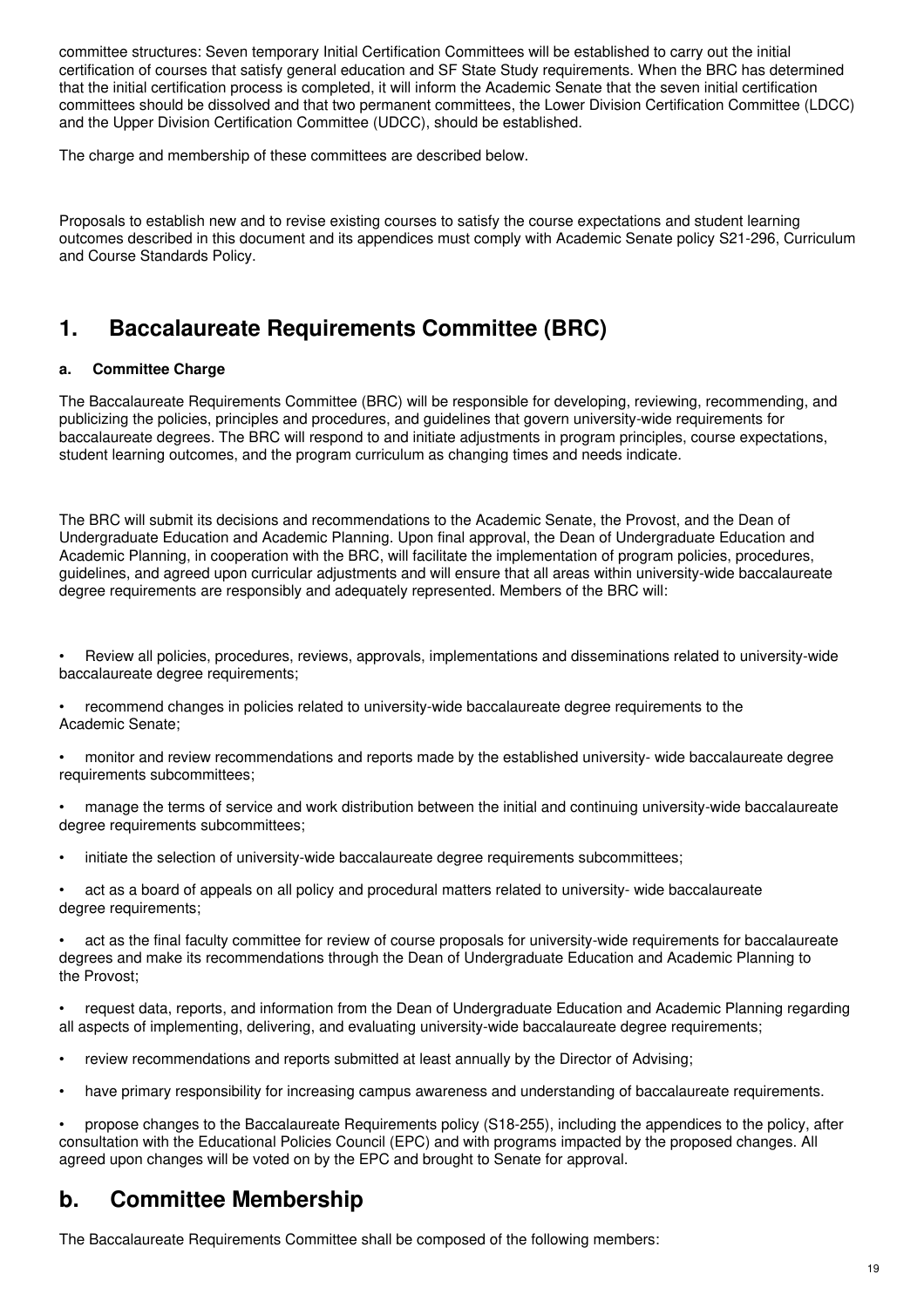committee structures: Seven temporary Initial Certification Committees will be established to carry out the initial certification of courses that satisfy general education and SF State Study requirements. When the BRC has determined that the initial certification process is completed, it will inform the Academic Senate that the seven initial certification committees should be dissolved and that two permanent committees, the Lower Division Certification Committee (LDCC) and the Upper Division Certification Committee (UDCC), should be established.

The charge and membership of these committees are described below.

Proposals to establish new and to revise existing courses to satisfy the course expectations and student learning outcomes described in this document and its appendices must comply with Academic Senate policy S21-296, Curriculum and Course Standards Policy.

## 1. Baccalaureate Requirements Committee (BRC)

#### a. Committee Charge

The Baccalaureate Requirements Committee (BRC) will be responsible for developing, reviewing, recommending, and publicizing the policies, principles and procedures, and guidelines that govern university-wide requirements for baccalaureate degrees. The BRC will respond to and initiate adjustments in program principles, course expectations, student learning outcomes, and the program curriculum as changing times and needs indicate.

The BRC will submit its decisions and recommendations to the Academic Senate, the Provost, and the Dean of Undergraduate Education and Academic Planning. Upon final approval, the Dean of Undergraduate Education and Academic Planning, in cooperation with the BRC, will facilitate the implementation of program policies, procedures, guidelines, and agreed upon curricular adjustments and will ensure that all areas within university-wide baccalaureate degree requirements are responsibly and adequately represented. Members of the BRC will:

- Review all policies, procedures, reviews, approvals, implementations and disseminations related to university-wide baccalaureate degree requirements;
- recommend changes in policies related to university-wide baccalaureate degree requirements to the Academic Senate;
- monitor and review recommendations and reports made by the established university- wide baccalaureate degree requirements subcommittees;
- manage the terms of service and work distribution between the initial and continuing university-wide baccalaureate degree requirements subcommittees;
- initiate the selection of university-wide baccalaureate degree requirements subcommittees;
- act as a board of appeals on all policy and procedural matters related to university- wide baccalaureate degree requirements;
- act as the final faculty committee for review of course proposals for university-wide requirements for baccalaureate degrees and make its recommendations through the Dean of Undergraduate Education and Academic Planning to the Provost;
- request data, reports, and information from the Dean of Undergraduate Education and Academic Planning regarding all aspects of implementing, delivering, and evaluating university-wide baccalaureate degree requirements;
- review recommendations and reports submitted at least annually by the Director of Advising;
- have primary responsibility for increasing campus awareness and understanding of baccalaureate requirements.
- propose changes to the Baccalaureate Requirements policy (S18-255), including the appendices to the policy, after consultation with the Educational Policies Council (EPC) and with programs impacted by the proposed changes. All agreed upon changes will be voted on by the EPC and brought to Senate for approval.

## b. Committee Membership

The Baccalaureate Requirements Committee shall be composed of the following members: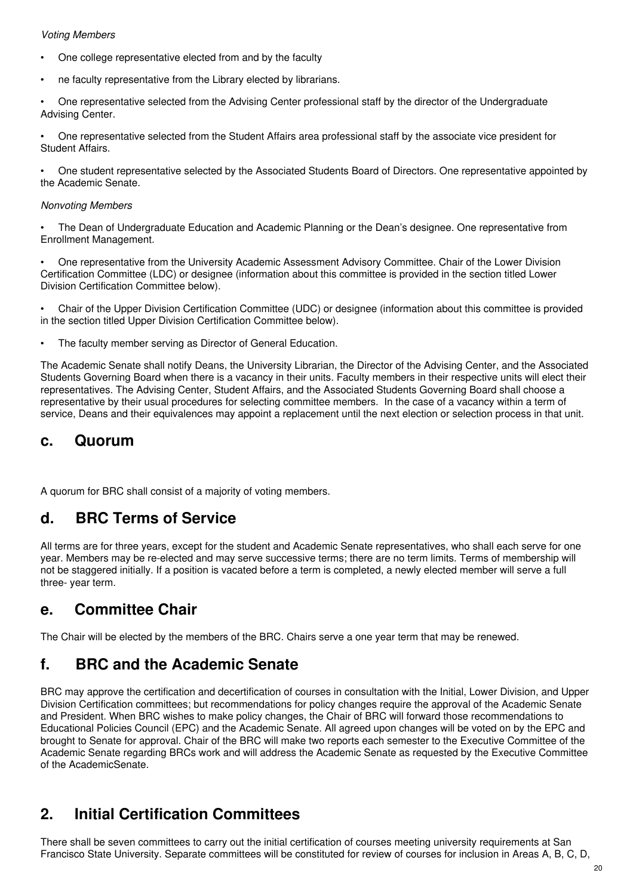*Voting Members*

- One college representative elected from and by the faculty
- ne faculty representative from the Library elected by librarians.
- One representative selected from the Advising Center professional staff by the director of the Undergraduate Advising Center.
- One representative selected from the Student Affairs area professional staff by the associate vice president for Student Affairs.
- One student representative selected by the Associated Students Board of Directors. One representative appointed by the Academic Senate.

*Nonvoting Members*

- The Dean of Undergraduate Education and Academic Planning or the Dean's designee. One representative from Enrollment Management.
- One representative from the University Academic Assessment Advisory Committee. Chair of the Lower Division Certification Committee (LDC) or designee (information about this committee is provided in the section titled Lower Division Certification Committee below).
- Chair of the Upper Division Certification Committee (UDC) or designee (information about this committee is provided in the section titled Upper Division Certification Committee below).
- The faculty member serving as Director of General Education.

The Academic Senate shall notify Deans, the University Librarian, the Director of the Advising Center, and the Associated Students Governing Board when there is a vacancy in their units. Faculty members in their respective units will elect their representatives. The Advising Center, Student Affairs, and the Associated Students Governing Board shall choose a representative by their usual procedures for selecting committee members. In the case of a vacancy within a term of service, Deans and their equivalences may appoint a replacement until the next election or selection process in that unit.

## c. Quorum

A quorum for BRC shall consist of a majority of voting members.

## d. BRC Terms of Service

All terms are for three years, except for the student and Academic Senate representatives, who shall each serve for one year. Members may be re-elected and may serve successive terms; there are no term limits. Terms of membership will not be staggered initially. If a position is vacated before a term is completed, a newly elected member will serve a full three- year term.

## e. Committee Chair

The Chair will be elected by the members of the BRC. Chairs serve a one year term that may be renewed.

## f. BRC and the Academic Senate

BRC may approve the certification and decertification of courses in consultation with the Initial, Lower Division, and Upper Division Certification committees; but recommendations for policy changes require the approval of the Academic Senate and President. When BRC wishes to make policy changes, the Chair of BRC will forward those recommendations to Educational Policies Council (EPC) and the Academic Senate. All agreed upon changes will be voted on by the EPC and brought to Senate for approval. Chair of the BRC will make two reports each semester to the Executive Committee of the Academic Senate regarding BRCs work and will address the Academic Senate as requested by the Executive Committee of the AcademicSenate.

# 2. Initial Certification Committees

There shall be seven committees to carry out the initial certification of courses meeting university requirements at San Francisco State University. Separate committees will be constituted for review of courses for inclusion in Areas A, B, C, D,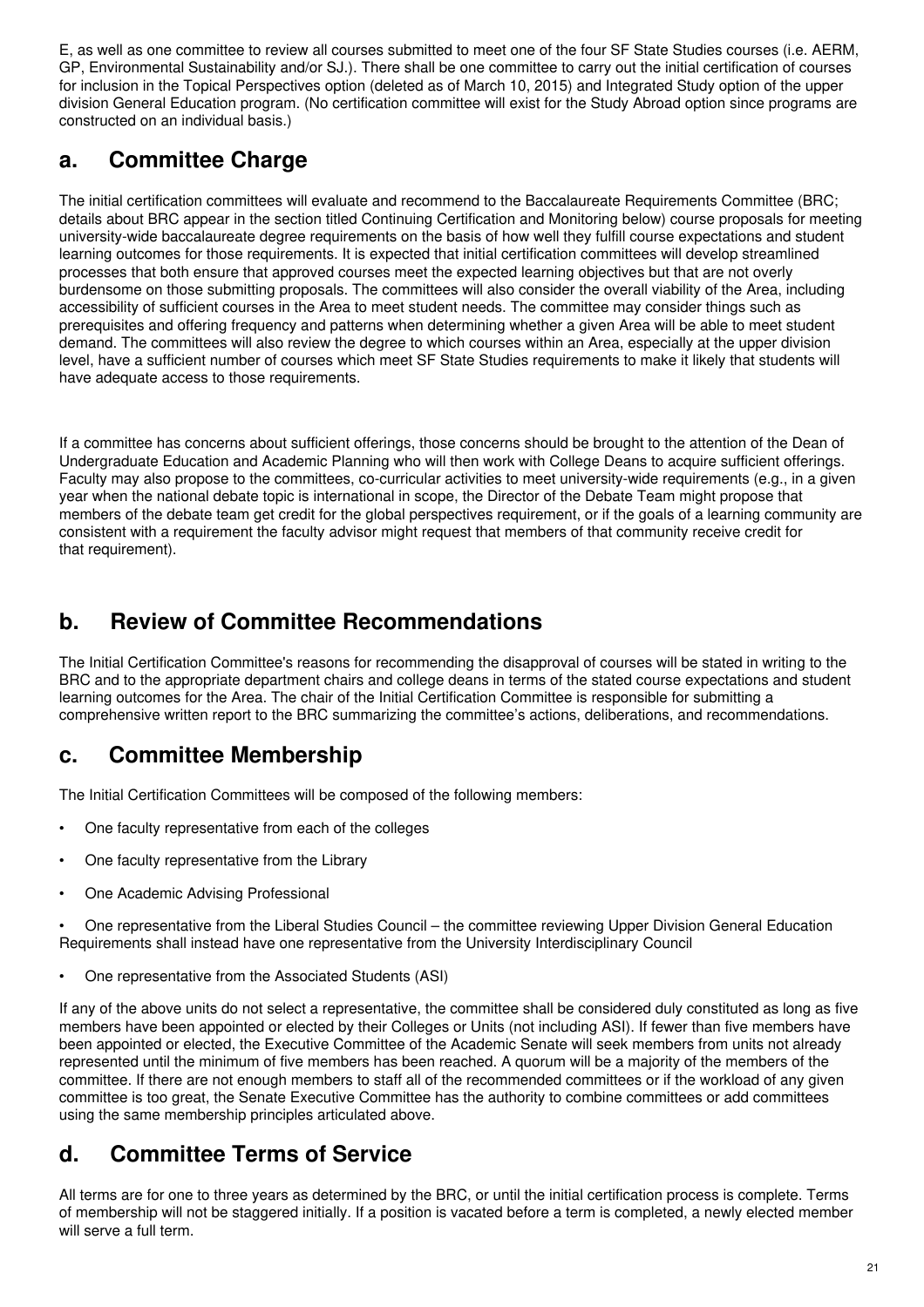E, as well as one committee to review all courses submitted to meet one of the four SF State Studies courses (i.e. AERM, GP, Environmental Sustainability and/or SJ.). There shall be one committee to carry out the initial certification of courses for inclusion in the Topical Perspectives option (deleted as of March 10, 2015) and Integrated Study option of the upper division General Education program. (No certification committee will exist for the Study Abroad option since programs are constructed on an individual basis.)

## a. Committee Charge

The initial certification committees will evaluate and recommend to the Baccalaureate Requirements Committee (BRC; details about BRC appear in the section titled Continuing Certification and Monitoring below) course proposals for meeting university-wide baccalaureate degree requirements on the basis of how well they fulfill course expectations and student learning outcomes for those requirements. It is expected that initial certification committees will develop streamlined processes that both ensure that approved courses meet the expected learning objectives but that are not overly burdensome on those submitting proposals. The committees will also consider the overall viability of the Area, including accessibility of sufficient courses in the Area to meet student needs. The committee may consider things such as prerequisites and offering frequency and patterns when determining whether a given Area will be able to meet student demand. The committees will also review the degree to which courses within an Area, especially at the upper division level, have a sufficient number of courses which meet SF State Studies requirements to make it likely that students will have adequate access to those requirements.

If a committee has concerns about sufficient offerings, those concerns should be brought to the attention of the Dean of Undergraduate Education and Academic Planning who will then work with College Deans to acquire sufficient offerings. Faculty may also propose to the committees, co-curricular activities to meet university-wide requirements (e.g., in a given year when the national debate topic is international in scope, the Director of the Debate Team might propose that members of the debate team get credit for the global perspectives requirement, or if the goals of a learning community are consistent with a requirement the faculty advisor might request that members of that community receive credit for that requirement).

## b. Review of Committee Recommendations

The Initial Certification Committee's reasons for recommending the disapproval of courses will be stated in writing to the BRC and to the appropriate department chairs and college deans in terms of the stated course expectations and student learning outcomes for the Area. The chair of the Initial Certification Committee is responsible for submitting a comprehensive written report to the BRC summarizing the committee's actions, deliberations, and recommendations.

## c. Committee Membership

The Initial Certification Committees will be composed of the following members:

- One faculty representative from each of the colleges
- One faculty representative from the Library
- One Academic Advising Professional
- One representative from the Liberal Studies Council – the committee reviewing Upper Division General Education Requirements shall instead have one representative from the University Interdisciplinary Council
- One representative from the Associated Students (ASI)

If any of the above units do not select a representative, the committee shall be considered duly constituted as long as five members have been appointed or elected by their Colleges or Units (not including ASI). If fewer than five members have been appointed or elected, the Executive Committee of the Academic Senate will seek members from units not already represented until the minimum of five members has been reached. A quorum will be a majority of the members of the committee. If there are not enough members to staff all of the recommended committees or if the workload of any given committee is too great, the Senate Executive Committee has the authority to combine committees or add committees using the same membership principles articulated above.

## d. Committee Terms of Service

All terms are for one to three years as determined by the BRC, or until the initial certification process is complete. Terms of membership will not be staggered initially. If a position is vacated before a term is completed, a newly elected member will serve a full term.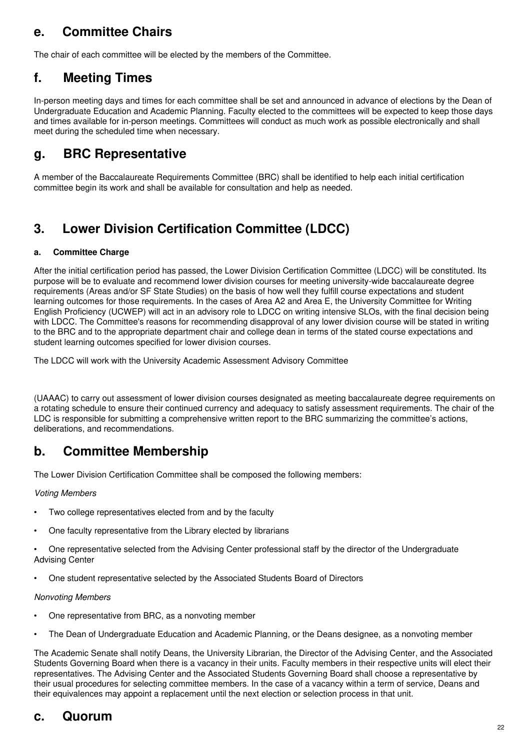## e. Committee Chairs

The chair of each committee will be elected by the members of the Committee.

## f. Meeting Times

In-person meeting days and times for each committee shall be set and announced in advance of elections by the Dean of Undergraduate Education and Academic Planning. Faculty elected to the committees will be expected to keep those days and times available for in-person meetings. Committees will conduct as much work as possible electronically and shall meet during the scheduled time when necessary.

## g. BRC Representative

A member of the Baccalaureate Requirements Committee (BRC) shall be identified to help each initial certification committee begin its work and shall be available for consultation and help as needed.

# 3. Lower Division Certification Committee (LDCC)

#### a. Committee Charge

After the initial certification period has passed, the Lower Division Certification Committee (LDCC) will be constituted. Its purpose will be to evaluate and recommend lower division courses for meeting university-wide baccalaureate degree requirements (Areas and/or SF State Studies) on the basis of how well they fulfill course expectations and student learning outcomes for those requirements. In the cases of Area A2 and Area E, the University Committee for Writing English Proficiency (UCWEP) will act in an advisory role to LDCC on writing intensive SLOs, with the final decision being with LDCC. The Committee's reasons for recommending disapproval of any lower division course will be stated in writing to the BRC and to the appropriate department chair and college dean in terms of the stated course expectations and student learning outcomes specified for lower division courses.

The LDCC will work with the University Academic Assessment Advisory Committee (UAAAC) to carry out assessment of lower division courses designated as meeting baccalaureate degree requirements on a rotating schedule to ensure their continued currency and adequacy to satisfy assessment requirements. The chair of the LDC is responsible for submitting a comprehensive written report to the BRC summarizing the committee's actions, deliberations, and recommendations.

## b. Committee Membership

The Lower Division Certification Committee shall be composed the following members:

*Voting Members*

- Two college representatives elected from and by the faculty
- One faculty representative from the Library elected by librarians
- One representative selected from the Advising Center professional staff by the director of the Undergraduate Advising Center
- One student representative selected by the Associated Students Board of Directors

*Nonvoting Members*

- One representative from BRC, as a nonvoting member
- The Dean of Undergraduate Education and Academic Planning, or the Deans designee, as a nonvoting member

The Academic Senate shall notify Deans, the University Librarian, the Director of the Advising Center, and the Associated Students Governing Board when there is a vacancy in their units. Faculty members in their respective units will elect their representatives. The Advising Center and the Associated Students Governing Board shall choose a representative by their usual procedures for selecting committee members. In the case of a vacancy within a term of service, Deans and their equivalences may appoint a replacement until the next election or selection process in that unit.

## c. Quorum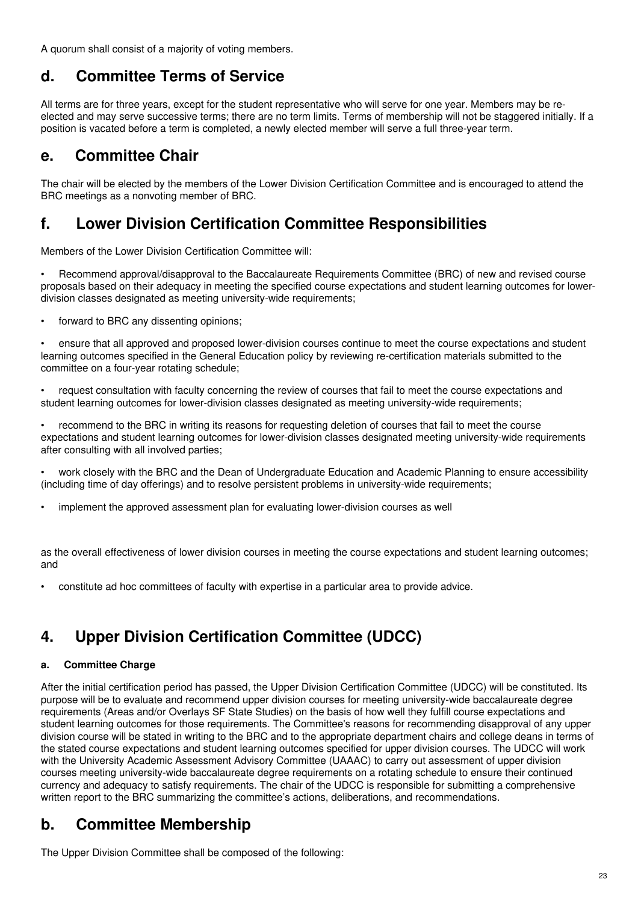A quorum shall consist of a majority of voting members.

## d. Committee Terms of Service

All terms are for three years, except for the student representative who will serve for one year. Members may be re-elected and may serve successive terms; there are no term limits. Terms of membership will not be staggered initially. If a position is vacated before a term is completed, a newly elected member will serve a full three-year term.

## e. Committee Chair

The chair will be elected by the members of the Lower Division Certification Committee and is encouraged to attend the BRC meetings as a nonvoting member of BRC.

## f. Lower Division Certification Committee Responsibilities

Members of the Lower Division Certification Committee will:

- Recommend approval/disapproval to the Baccalaureate Requirements Committee (BRC) of new and revised course proposals based on their adequacy in meeting the specified course expectations and student learning outcomes for lower-division classes designated as meeting university-wide requirements;
- forward to BRC any dissenting opinions;
- ensure that all approved and proposed lower-division courses continue to meet the course expectations and student learning outcomes specified in the General Education policy by reviewing re-certification materials submitted to the committee on a four-year rotating schedule;
- request consultation with faculty concerning the review of courses that fail to meet the course expectations and student learning outcomes for lower-division classes designated as meeting university-wide requirements;
- recommend to the BRC in writing its reasons for requesting deletion of courses that fail to meet the course expectations and student learning outcomes for lower-division classes designated meeting university-wide requirements after consulting with all involved parties;
- work closely with the BRC and the Dean of Undergraduate Education and Academic Planning to ensure accessibility (including time of day offerings) and to resolve persistent problems in university-wide requirements;
- implement the approved assessment plan for evaluating lower-division courses as well as the overall effectiveness of lower division courses in meeting the course expectations and student learning outcomes; and
- constitute ad hoc committees of faculty with expertise in a particular area to provide advice.

# 4. Upper Division Certification Committee (UDCC)

**a. Committee Charge**

After the initial certification period has passed, the Upper Division Certification Committee (UDCC) will be constituted. Its purpose will be to evaluate and recommend upper division courses for meeting university-wide baccalaureate degree requirements (Areas and/or Overlays SF State Studies) on the basis of how well they fulfill course expectations and student learning outcomes for those requirements. The Committee's reasons for recommending disapproval of any upper division course will be stated in writing to the BRC and to the appropriate department chairs and college deans in terms of the stated course expectations and student learning outcomes specified for upper division courses. The UDCC will work with the University Academic Assessment Advisory Committee (UAAAC) to carry out assessment of upper division courses meeting university-wide baccalaureate degree requirements on a rotating schedule to ensure their continued currency and adequacy to satisfy requirements. The chair of the UDCC is responsible for submitting a comprehensive written report to the BRC summarizing the committee's actions, deliberations, and recommendations.

## b. Committee Membership

The Upper Division Committee shall be composed of the following: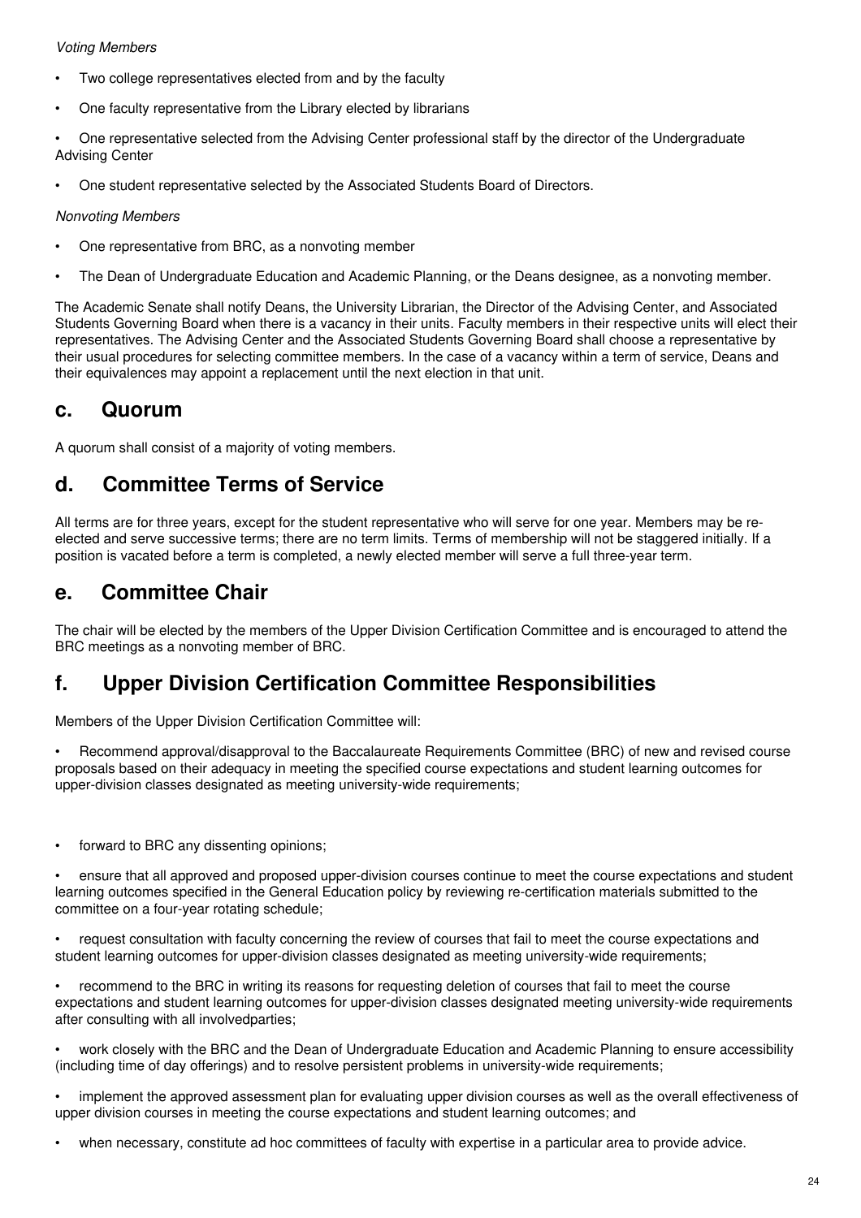*Voting Members*

- Two college representatives elected from and by the faculty
- One faculty representative from the Library elected by librarians
- One representative selected from the Advising Center professional staff by the director of the Undergraduate Advising Center
- One student representative selected by the Associated Students Board of Directors.

*Nonvoting Members*

- One representative from BRC, as a nonvoting member
- The Dean of Undergraduate Education and Academic Planning, or the Deans designee, as a nonvoting member.

The Academic Senate shall notify Deans, the University Librarian, the Director of the Advising Center, and Associated Students Governing Board when there is a vacancy in their units. Faculty members in their respective units will elect their representatives. The Advising Center and the Associated Students Governing Board shall choose a representative by their usual procedures for selecting committee members. In the case of a vacancy within a term of service, Deans and their equivalences may appoint a replacement until the next election in that unit.

## c. Quorum

A quorum shall consist of a majority of voting members.

## d. Committee Terms of Service

All terms are for three years, except for the student representative who will serve for one year. Members may be re-elected and serve successive terms; there are no term limits. Terms of membership will not be staggered initially. If a position is vacated before a term is completed, a newly elected member will serve a full three-year term.

## e. Committee Chair

The chair will be elected by the members of the Upper Division Certification Committee and is encouraged to attend the BRC meetings as a nonvoting member of BRC.

## f. Upper Division Certification Committee Responsibilities

Members of the Upper Division Certification Committee will:

- Recommend approval/disapproval to the Baccalaureate Requirements Committee (BRC) of new and revised course proposals based on their adequacy in meeting the specified course expectations and student learning outcomes for upper-division classes designated as meeting university-wide requirements;
- forward to BRC any dissenting opinions;
- ensure that all approved and proposed upper-division courses continue to meet the course expectations and student learning outcomes specified in the General Education policy by reviewing re-certification materials submitted to the committee on a four-year rotating schedule;
- request consultation with faculty concerning the review of courses that fail to meet the course expectations and student learning outcomes for upper-division classes designated as meeting university-wide requirements;
- recommend to the BRC in writing its reasons for requesting deletion of courses that fail to meet the course expectations and student learning outcomes for upper-division classes designated meeting university-wide requirements after consulting with all involvedparties;
- work closely with the BRC and the Dean of Undergraduate Education and Academic Planning to ensure accessibility (including time of day offerings) and to resolve persistent problems in university-wide requirements;
- implement the approved assessment plan for evaluating upper division courses as well as the overall effectiveness of upper division courses in meeting the course expectations and student learning outcomes; and
- when necessary, constitute ad hoc committees of faculty with expertise in a particular area to provide advice.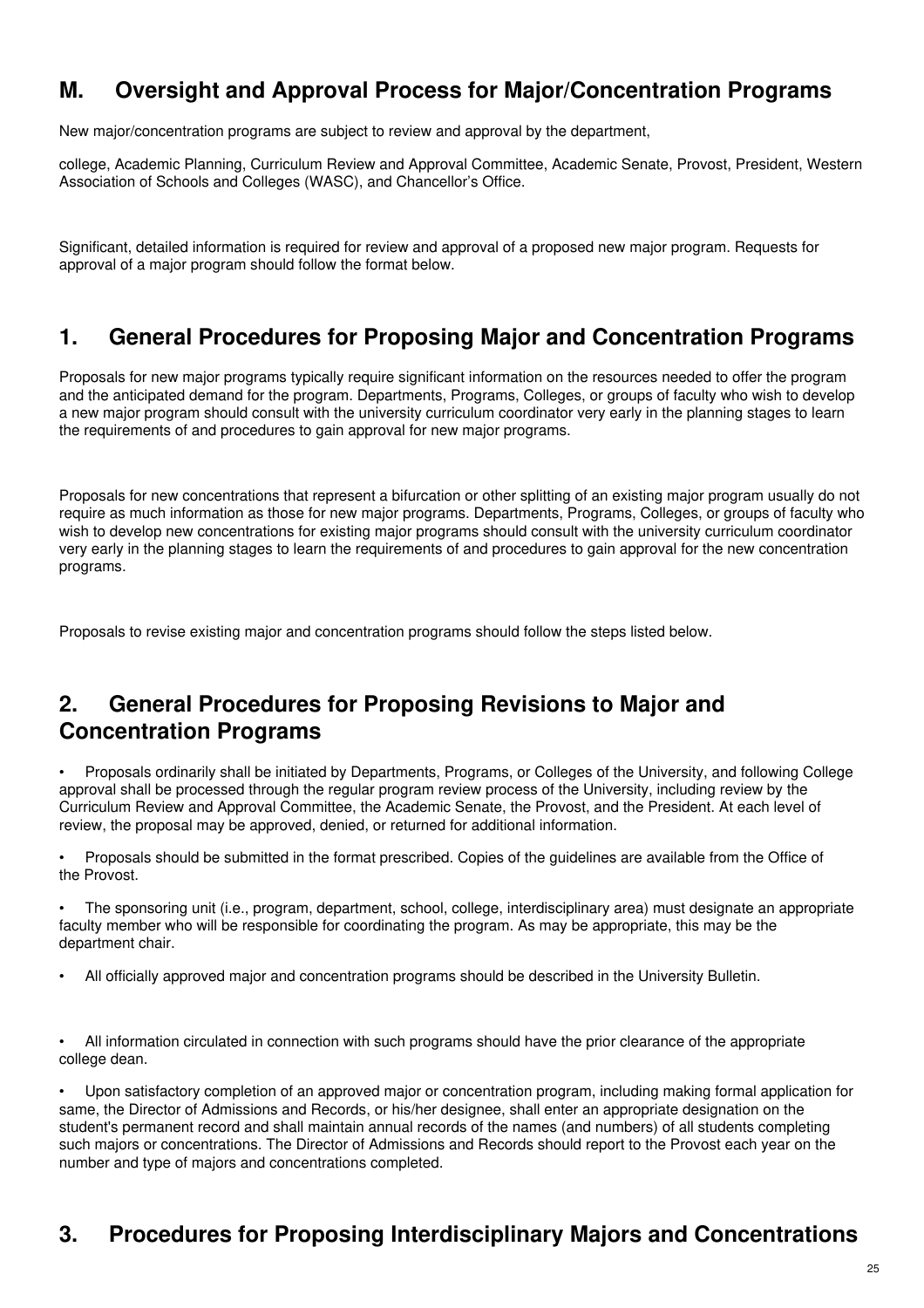## M. Oversight and Approval Process for Major/Concentration Programs

New major/concentration programs are subject to review and approval by the department,

college, Academic Planning, Curriculum Review and Approval Committee, Academic Senate, Provost, President, Western Association of Schools and Colleges (WASC), and Chancellor's Office.

Significant, detailed information is required for review and approval of a proposed new major program. Requests for approval of a major program should follow the format below.

## 1. General Procedures for Proposing Major and Concentration Programs

Proposals for new major programs typically require significant information on the resources needed to offer the program and the anticipated demand for the program. Departments, Programs, Colleges, or groups of faculty who wish to develop a new major program should consult with the university curriculum coordinator very early in the planning stages to learn the requirements of and procedures to gain approval for new major programs.

Proposals for new concentrations that represent a bifurcation or other splitting of an existing major program usually do not require as much information as those for new major programs. Departments, Programs, Colleges, or groups of faculty who wish to develop new concentrations for existing major programs should consult with the university curriculum coordinator very early in the planning stages to learn the requirements of and procedures to gain approval for the new concentration programs.

Proposals to revise existing major and concentration programs should follow the steps listed below.

## 2. General Procedures for Proposing Revisions to Major and Concentration Programs

- Proposals ordinarily shall be initiated by Departments, Programs, or Colleges of the University, and following College approval shall be processed through the regular program review process of the University, including review by the Curriculum Review and Approval Committee, the Academic Senate, the Provost, and the President. At each level of review, the proposal may be approved, denied, or returned for additional information.
- Proposals should be submitted in the format prescribed. Copies of the guidelines are available from the Office of the Provost.
- The sponsoring unit (i.e., program, department, school, college, interdisciplinary area) must designate an appropriate faculty member who will be responsible for coordinating the program. As may be appropriate, this may be the department chair.
- All officially approved major and concentration programs should be described in the University Bulletin.
- All information circulated in connection with such programs should have the prior clearance of the appropriate college dean.
- Upon satisfactory completion of an approved major or concentration program, including making formal application for same, the Director of Admissions and Records, or his/her designee, shall enter an appropriate designation on the student's permanent record and shall maintain annual records of the names (and numbers) of all students completing such majors or concentrations. The Director of Admissions and Records should report to the Provost each year on the number and type of majors and concentrations completed.

## 3. Procedures for Proposing Interdisciplinary Majors and Concentrations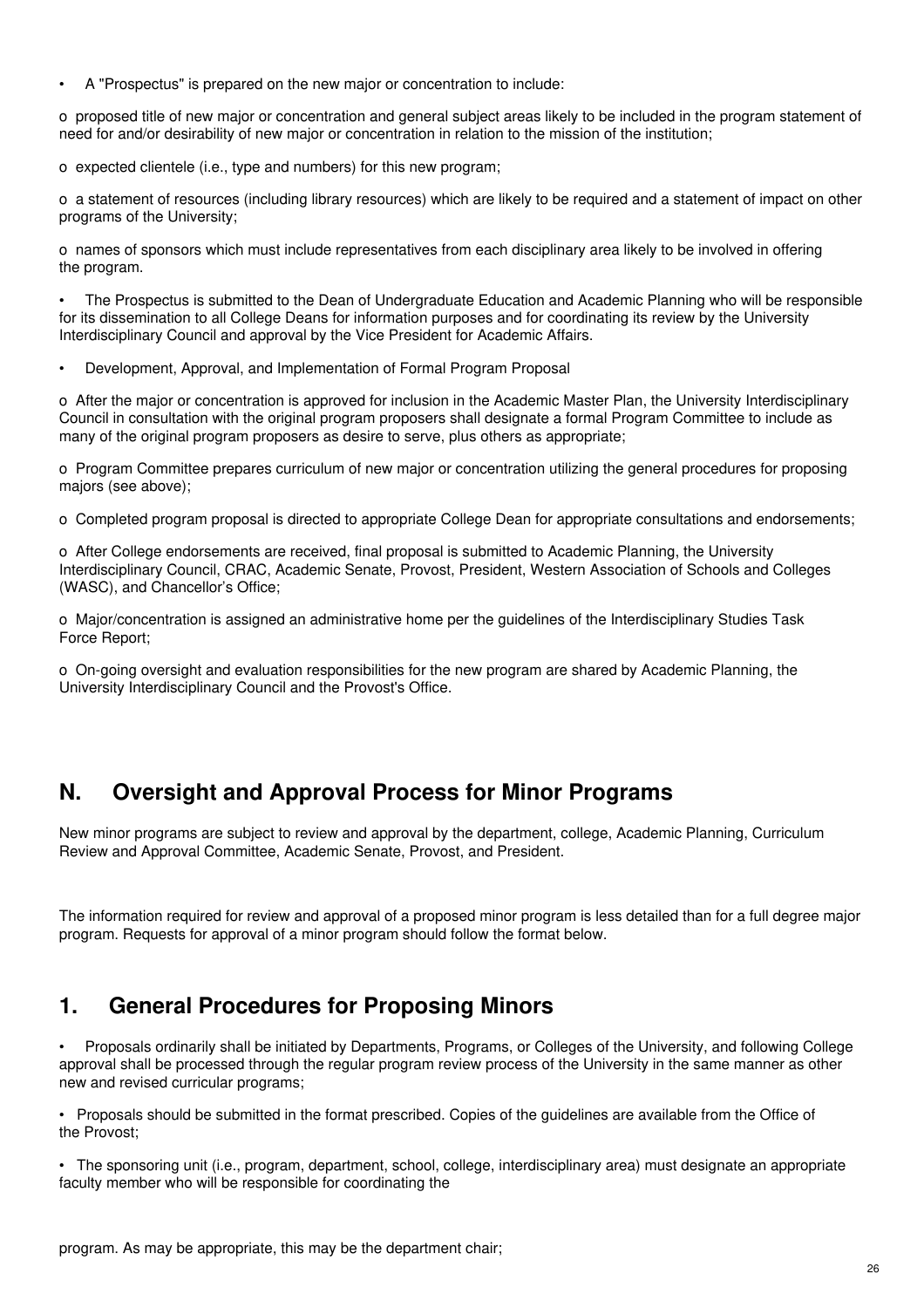- A "Prospectus" is prepared on the new major or concentration to include:
  - proposed title of new major or concentration and general subject areas likely to be included in the program statement of need for and/or desirability of new major or concentration in relation to the mission of the institution;
  - expected clientele (i.e., type and numbers) for this new program;
  - a statement of resources (including library resources) which are likely to be required and a statement of impact on other programs of the University;
  - names of sponsors which must include representatives from each disciplinary area likely to be involved in offering the program.
- The Prospectus is submitted to the Dean of Undergraduate Education and Academic Planning who will be responsible for its dissemination to all College Deans for information purposes and for coordinating its review by the University Interdisciplinary Council and approval by the Vice President for Academic Affairs.
- Development, Approval, and Implementation of Formal Program Proposal
  - After the major or concentration is approved for inclusion in the Academic Master Plan, the University Interdisciplinary Council in consultation with the original program proposers shall designate a formal Program Committee to include as many of the original program proposers as desire to serve, plus others as appropriate;
  - Program Committee prepares curriculum of new major or concentration utilizing the general procedures for proposing majors (see above);
  - Completed program proposal is directed to appropriate College Dean for appropriate consultations and endorsements;
  - After College endorsements are received, final proposal is submitted to Academic Planning, the University Interdisciplinary Council, CRAC, Academic Senate, Provost, President, Western Association of Schools and Colleges (WASC), and Chancellor's Office;
  - Major/concentration is assigned an administrative home per the guidelines of the Interdisciplinary Studies Task Force Report;
  - On-going oversight and evaluation responsibilities for the new program are shared by Academic Planning, the University Interdisciplinary Council and the Provost's Office.

## N. Oversight and Approval Process for Minor Programs

New minor programs are subject to review and approval by the department, college, Academic Planning, Curriculum Review and Approval Committee, Academic Senate, Provost, and President.

The information required for review and approval of a proposed minor program is less detailed than for a full degree major program. Requests for approval of a minor program should follow the format below.

## 1. General Procedures for Proposing Minors

- Proposals ordinarily shall be initiated by Departments, Programs, or Colleges of the University, and following College approval shall be processed through the regular program review process of the University in the same manner as other new and revised curricular programs;
- Proposals should be submitted in the format prescribed. Copies of the guidelines are available from the Office of the Provost;
- The sponsoring unit (i.e., program, department, school, college, interdisciplinary area) must designate an appropriate faculty member who will be responsible for coordinating the program. As may be appropriate, this may be the department chair;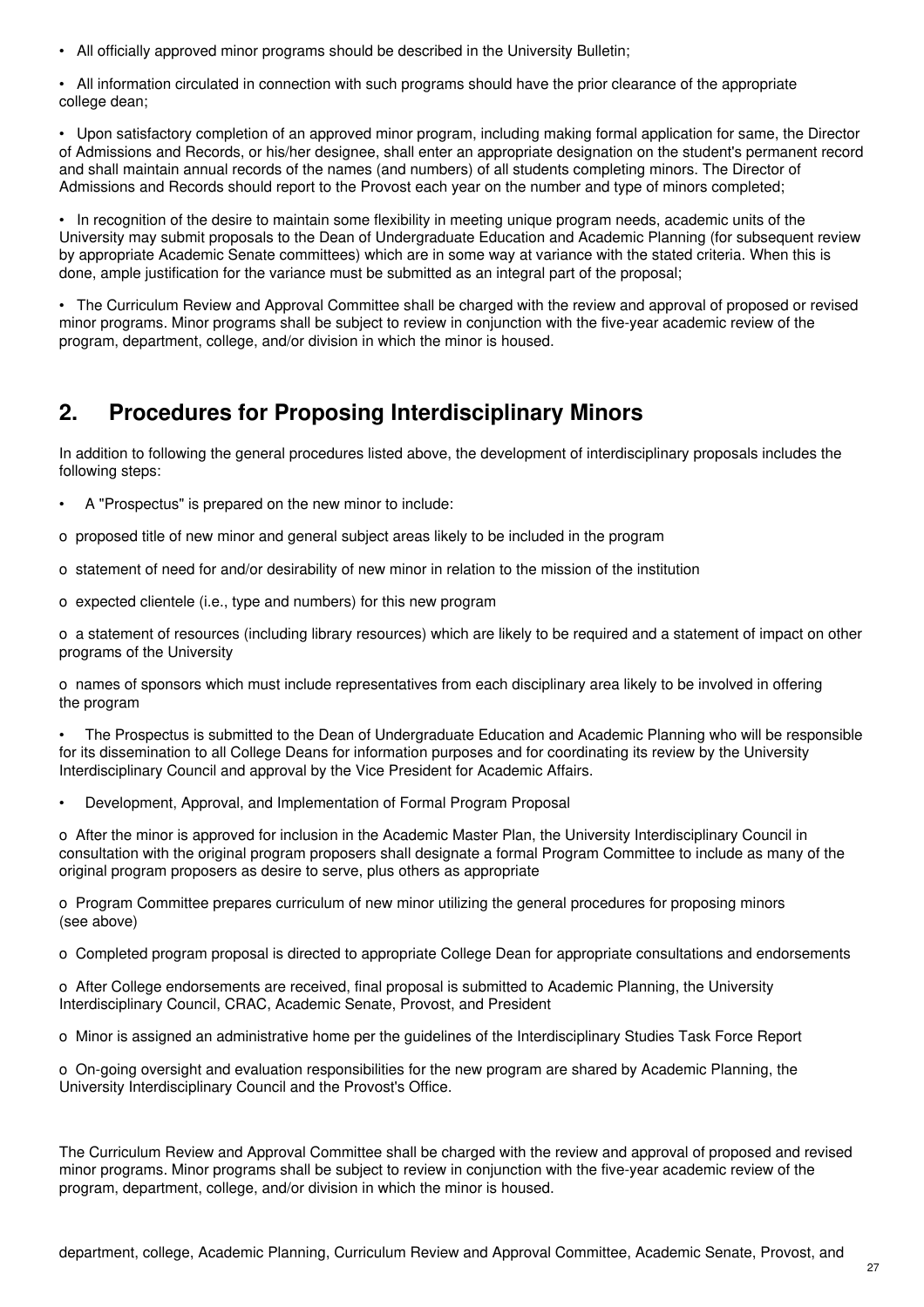- All officially approved minor programs should be described in the University Bulletin;

- All information circulated in connection with such programs should have the prior clearance of the appropriate college dean;

- Upon satisfactory completion of an approved minor program, including making formal application for same, the Director of Admissions and Records, or his/her designee, shall enter an appropriate designation on the student's permanent record and shall maintain annual records of the names (and numbers) of all students completing minors. The Director of Admissions and Records should report to the Provost each year on the number and type of minors completed;

- In recognition of the desire to maintain some flexibility in meeting unique program needs, academic units of the University may submit proposals to the Dean of Undergraduate Education and Academic Planning (for subsequent review by appropriate Academic Senate committees) which are in some way at variance with the stated criteria. When this is done, ample justification for the variance must be submitted as an integral part of the proposal;

- The Curriculum Review and Approval Committee shall be charged with the review and approval of proposed or revised minor programs. Minor programs shall be subject to review in conjunction with the five-year academic review of the program, department, college, and/or division in which the minor is housed.

## 2. Procedures for Proposing Interdisciplinary Minors

In addition to following the general procedures listed above, the development of interdisciplinary proposals includes the following steps:

- A "Prospectus" is prepared on the new minor to include:
  - proposed title of new minor and general subject areas likely to be included in the program
  - statement of need for and/or desirability of new minor in relation to the mission of the institution
  - expected clientele (i.e., type and numbers) for this new program
  - a statement of resources (including library resources) which are likely to be required and a statement of impact on other programs of the University
  - names of sponsors which must include representatives from each disciplinary area likely to be involved in offering the program

- The Prospectus is submitted to the Dean of Undergraduate Education and Academic Planning who will be responsible for its dissemination to all College Deans for information purposes and for coordinating its review by the University Interdisciplinary Council and approval by the Vice President for Academic Affairs.

- Development, Approval, and Implementation of Formal Program Proposal
  - After the minor is approved for inclusion in the Academic Master Plan, the University Interdisciplinary Council in consultation with the original program proposers shall designate a formal Program Committee to include as many of the original program proposers as desire to serve, plus others as appropriate
  - Program Committee prepares curriculum of new minor utilizing the general procedures for proposing minors (see above)
  - Completed program proposal is directed to appropriate College Dean for appropriate consultations and endorsements
  - After College endorsements are received, final proposal is submitted to Academic Planning, the University Interdisciplinary Council, CRAC, Academic Senate, Provost, and President
  - Minor is assigned an administrative home per the guidelines of the Interdisciplinary Studies Task Force Report
  - On-going oversight and evaluation responsibilities for the new program are shared by Academic Planning, the University Interdisciplinary Council and the Provost's Office.

The Curriculum Review and Approval Committee shall be charged with the review and approval of proposed and revised minor programs. Minor programs shall be subject to review in conjunction with the five-year academic review of the program, department, college, and/or division in which the minor is housed.

department, college, Academic Planning, Curriculum Review and Approval Committee, Academic Senate, Provost, and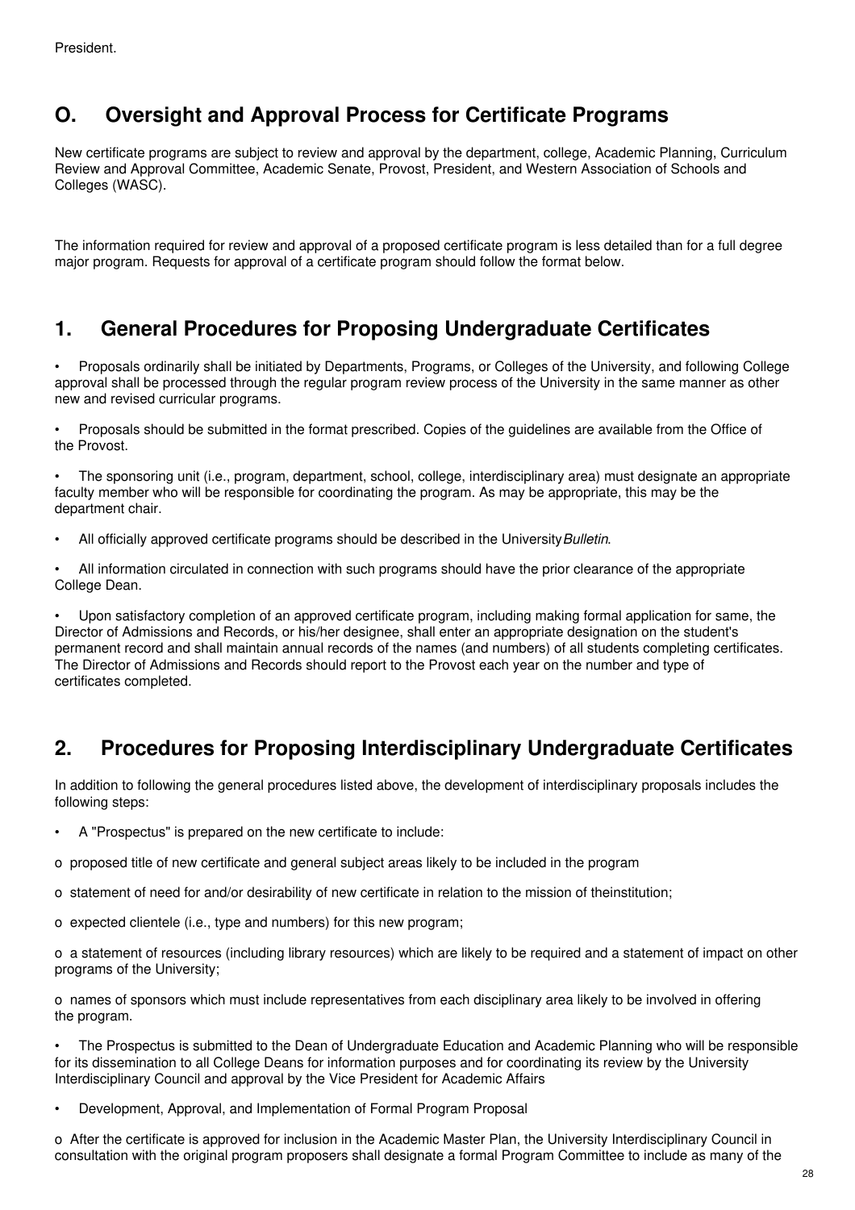President.

## O. Oversight and Approval Process for Certificate Programs

New certificate programs are subject to review and approval by the department, college, Academic Planning, Curriculum Review and Approval Committee, Academic Senate, Provost, President, and Western Association of Schools and Colleges (WASC).

The information required for review and approval of a proposed certificate program is less detailed than for a full degree major program. Requests for approval of a certificate program should follow the format below.

## 1. General Procedures for Proposing Undergraduate Certificates

- Proposals ordinarily shall be initiated by Departments, Programs, or Colleges of the University, and following College approval shall be processed through the regular program review process of the University in the same manner as other new and revised curricular programs.
- Proposals should be submitted in the format prescribed. Copies of the guidelines are available from the Office of the Provost.
- The sponsoring unit (i.e., program, department, school, college, interdisciplinary area) must designate an appropriate faculty member who will be responsible for coordinating the program. As may be appropriate, this may be the department chair.
- All officially approved certificate programs should be described in the University *Bulletin*.
- All information circulated in connection with such programs should have the prior clearance of the appropriate College Dean.
- Upon satisfactory completion of an approved certificate program, including making formal application for same, the Director of Admissions and Records, or his/her designee, shall enter an appropriate designation on the student's permanent record and shall maintain annual records of the names (and numbers) of all students completing certificates. The Director of Admissions and Records should report to the Provost each year on the number and type of certificates completed.

## 2. Procedures for Proposing Interdisciplinary Undergraduate Certificates

In addition to following the general procedures listed above, the development of interdisciplinary proposals includes the following steps:

- A "Prospectus" is prepared on the new certificate to include:
  - proposed title of new certificate and general subject areas likely to be included in the program
  - statement of need for and/or desirability of new certificate in relation to the mission of theinstitution;
  - expected clientele (i.e., type and numbers) for this new program;
  - a statement of resources (including library resources) which are likely to be required and a statement of impact on other programs of the University;
  - names of sponsors which must include representatives from each disciplinary area likely to be involved in offering the program.
- The Prospectus is submitted to the Dean of Undergraduate Education and Academic Planning who will be responsible for its dissemination to all College Deans for information purposes and for coordinating its review by the University Interdisciplinary Council and approval by the Vice President for Academic Affairs
- Development, Approval, and Implementation of Formal Program Proposal
  - After the certificate is approved for inclusion in the Academic Master Plan, the University Interdisciplinary Council in consultation with the original program proposers shall designate a formal Program Committee to include as many of the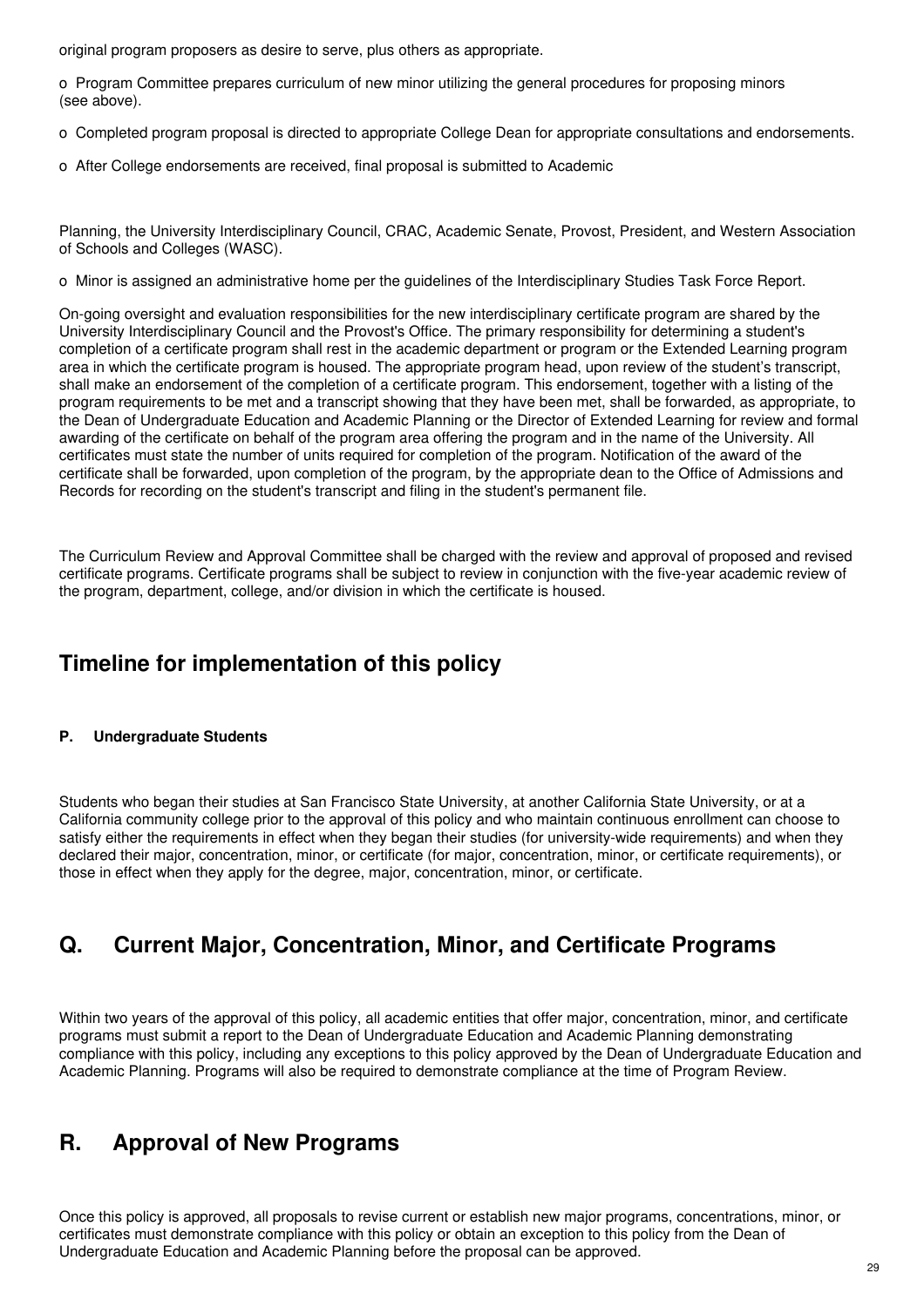original program proposers as desire to serve, plus others as appropriate.

o Program Committee prepares curriculum of new minor utilizing the general procedures for proposing minors (see above).

o Completed program proposal is directed to appropriate College Dean for appropriate consultations and endorsements.

o After College endorsements are received, final proposal is submitted to Academic

Planning, the University Interdisciplinary Council, CRAC, Academic Senate, Provost, President, and Western Association of Schools and Colleges (WASC).

o Minor is assigned an administrative home per the guidelines of the Interdisciplinary Studies Task Force Report.

On-going oversight and evaluation responsibilities for the new interdisciplinary certificate program are shared by the University Interdisciplinary Council and the Provost's Office. The primary responsibility for determining a student's completion of a certificate program shall rest in the academic department or program or the Extended Learning program area in which the certificate program is housed. The appropriate program head, upon review of the student's transcript, shall make an endorsement of the completion of a certificate program. This endorsement, together with a listing of the program requirements to be met and a transcript showing that they have been met, shall be forwarded, as appropriate, to the Dean of Undergraduate Education and Academic Planning or the Director of Extended Learning for review and formal awarding of the certificate on behalf of the program area offering the program and in the name of the University. All certificates must state the number of units required for completion of the program. Notification of the award of the certificate shall be forwarded, upon completion of the program, by the appropriate dean to the Office of Admissions and Records for recording on the student's transcript and filing in the student's permanent file.

The Curriculum Review and Approval Committee shall be charged with the review and approval of proposed and revised certificate programs. Certificate programs shall be subject to review in conjunction with the five-year academic review of the program, department, college, and/or division in which the certificate is housed.

## Timeline for implementation of this policy

#### P. Undergraduate Students

Students who began their studies at San Francisco State University, at another California State University, or at a California community college prior to the approval of this policy and who maintain continuous enrollment can choose to satisfy either the requirements in effect when they began their studies (for university-wide requirements) and when they declared their major, concentration, minor, or certificate (for major, concentration, minor, or certificate requirements), or those in effect when they apply for the degree, major, concentration, minor, or certificate.

## Q. Current Major, Concentration, Minor, and Certificate Programs

Within two years of the approval of this policy, all academic entities that offer major, concentration, minor, and certificate programs must submit a report to the Dean of Undergraduate Education and Academic Planning demonstrating compliance with this policy, including any exceptions to this policy approved by the Dean of Undergraduate Education and Academic Planning. Programs will also be required to demonstrate compliance at the time of Program Review.

## R. Approval of New Programs

Once this policy is approved, all proposals to revise current or establish new major programs, concentrations, minor, or certificates must demonstrate compliance with this policy or obtain an exception to this policy from the Dean of Undergraduate Education and Academic Planning before the proposal can be approved.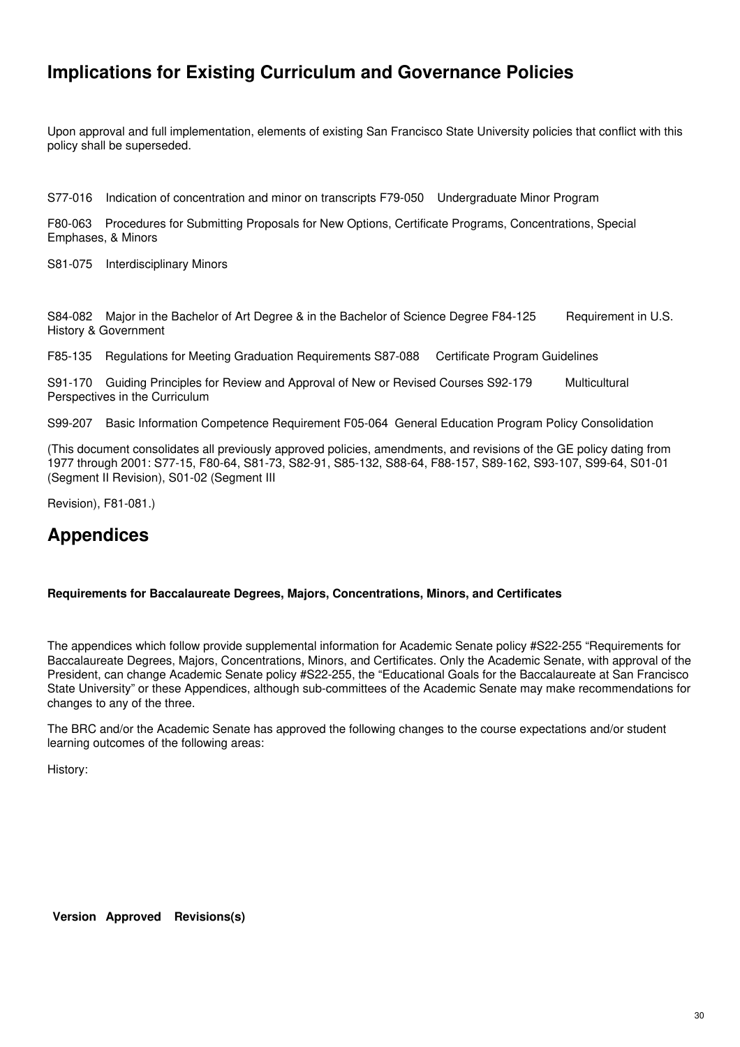## Implications for Existing Curriculum and Governance Policies

Upon approval and full implementation, elements of existing San Francisco State University policies that conflict with this policy shall be superseded.

S77-016 Indication of concentration and minor on transcripts F79-050 Undergraduate Minor Program

F80-063 Procedures for Submitting Proposals for New Options, Certificate Programs, Concentrations, Special Emphases, & Minors

S81-075 Interdisciplinary Minors

S84-082 Major in the Bachelor of Art Degree & in the Bachelor of Science Degree F84-125 Requirement in U.S. History & Government

F85-135 Regulations for Meeting Graduation Requirements S87-088 Certificate Program Guidelines

S91-170 Guiding Principles for Review and Approval of New or Revised Courses S92-179 Multicultural Perspectives in the Curriculum

S99-207 Basic Information Competence Requirement F05-064 General Education Program Policy Consolidation

(This document consolidates all previously approved policies, amendments, and revisions of the GE policy dating from 1977 through 2001: S77-15, F80-64, S81-73, S82-91, S85-132, S88-64, F88-157, S89-162, S93-107, S99-64, S01-01 (Segment II Revision), S01-02 (Segment III

Revision), F81-081.)

## Appendices

**Requirements for Baccalaureate Degrees, Majors, Concentrations, Minors, and Certificates**

The appendices which follow provide supplemental information for Academic Senate policy #S22-255 "Requirements for Baccalaureate Degrees, Majors, Concentrations, Minors, and Certificates. Only the Academic Senate, with approval of the President, can change Academic Senate policy #S22-255, the "Educational Goals for the Baccalaureate at San Francisco State University" or these Appendices, although sub-committees of the Academic Senate may make recommendations for changes to any of the three.

The BRC and/or the Academic Senate has approved the following changes to the course expectations and/or student learning outcomes of the following areas:

History:

| Version | Approved | Revisions(s) |
| --- | --- | --- |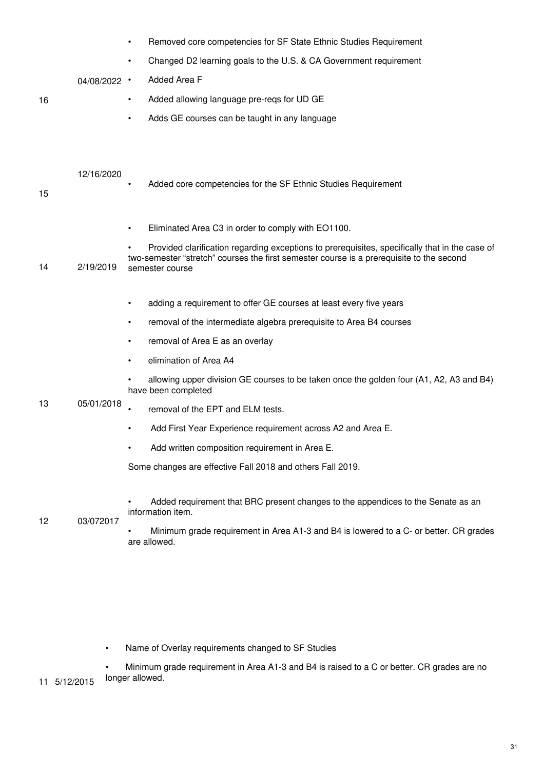| | | |
|---|---|---|
| 16 | 04/08/2022 | • Removed core competencies for SF State Ethnic Studies Requirement<br>• Changed D2 learning goals to the U.S. & CA Government requirement<br>• Added Area F<br>• Added allowing language pre-reqs for UD GE<br>• Adds GE courses can be taught in any language |
| 15 | 12/16/2020 | • Added core competencies for the SF Ethnic Studies Requirement |
| 14 | 2/19/2019 | • Eliminated Area C3 in order to comply with EO1100.<br>• Provided clarification regarding exceptions to prerequisites, specifically that in the case of two-semester "stretch" courses the first semester course is a prerequisite to the second semester course |
| 13 | 05/01/2018 | • adding a requirement to offer GE courses at least every five years<br>• removal of the intermediate algebra prerequisite to Area B4 courses<br>• removal of Area E as an overlay<br>• elimination of Area A4<br>• allowing upper division GE courses to be taken once the golden four (A1, A2, A3 and B4) have been completed<br>• removal of the EPT and ELM tests.<br>• Add First Year Experience requirement across A2 and Area E.<br>• Add written composition requirement in Area E.<br>Some changes are effective Fall 2018 and others Fall 2019. |
| 12 | 03/072017 | • Added requirement that BRC present changes to the appendices to the Senate as an information item.<br>• Minimum grade requirement in Area A1-3 and B4 is lowered to a C- or better. CR grades are allowed. |
| 11 | 5/12/2015 | • Name of Overlay requirements changed to SF Studies<br>• Minimum grade requirement in Area A1-3 and B4 is raised to a C or better. CR grades are no longer allowed. |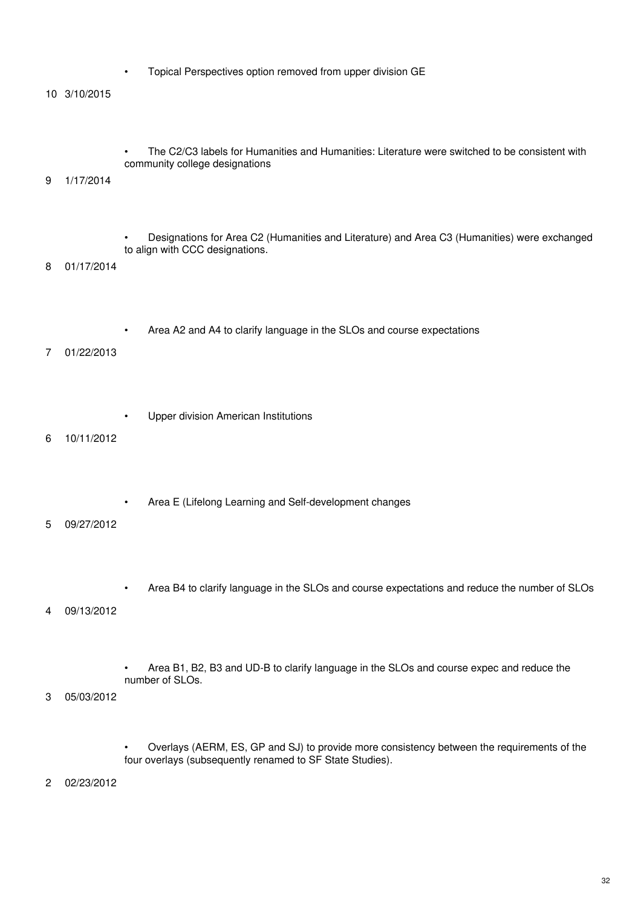- Topical Perspectives option removed from upper division GE

10 3/10/2015

- The C2/C3 labels for Humanities and Humanities: Literature were switched to be consistent with community college designations

9 1/17/2014

- Designations for Area C2 (Humanities and Literature) and Area C3 (Humanities) were exchanged to align with CCC designations.

8 01/17/2014

- Area A2 and A4 to clarify language in the SLOs and course expectations

7 01/22/2013

- Upper division American Institutions

6 10/11/2012

- Area E (Lifelong Learning and Self-development changes

5 09/27/2012

- Area B4 to clarify language in the SLOs and course expectations and reduce the number of SLOs

4 09/13/2012

- Area B1, B2, B3 and UD-B to clarify language in the SLOs and course expec and reduce the number of SLOs.

3 05/03/2012

- Overlays (AERM, ES, GP and SJ) to provide more consistency between the requirements of the four overlays (subsequently renamed to SF State Studies).

2 02/23/2012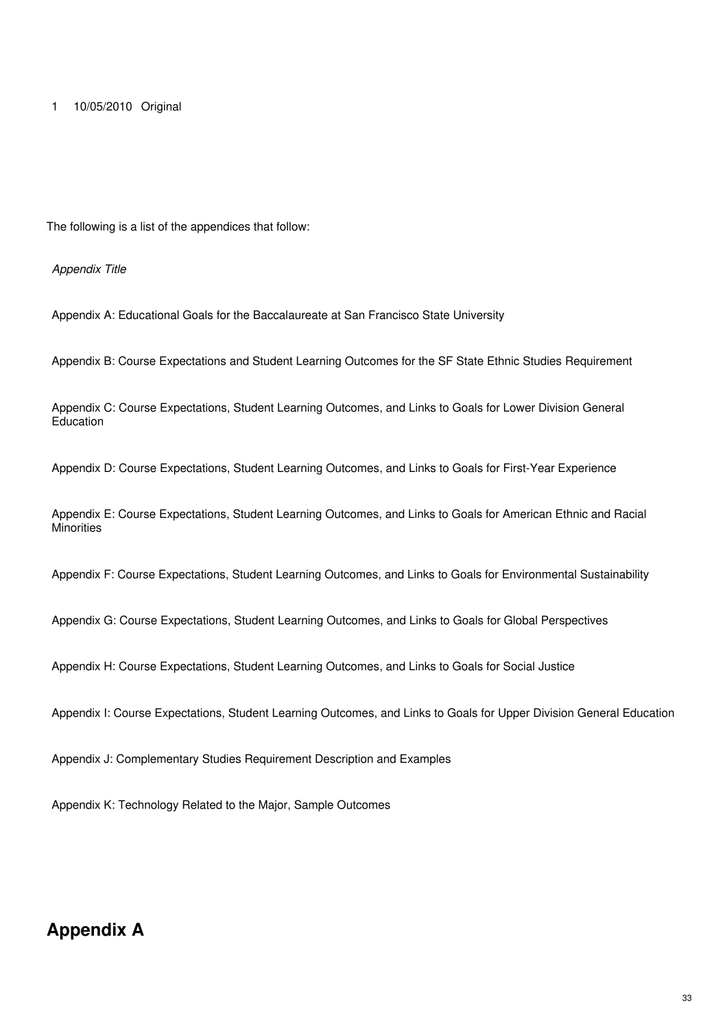1 10/05/2010 Original

The following is a list of the appendices that follow:

*Appendix Title*

Appendix A: Educational Goals for the Baccalaureate at San Francisco State University

Appendix B: Course Expectations and Student Learning Outcomes for the SF State Ethnic Studies Requirement

Appendix C: Course Expectations, Student Learning Outcomes, and Links to Goals for Lower Division General Education

Appendix D: Course Expectations, Student Learning Outcomes, and Links to Goals for First-Year Experience

Appendix E: Course Expectations, Student Learning Outcomes, and Links to Goals for American Ethnic and Racial Minorities

Appendix F: Course Expectations, Student Learning Outcomes, and Links to Goals for Environmental Sustainability

Appendix G: Course Expectations, Student Learning Outcomes, and Links to Goals for Global Perspectives

Appendix H: Course Expectations, Student Learning Outcomes, and Links to Goals for Social Justice

Appendix I: Course Expectations, Student Learning Outcomes, and Links to Goals for Upper Division General Education

Appendix J: Complementary Studies Requirement Description and Examples

Appendix K: Technology Related to the Major, Sample Outcomes

## Appendix A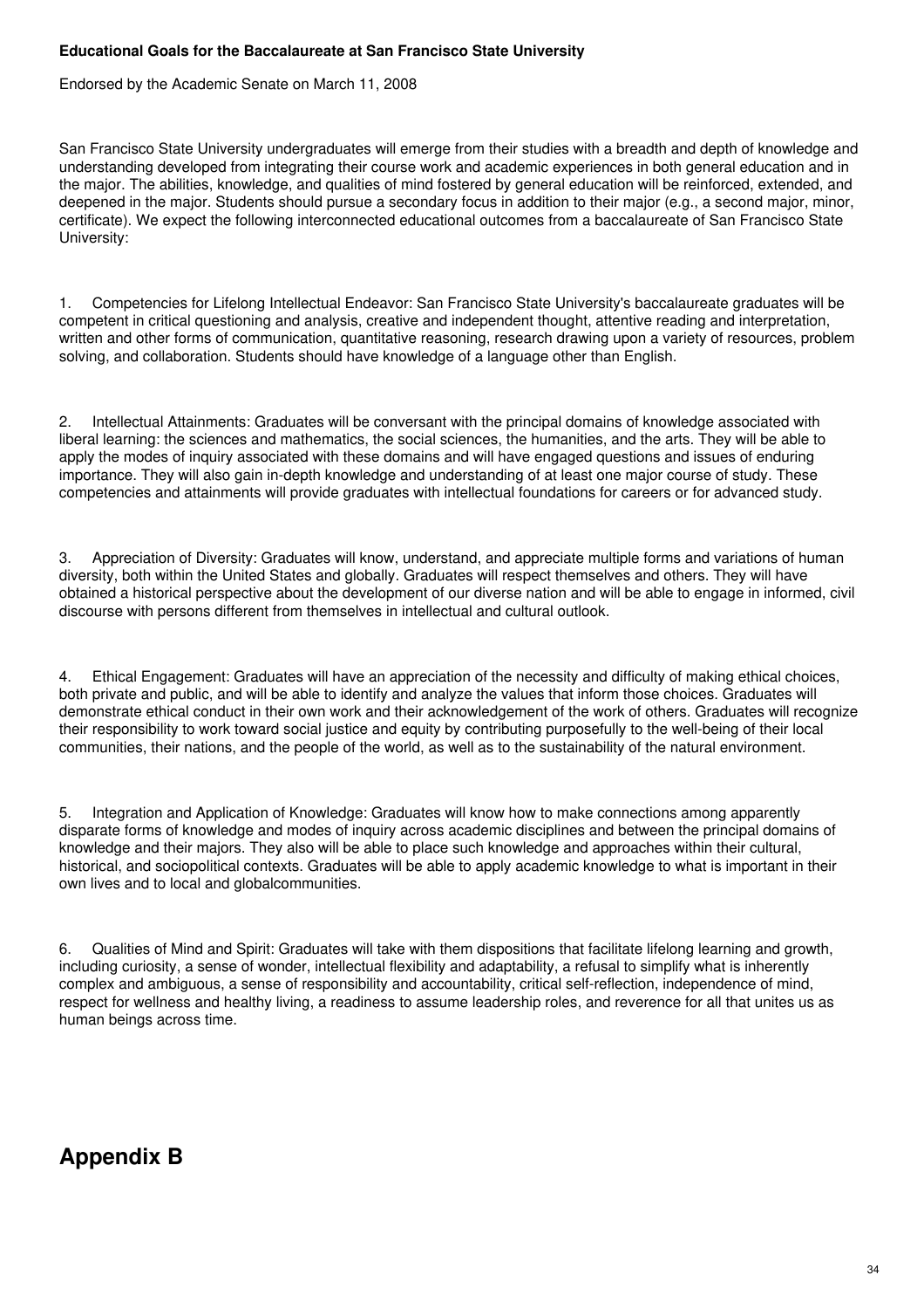**Educational Goals for the Baccalaureate at San Francisco State University**

Endorsed by the Academic Senate on March 11, 2008

San Francisco State University undergraduates will emerge from their studies with a breadth and depth of knowledge and understanding developed from integrating their course work and academic experiences in both general education and in the major. The abilities, knowledge, and qualities of mind fostered by general education will be reinforced, extended, and deepened in the major. Students should pursue a secondary focus in addition to their major (e.g., a second major, minor, certificate). We expect the following interconnected educational outcomes from a baccalaureate of San Francisco State University:

1. Competencies for Lifelong Intellectual Endeavor: San Francisco State University's baccalaureate graduates will be competent in critical questioning and analysis, creative and independent thought, attentive reading and interpretation, written and other forms of communication, quantitative reasoning, research drawing upon a variety of resources, problem solving, and collaboration. Students should have knowledge of a language other than English.

2. Intellectual Attainments: Graduates will be conversant with the principal domains of knowledge associated with liberal learning: the sciences and mathematics, the social sciences, the humanities, and the arts. They will be able to apply the modes of inquiry associated with these domains and will have engaged questions and issues of enduring importance. They will also gain in-depth knowledge and understanding of at least one major course of study. These competencies and attainments will provide graduates with intellectual foundations for careers or for advanced study.

3. Appreciation of Diversity: Graduates will know, understand, and appreciate multiple forms and variations of human diversity, both within the United States and globally. Graduates will respect themselves and others. They will have obtained a historical perspective about the development of our diverse nation and will be able to engage in informed, civil discourse with persons different from themselves in intellectual and cultural outlook.

4. Ethical Engagement: Graduates will have an appreciation of the necessity and difficulty of making ethical choices, both private and public, and will be able to identify and analyze the values that inform those choices. Graduates will demonstrate ethical conduct in their own work and their acknowledgement of the work of others. Graduates will recognize their responsibility to work toward social justice and equity by contributing purposefully to the well-being of their local communities, their nations, and the people of the world, as well as to the sustainability of the natural environment.

5. Integration and Application of Knowledge: Graduates will know how to make connections among apparently disparate forms of knowledge and modes of inquiry across academic disciplines and between the principal domains of knowledge and their majors. They also will be able to place such knowledge and approaches within their cultural, historical, and sociopolitical contexts. Graduates will be able to apply academic knowledge to what is important in their own lives and to local and globalcommunities.

6. Qualities of Mind and Spirit: Graduates will take with them dispositions that facilitate lifelong learning and growth, including curiosity, a sense of wonder, intellectual flexibility and adaptability, a refusal to simplify what is inherently complex and ambiguous, a sense of responsibility and accountability, critical self-reflection, independence of mind, respect for wellness and healthy living, a readiness to assume leadership roles, and reverence for all that unites us as human beings across time.

# Appendix B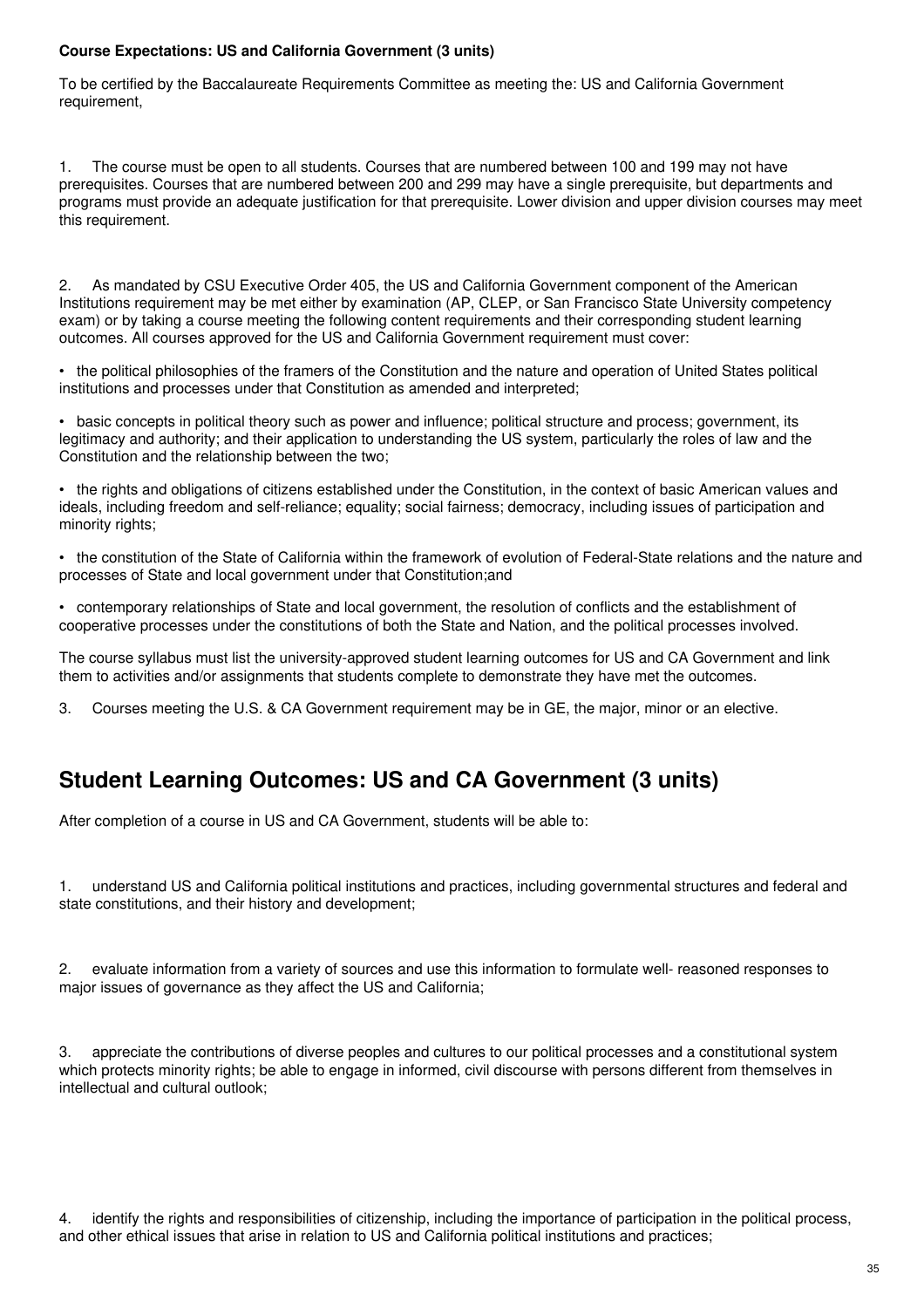**Course Expectations: US and California Government (3 units)**

To be certified by the Baccalaureate Requirements Committee as meeting the: US and California Government requirement,

1. The course must be open to all students. Courses that are numbered between 100 and 199 may not have prerequisites. Courses that are numbered between 200 and 299 may have a single prerequisite, but departments and programs must provide an adequate justification for that prerequisite. Lower division and upper division courses may meet this requirement.

2. As mandated by CSU Executive Order 405, the US and California Government component of the American Institutions requirement may be met either by examination (AP, CLEP, or San Francisco State University competency exam) or by taking a course meeting the following content requirements and their corresponding student learning outcomes. All courses approved for the US and California Government requirement must cover:

- the political philosophies of the framers of the Constitution and the nature and operation of United States political institutions and processes under that Constitution as amended and interpreted;
- basic concepts in political theory such as power and influence; political structure and process; government, its legitimacy and authority; and their application to understanding the US system, particularly the roles of law and the Constitution and the relationship between the two;
- the rights and obligations of citizens established under the Constitution, in the context of basic American values and ideals, including freedom and self-reliance; equality; social fairness; democracy, including issues of participation and minority rights;
- the constitution of the State of California within the framework of evolution of Federal-State relations and the nature and processes of State and local government under that Constitution;and
- contemporary relationships of State and local government, the resolution of conflicts and the establishment of cooperative processes under the constitutions of both the State and Nation, and the political processes involved.

The course syllabus must list the university-approved student learning outcomes for US and CA Government and link them to activities and/or assignments that students complete to demonstrate they have met the outcomes.

3. Courses meeting the U.S. & CA Government requirement may be in GE, the major, minor or an elective.

## Student Learning Outcomes: US and CA Government (3 units)

After completion of a course in US and CA Government, students will be able to:

1. understand US and California political institutions and practices, including governmental structures and federal and state constitutions, and their history and development;

2. evaluate information from a variety of sources and use this information to formulate well- reasoned responses to major issues of governance as they affect the US and California;

3. appreciate the contributions of diverse peoples and cultures to our political processes and a constitutional system which protects minority rights; be able to engage in informed, civil discourse with persons different from themselves in intellectual and cultural outlook;

4. identify the rights and responsibilities of citizenship, including the importance of participation in the political process, and other ethical issues that arise in relation to US and California political institutions and practices;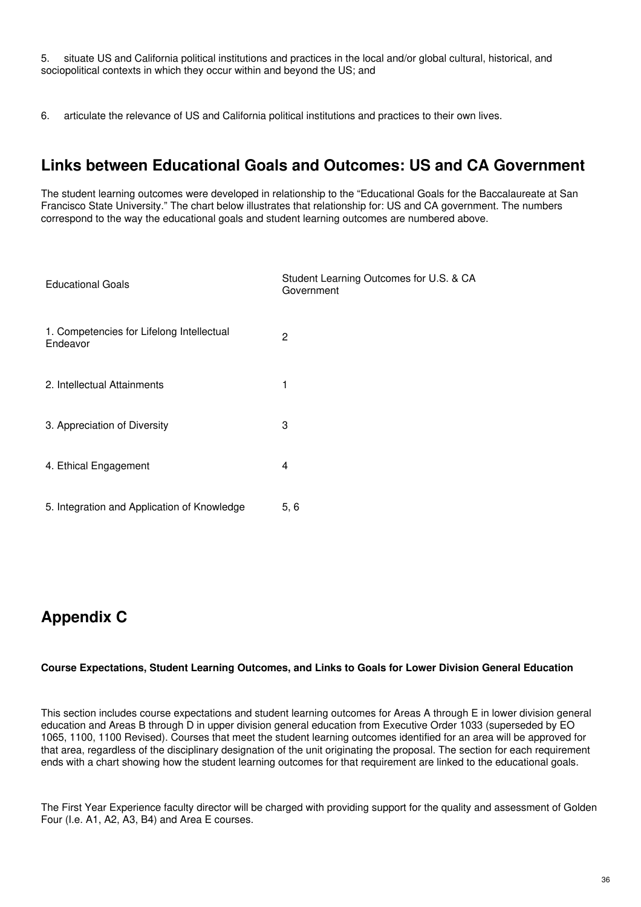5. situate US and California political institutions and practices in the local and/or global cultural, historical, and sociopolitical contexts in which they occur within and beyond the US; and

6. articulate the relevance of US and California political institutions and practices to their own lives.

## Links between Educational Goals and Outcomes: US and CA Government

The student learning outcomes were developed in relationship to the "Educational Goals for the Baccalaureate at San Francisco State University." The chart below illustrates that relationship for: US and CA government. The numbers correspond to the way the educational goals and student learning outcomes are numbered above.

| Educational Goals | Student Learning Outcomes for U.S. & CA Government |
|---|---|
| 1. Competencies for Lifelong Intellectual Endeavor | 2 |
| 2. Intellectual Attainments | 1 |
| 3. Appreciation of Diversity | 3 |
| 4. Ethical Engagement | 4 |
| 5. Integration and Application of Knowledge | 5, 6 |

## Appendix C

**Course Expectations, Student Learning Outcomes, and Links to Goals for Lower Division General Education**

This section includes course expectations and student learning outcomes for Areas A through E in lower division general education and Areas B through D in upper division general education from Executive Order 1033 (superseded by EO 1065, 1100, 1100 Revised). Courses that meet the student learning outcomes identified for an area will be approved for that area, regardless of the disciplinary designation of the unit originating the proposal. The section for each requirement ends with a chart showing how the student learning outcomes for that requirement are linked to the educational goals.

The First Year Experience faculty director will be charged with providing support for the quality and assessment of Golden Four (I.e. A1, A2, A3, B4) and Area E courses.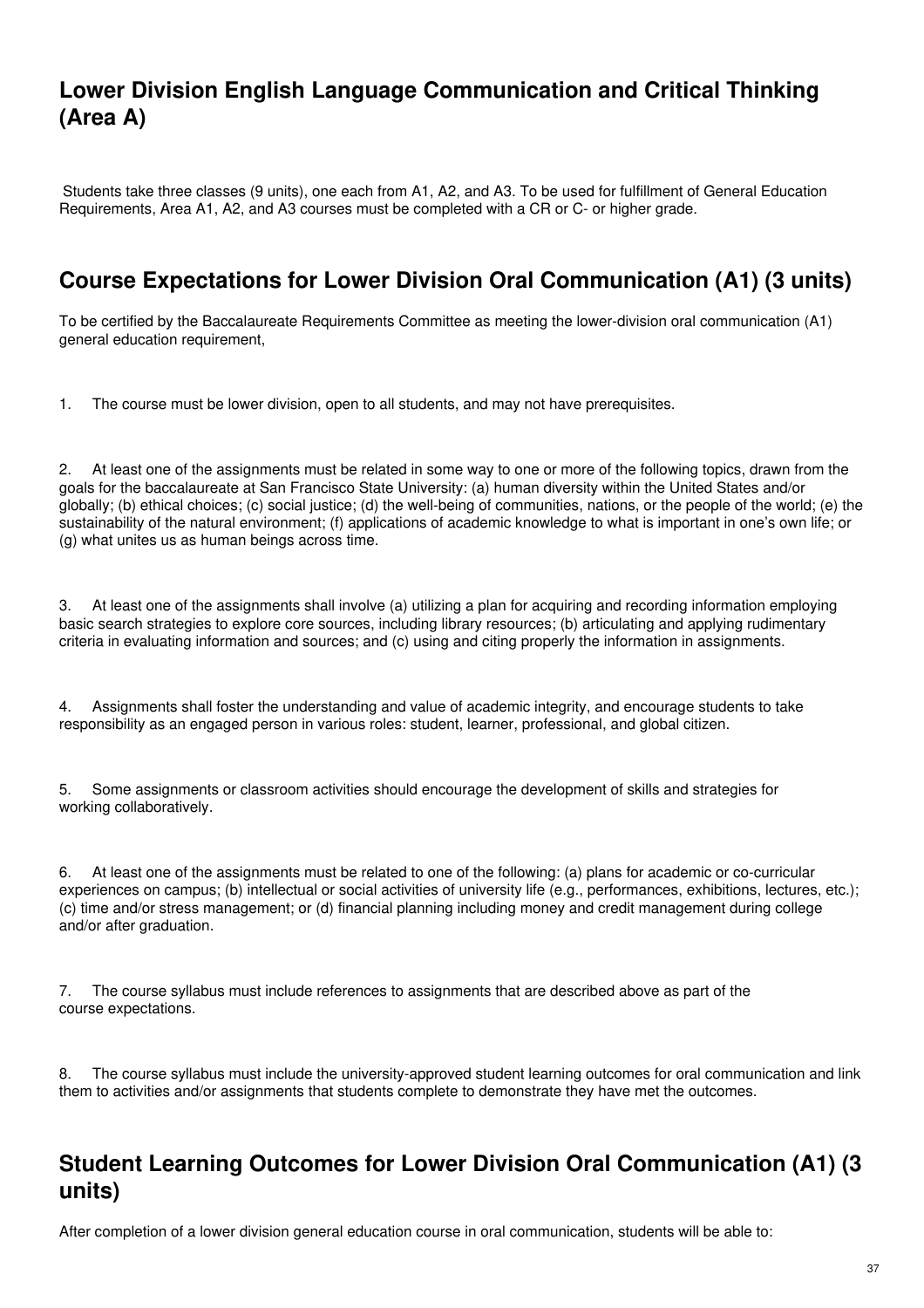## Lower Division English Language Communication and Critical Thinking (Area A)

Students take three classes (9 units), one each from A1, A2, and A3. To be used for fulfillment of General Education Requirements, Area A1, A2, and A3 courses must be completed with a CR or C- or higher grade.

## Course Expectations for Lower Division Oral Communication (A1) (3 units)

To be certified by the Baccalaureate Requirements Committee as meeting the lower-division oral communication (A1) general education requirement,

1. The course must be lower division, open to all students, and may not have prerequisites.

2. At least one of the assignments must be related in some way to one or more of the following topics, drawn from the goals for the baccalaureate at San Francisco State University: (a) human diversity within the United States and/or globally; (b) ethical choices; (c) social justice; (d) the well-being of communities, nations, or the people of the world; (e) the sustainability of the natural environment; (f) applications of academic knowledge to what is important in one's own life; or (g) what unites us as human beings across time.

3. At least one of the assignments shall involve (a) utilizing a plan for acquiring and recording information employing basic search strategies to explore core sources, including library resources; (b) articulating and applying rudimentary criteria in evaluating information and sources; and (c) using and citing properly the information in assignments.

4. Assignments shall foster the understanding and value of academic integrity, and encourage students to take responsibility as an engaged person in various roles: student, learner, professional, and global citizen.

5. Some assignments or classroom activities should encourage the development of skills and strategies for working collaboratively.

6. At least one of the assignments must be related to one of the following: (a) plans for academic or co-curricular experiences on campus; (b) intellectual or social activities of university life (e.g., performances, exhibitions, lectures, etc.); (c) time and/or stress management; or (d) financial planning including money and credit management during college and/or after graduation.

7. The course syllabus must include references to assignments that are described above as part of the course expectations.

8. The course syllabus must include the university-approved student learning outcomes for oral communication and link them to activities and/or assignments that students complete to demonstrate they have met the outcomes.

## Student Learning Outcomes for Lower Division Oral Communication (A1) (3 units)

After completion of a lower division general education course in oral communication, students will be able to: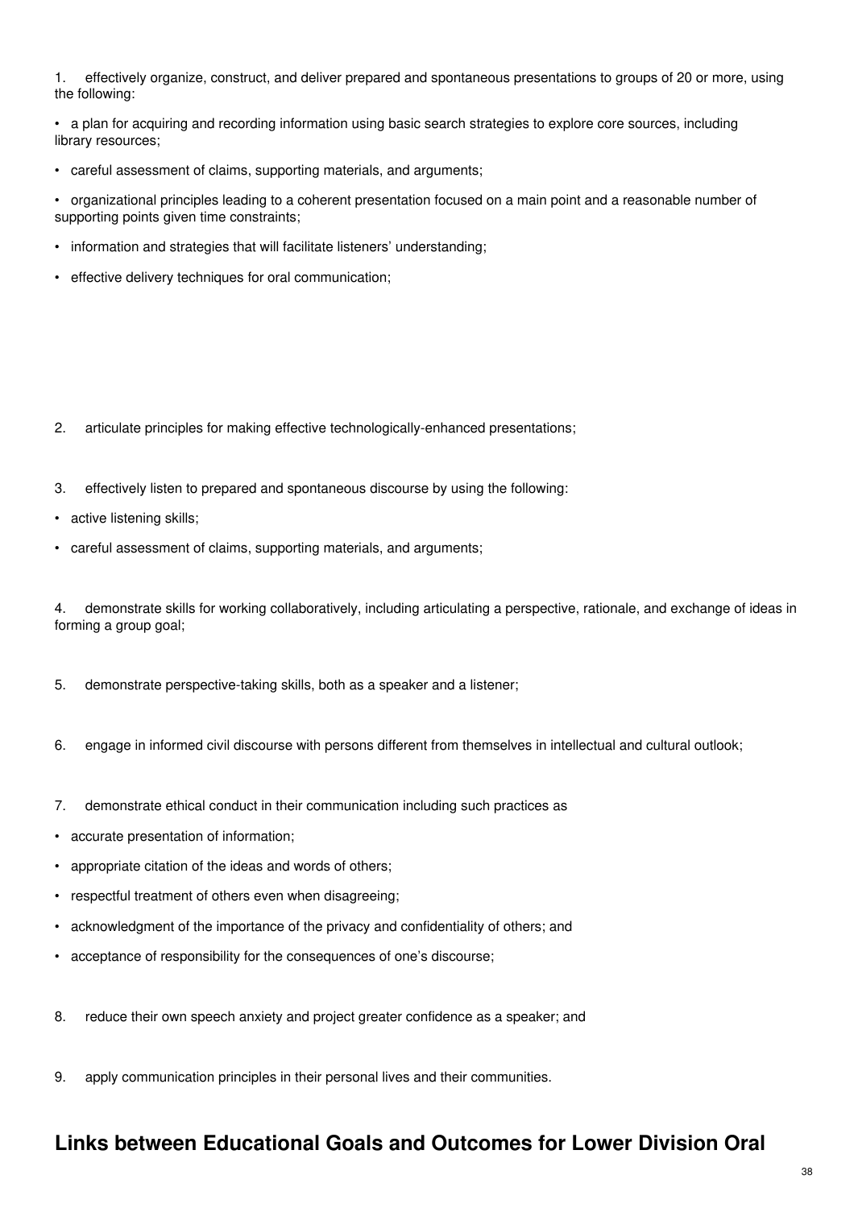1. effectively organize, construct, and deliver prepared and spontaneous presentations to groups of 20 or more, using the following:

- a plan for acquiring and recording information using basic search strategies to explore core sources, including library resources;
- careful assessment of claims, supporting materials, and arguments;
- organizational principles leading to a coherent presentation focused on a main point and a reasonable number of supporting points given time constraints;
- information and strategies that will facilitate listeners' understanding;
- effective delivery techniques for oral communication;

2. articulate principles for making effective technologically-enhanced presentations;

3. effectively listen to prepared and spontaneous discourse by using the following:

- active listening skills;
- careful assessment of claims, supporting materials, and arguments;

4. demonstrate skills for working collaboratively, including articulating a perspective, rationale, and exchange of ideas in forming a group goal;

5. demonstrate perspective-taking skills, both as a speaker and a listener;

6. engage in informed civil discourse with persons different from themselves in intellectual and cultural outlook;

7. demonstrate ethical conduct in their communication including such practices as

- accurate presentation of information;
- appropriate citation of the ideas and words of others;
- respectful treatment of others even when disagreeing;
- acknowledgment of the importance of the privacy and confidentiality of others; and
- acceptance of responsibility for the consequences of one's discourse;

8. reduce their own speech anxiety and project greater confidence as a speaker; and

9. apply communication principles in their personal lives and their communities.

## Links between Educational Goals and Outcomes for Lower Division Oral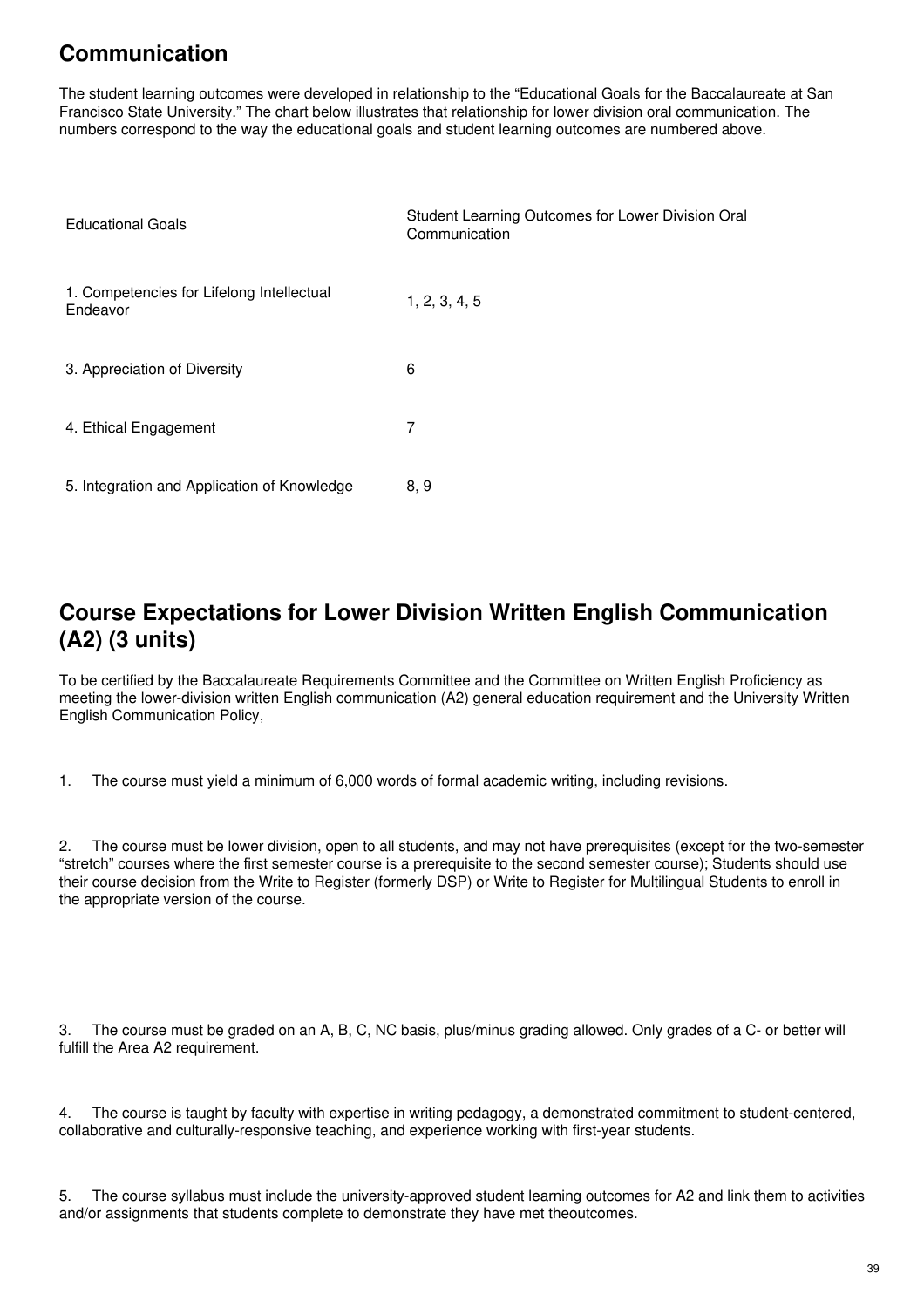## Communication

The student learning outcomes were developed in relationship to the "Educational Goals for the Baccalaureate at San Francisco State University." The chart below illustrates that relationship for lower division oral communication. The numbers correspond to the way the educational goals and student learning outcomes are numbered above.

| Educational Goals | Student Learning Outcomes for Lower Division Oral Communication |
| --- | --- |
| 1. Competencies for Lifelong Intellectual Endeavor | 1, 2, 3, 4, 5 |
| 3. Appreciation of Diversity | 6 |
| 4. Ethical Engagement | 7 |
| 5. Integration and Application of Knowledge | 8, 9 |

## Course Expectations for Lower Division Written English Communication (A2) (3 units)

To be certified by the Baccalaureate Requirements Committee and the Committee on Written English Proficiency as meeting the lower-division written English communication (A2) general education requirement and the University Written English Communication Policy,

1. The course must yield a minimum of 6,000 words of formal academic writing, including revisions.

2. The course must be lower division, open to all students, and may not have prerequisites (except for the two-semester "stretch" courses where the first semester course is a prerequisite to the second semester course); Students should use their course decision from the Write to Register (formerly DSP) or Write to Register for Multilingual Students to enroll in the appropriate version of the course.

3. The course must be graded on an A, B, C, NC basis, plus/minus grading allowed. Only grades of a C- or better will fulfill the Area A2 requirement.

4. The course is taught by faculty with expertise in writing pedagogy, a demonstrated commitment to student-centered, collaborative and culturally-responsive teaching, and experience working with first-year students.

5. The course syllabus must include the university-approved student learning outcomes for A2 and link them to activities and/or assignments that students complete to demonstrate they have met theoutcomes.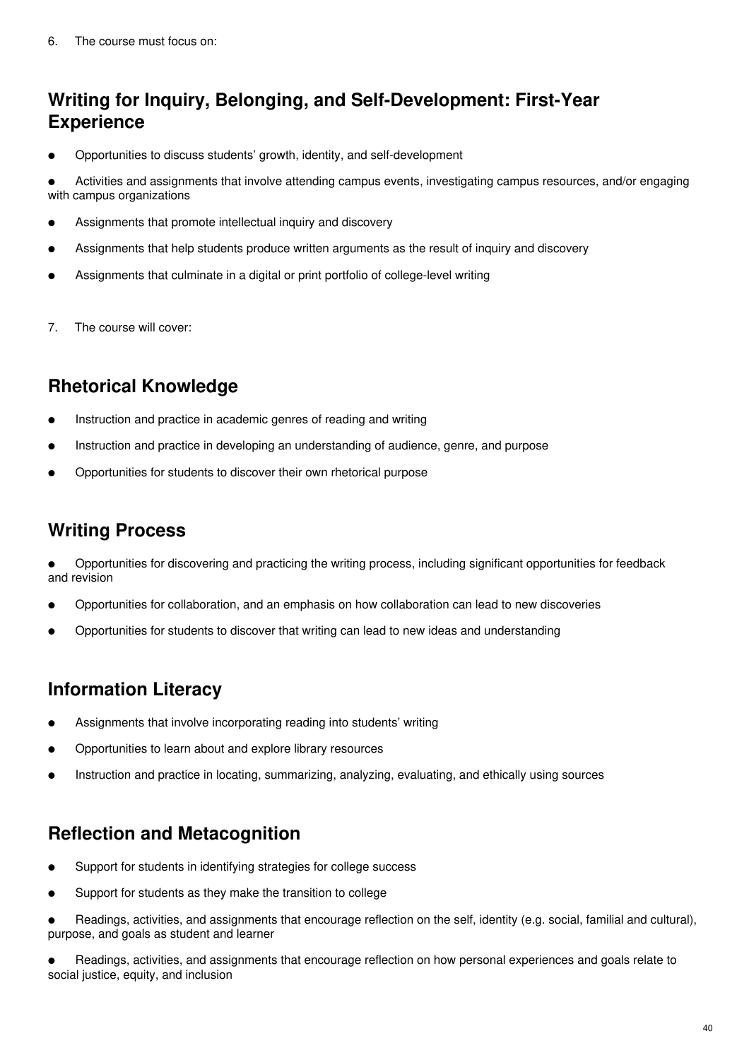6. The course must focus on:

## Writing for Inquiry, Belonging, and Self-Development: First-Year Experience

- Opportunities to discuss students' growth, identity, and self-development
- Activities and assignments that involve attending campus events, investigating campus resources, and/or engaging with campus organizations
- Assignments that promote intellectual inquiry and discovery
- Assignments that help students produce written arguments as the result of inquiry and discovery
- Assignments that culminate in a digital or print portfolio of college-level writing

7. The course will cover:

## Rhetorical Knowledge

- Instruction and practice in academic genres of reading and writing
- Instruction and practice in developing an understanding of audience, genre, and purpose
- Opportunities for students to discover their own rhetorical purpose

## Writing Process

- Opportunities for discovering and practicing the writing process, including significant opportunities for feedback and revision
- Opportunities for collaboration, and an emphasis on how collaboration can lead to new discoveries
- Opportunities for students to discover that writing can lead to new ideas and understanding

## Information Literacy

- Assignments that involve incorporating reading into students' writing
- Opportunities to learn about and explore library resources
- Instruction and practice in locating, summarizing, analyzing, evaluating, and ethically using sources

## Reflection and Metacognition

- Support for students in identifying strategies for college success
- Support for students as they make the transition to college
- Readings, activities, and assignments that encourage reflection on the self, identity (e.g. social, familial and cultural), purpose, and goals as student and learner
- Readings, activities, and assignments that encourage reflection on how personal experiences and goals relate to social justice, equity, and inclusion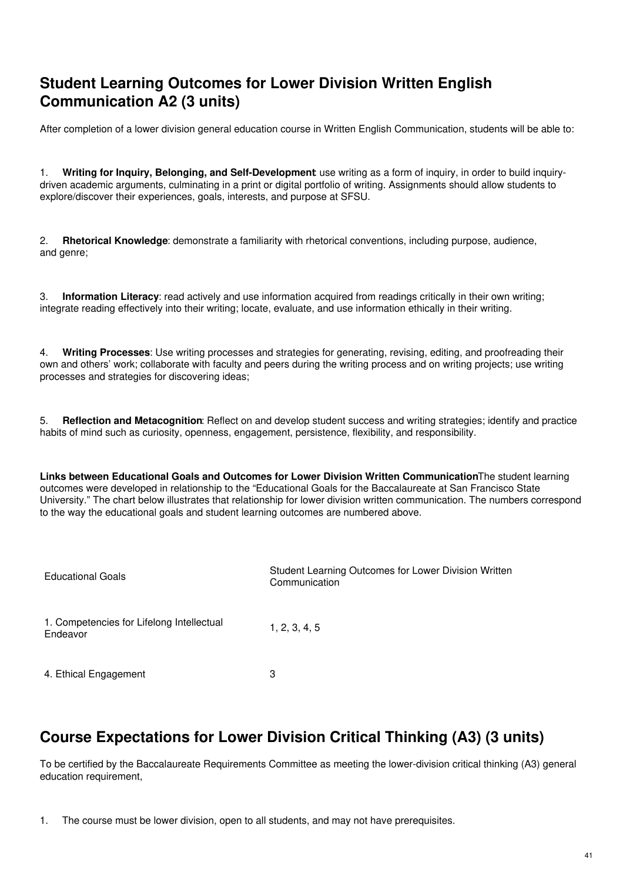## Student Learning Outcomes for Lower Division Written English Communication A2 (3 units)

After completion of a lower division general education course in Written English Communication, students will be able to:

1. **Writing for Inquiry, Belonging, and Self-Development**: use writing as a form of inquiry, in order to build inquiry-driven academic arguments, culminating in a print or digital portfolio of writing. Assignments should allow students to explore/discover their experiences, goals, interests, and purpose at SFSU.

2. **Rhetorical Knowledge**: demonstrate a familiarity with rhetorical conventions, including purpose, audience, and genre;

3. **Information Literacy**: read actively and use information acquired from readings critically in their own writing; integrate reading effectively into their writing; locate, evaluate, and use information ethically in their writing.

4. **Writing Processes**: Use writing processes and strategies for generating, revising, editing, and proofreading their own and others' work; collaborate with faculty and peers during the writing process and on writing projects; use writing processes and strategies for discovering ideas;

5. **Reflection and Metacognition**: Reflect on and develop student success and writing strategies; identify and practice habits of mind such as curiosity, openness, engagement, persistence, flexibility, and responsibility.

**Links between Educational Goals and Outcomes for Lower Division Written Communication**The student learning outcomes were developed in relationship to the "Educational Goals for the Baccalaureate at San Francisco State University." The chart below illustrates that relationship for lower division written communication. The numbers correspond to the way the educational goals and student learning outcomes are numbered above.

| Educational Goals | Student Learning Outcomes for Lower Division Written Communication |
| --- | --- |
| 1. Competencies for Lifelong Intellectual Endeavor | 1, 2, 3, 4, 5 |
| 4. Ethical Engagement | 3 |

## Course Expectations for Lower Division Critical Thinking (A3) (3 units)

To be certified by the Baccalaureate Requirements Committee as meeting the lower-division critical thinking (A3) general education requirement,

1. The course must be lower division, open to all students, and may not have prerequisites.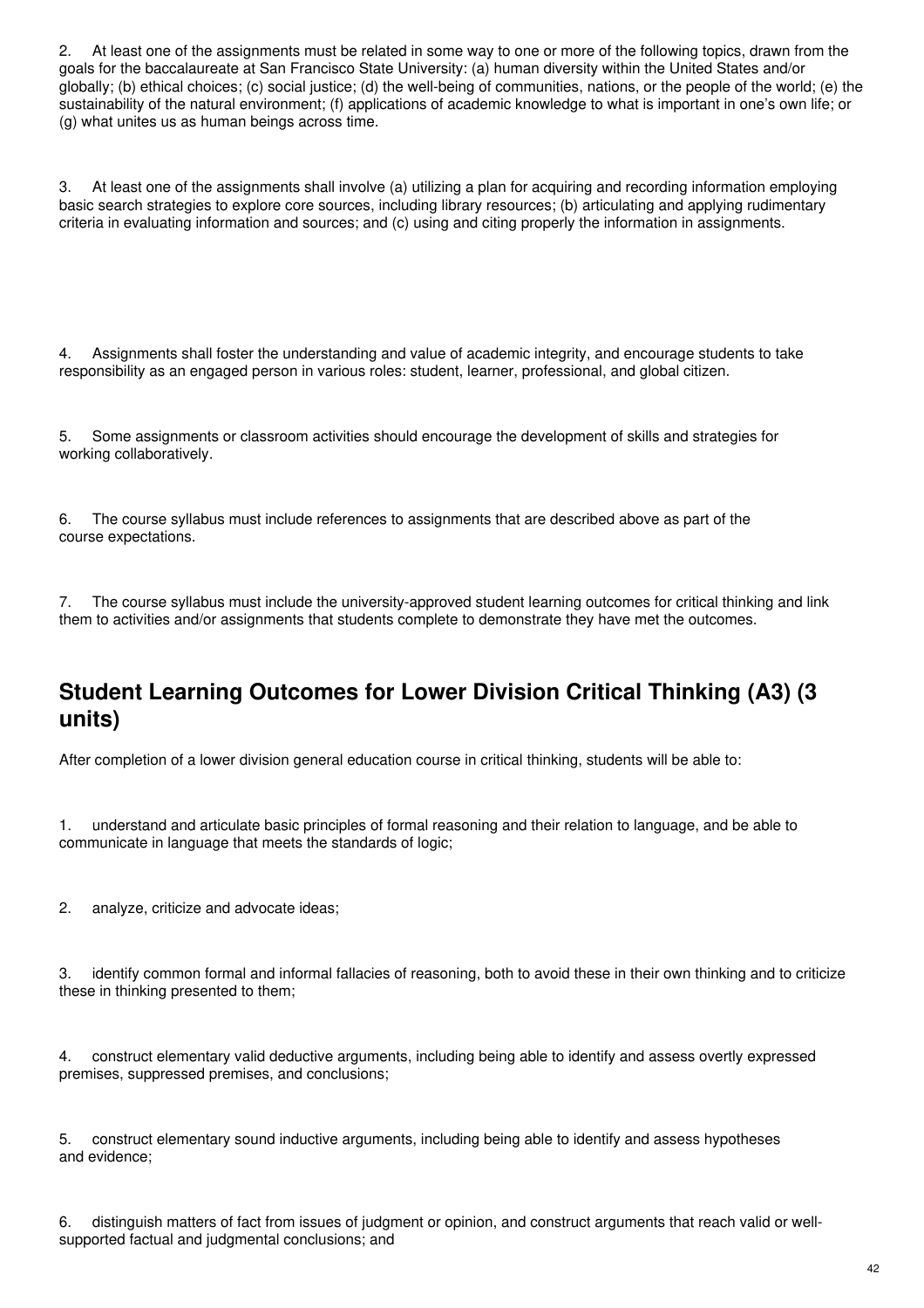2. At least one of the assignments must be related in some way to one or more of the following topics, drawn from the goals for the baccalaureate at San Francisco State University: (a) human diversity within the United States and/or globally; (b) ethical choices; (c) social justice; (d) the well-being of communities, nations, or the people of the world; (e) the sustainability of the natural environment; (f) applications of academic knowledge to what is important in one's own life; or (g) what unites us as human beings across time.

3. At least one of the assignments shall involve (a) utilizing a plan for acquiring and recording information employing basic search strategies to explore core sources, including library resources; (b) articulating and applying rudimentary criteria in evaluating information and sources; and (c) using and citing properly the information in assignments.

4. Assignments shall foster the understanding and value of academic integrity, and encourage students to take responsibility as an engaged person in various roles: student, learner, professional, and global citizen.

5. Some assignments or classroom activities should encourage the development of skills and strategies for working collaboratively.

6. The course syllabus must include references to assignments that are described above as part of the course expectations.

7. The course syllabus must include the university-approved student learning outcomes for critical thinking and link them to activities and/or assignments that students complete to demonstrate they have met the outcomes.

## Student Learning Outcomes for Lower Division Critical Thinking (A3) (3 units)

After completion of a lower division general education course in critical thinking, students will be able to:

1. understand and articulate basic principles of formal reasoning and their relation to language, and be able to communicate in language that meets the standards of logic;

2. analyze, criticize and advocate ideas;

3. identify common formal and informal fallacies of reasoning, both to avoid these in their own thinking and to criticize these in thinking presented to them;

4. construct elementary valid deductive arguments, including being able to identify and assess overtly expressed premises, suppressed premises, and conclusions;

5. construct elementary sound inductive arguments, including being able to identify and assess hypotheses and evidence;

6. distinguish matters of fact from issues of judgment or opinion, and construct arguments that reach valid or well-supported factual and judgmental conclusions; and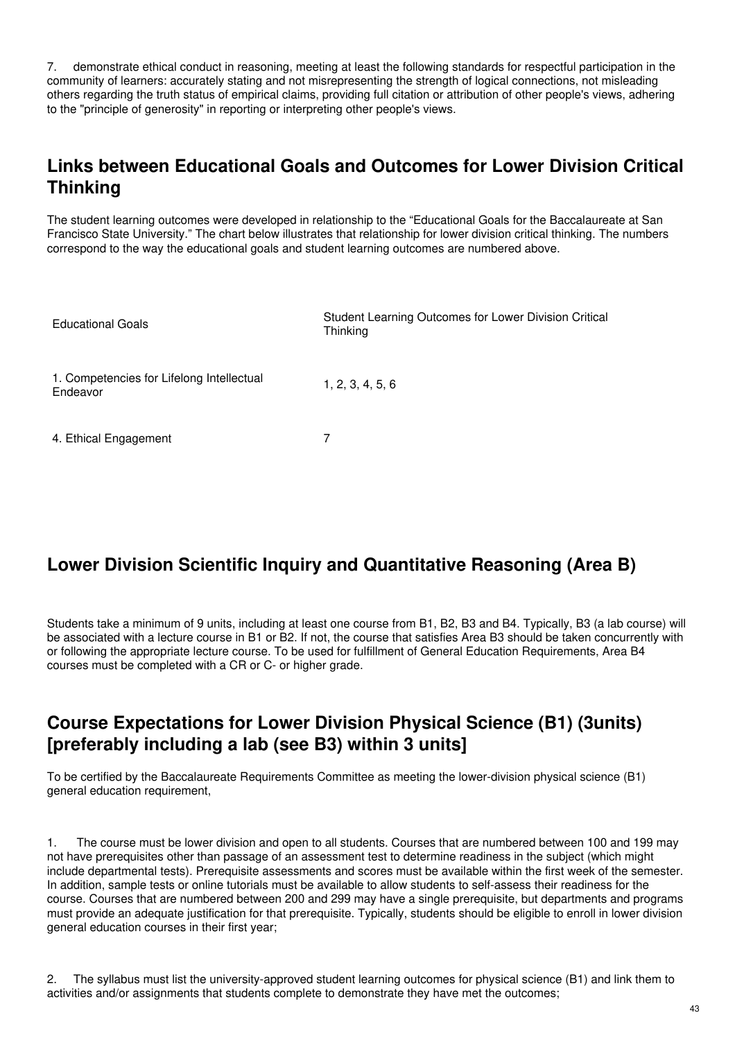7. demonstrate ethical conduct in reasoning, meeting at least the following standards for respectful participation in the community of learners: accurately stating and not misrepresenting the strength of logical connections, not misleading others regarding the truth status of empirical claims, providing full citation or attribution of other people's views, adhering to the "principle of generosity" in reporting or interpreting other people's views.

## Links between Educational Goals and Outcomes for Lower Division Critical Thinking

The student learning outcomes were developed in relationship to the "Educational Goals for the Baccalaureate at San Francisco State University." The chart below illustrates that relationship for lower division critical thinking. The numbers correspond to the way the educational goals and student learning outcomes are numbered above.

| Educational Goals | Student Learning Outcomes for Lower Division Critical Thinking |
|---|---|
| 1. Competencies for Lifelong Intellectual Endeavor | 1, 2, 3, 4, 5, 6 |
| 4. Ethical Engagement | 7 |

## Lower Division Scientific Inquiry and Quantitative Reasoning (Area B)

Students take a minimum of 9 units, including at least one course from B1, B2, B3 and B4. Typically, B3 (a lab course) will be associated with a lecture course in B1 or B2. If not, the course that satisfies Area B3 should be taken concurrently with or following the appropriate lecture course. To be used for fulfillment of General Education Requirements, Area B4 courses must be completed with a CR or C- or higher grade.

## Course Expectations for Lower Division Physical Science (B1) (3units) [preferably including a lab (see B3) within 3 units]

To be certified by the Baccalaureate Requirements Committee as meeting the lower-division physical science (B1) general education requirement,

1. The course must be lower division and open to all students. Courses that are numbered between 100 and 199 may not have prerequisites other than passage of an assessment test to determine readiness in the subject (which might include departmental tests). Prerequisite assessments and scores must be available within the first week of the semester. In addition, sample tests or online tutorials must be available to allow students to self-assess their readiness for the course. Courses that are numbered between 200 and 299 may have a single prerequisite, but departments and programs must provide an adequate justification for that prerequisite. Typically, students should be eligible to enroll in lower division general education courses in their first year;

2. The syllabus must list the university-approved student learning outcomes for physical science (B1) and link them to activities and/or assignments that students complete to demonstrate they have met the outcomes;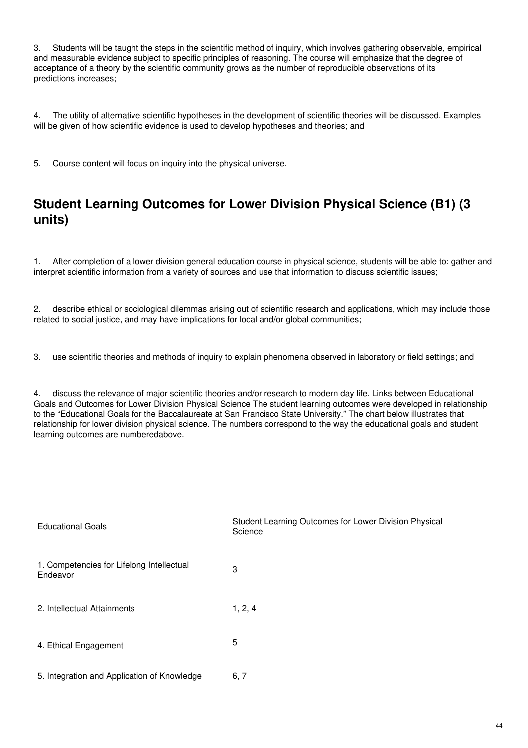3. Students will be taught the steps in the scientific method of inquiry, which involves gathering observable, empirical and measurable evidence subject to specific principles of reasoning. The course will emphasize that the degree of acceptance of a theory by the scientific community grows as the number of reproducible observations of its predictions increases;

4. The utility of alternative scientific hypotheses in the development of scientific theories will be discussed. Examples will be given of how scientific evidence is used to develop hypotheses and theories; and

5. Course content will focus on inquiry into the physical universe.

## Student Learning Outcomes for Lower Division Physical Science (B1) (3 units)

1. After completion of a lower division general education course in physical science, students will be able to: gather and interpret scientific information from a variety of sources and use that information to discuss scientific issues;

2. describe ethical or sociological dilemmas arising out of scientific research and applications, which may include those related to social justice, and may have implications for local and/or global communities;

3. use scientific theories and methods of inquiry to explain phenomena observed in laboratory or field settings; and

4. discuss the relevance of major scientific theories and/or research to modern day life. Links between Educational Goals and Outcomes for Lower Division Physical Science The student learning outcomes were developed in relationship to the "Educational Goals for the Baccalaureate at San Francisco State University." The chart below illustrates that relationship for lower division physical science. The numbers correspond to the way the educational goals and student learning outcomes are numberedabove.

| Educational Goals | Student Learning Outcomes for Lower Division Physical Science |
| --- | --- |
| 1. Competencies for Lifelong Intellectual Endeavor | 3 |
| 2. Intellectual Attainments | 1, 2, 4 |
| 4. Ethical Engagement | 5 |
| 5. Integration and Application of Knowledge | 6, 7 |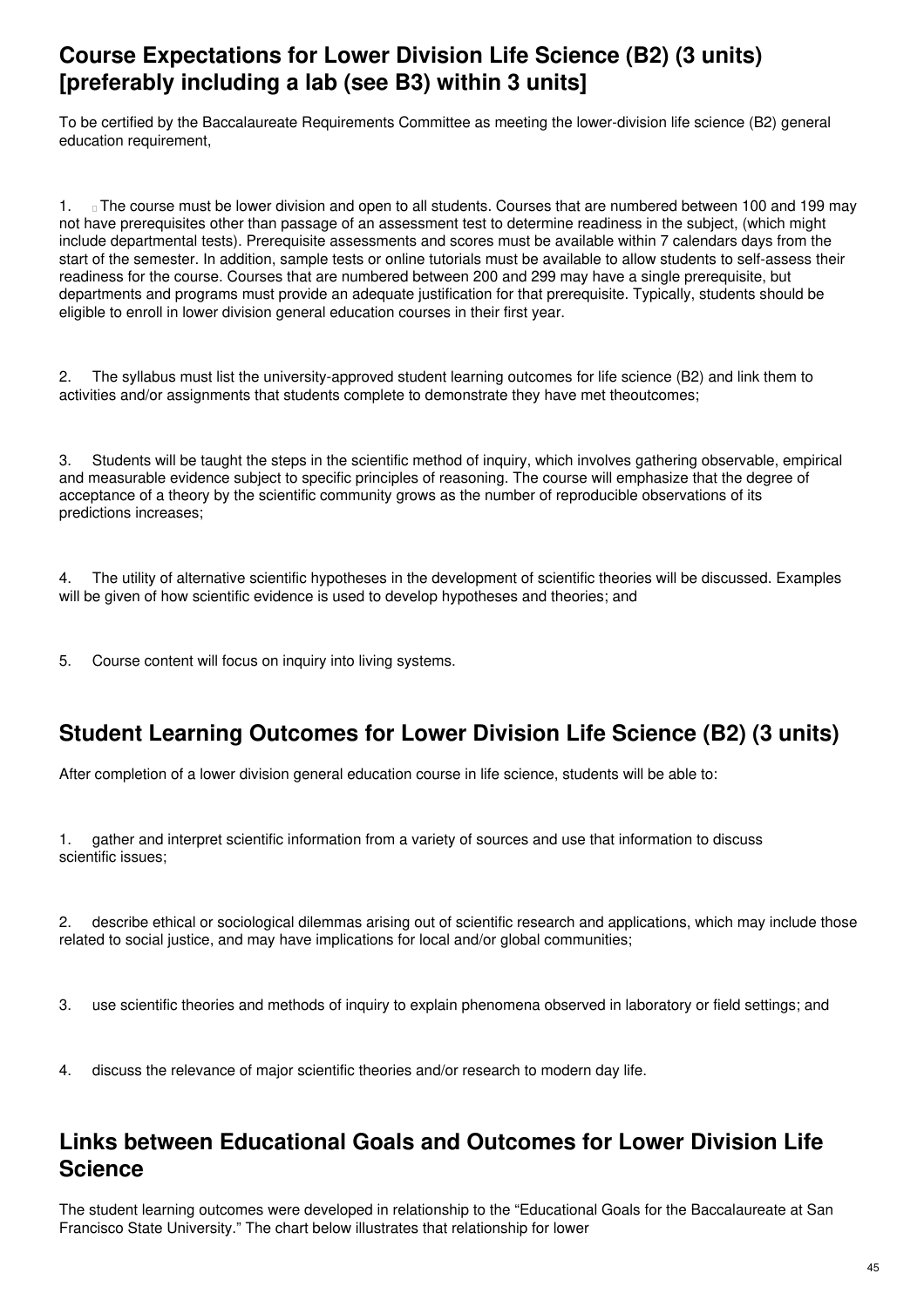## Course Expectations for Lower Division Life Science (B2) (3 units) [preferably including a lab (see B3) within 3 units]

To be certified by the Baccalaureate Requirements Committee as meeting the lower-division life science (B2) general education requirement,

1. The course must be lower division and open to all students. Courses that are numbered between 100 and 199 may not have prerequisites other than passage of an assessment test to determine readiness in the subject, (which might include departmental tests). Prerequisite assessments and scores must be available within 7 calendars days from the start of the semester. In addition, sample tests or online tutorials must be available to allow students to self-assess their readiness for the course. Courses that are numbered between 200 and 299 may have a single prerequisite, but departments and programs must provide an adequate justification for that prerequisite. Typically, students should be eligible to enroll in lower division general education courses in their first year.

2. The syllabus must list the university-approved student learning outcomes for life science (B2) and link them to activities and/or assignments that students complete to demonstrate they have met theoutcomes;

3. Students will be taught the steps in the scientific method of inquiry, which involves gathering observable, empirical and measurable evidence subject to specific principles of reasoning. The course will emphasize that the degree of acceptance of a theory by the scientific community grows as the number of reproducible observations of its predictions increases;

4. The utility of alternative scientific hypotheses in the development of scientific theories will be discussed. Examples will be given of how scientific evidence is used to develop hypotheses and theories; and

5. Course content will focus on inquiry into living systems.

## Student Learning Outcomes for Lower Division Life Science (B2) (3 units)

After completion of a lower division general education course in life science, students will be able to:

1. gather and interpret scientific information from a variety of sources and use that information to discuss scientific issues;

2. describe ethical or sociological dilemmas arising out of scientific research and applications, which may include those related to social justice, and may have implications for local and/or global communities;

3. use scientific theories and methods of inquiry to explain phenomena observed in laboratory or field settings; and

4. discuss the relevance of major scientific theories and/or research to modern day life.

## Links between Educational Goals and Outcomes for Lower Division Life Science

The student learning outcomes were developed in relationship to the "Educational Goals for the Baccalaureate at San Francisco State University." The chart below illustrates that relationship for lower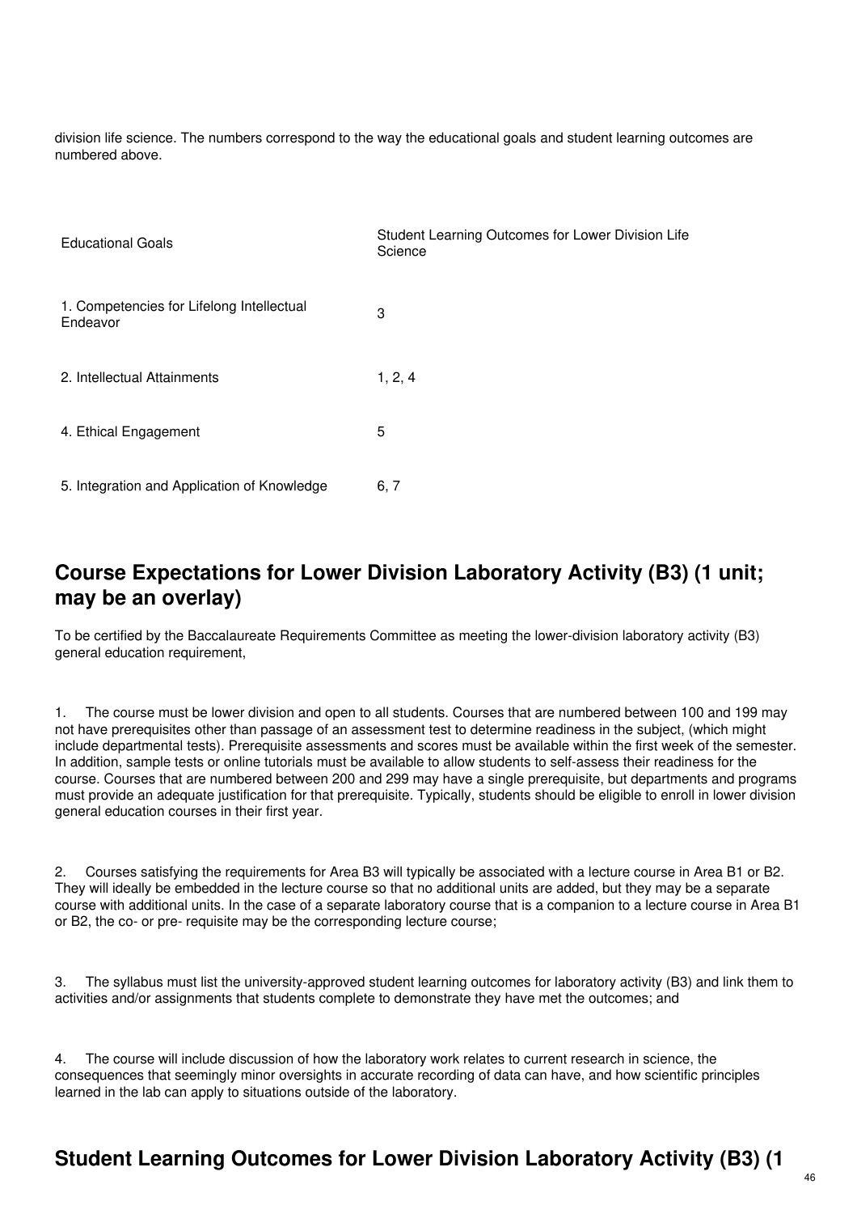division life science. The numbers correspond to the way the educational goals and student learning outcomes are numbered above.

| Educational Goals | Student Learning Outcomes for Lower Division Life Science |
| --- | --- |
| 1. Competencies for Lifelong Intellectual Endeavor | 3 |
| 2. Intellectual Attainments | 1, 2, 4 |
| 4. Ethical Engagement | 5 |
| 5. Integration and Application of Knowledge | 6, 7 |

## Course Expectations for Lower Division Laboratory Activity (B3) (1 unit; may be an overlay)

To be certified by the Baccalaureate Requirements Committee as meeting the lower-division laboratory activity (B3) general education requirement,

1. The course must be lower division and open to all students. Courses that are numbered between 100 and 199 may not have prerequisites other than passage of an assessment test to determine readiness in the subject, (which might include departmental tests). Prerequisite assessments and scores must be available within the first week of the semester. In addition, sample tests or online tutorials must be available to allow students to self-assess their readiness for the course. Courses that are numbered between 200 and 299 may have a single prerequisite, but departments and programs must provide an adequate justification for that prerequisite. Typically, students should be eligible to enroll in lower division general education courses in their first year.

2. Courses satisfying the requirements for Area B3 will typically be associated with a lecture course in Area B1 or B2. They will ideally be embedded in the lecture course so that no additional units are added, but they may be a separate course with additional units. In the case of a separate laboratory course that is a companion to a lecture course in Area B1 or B2, the co- or pre- requisite may be the corresponding lecture course;

3. The syllabus must list the university-approved student learning outcomes for laboratory activity (B3) and link them to activities and/or assignments that students complete to demonstrate they have met the outcomes; and

4. The course will include discussion of how the laboratory work relates to current research in science, the consequences that seemingly minor oversights in accurate recording of data can have, and how scientific principles learned in the lab can apply to situations outside of the laboratory.

## Student Learning Outcomes for Lower Division Laboratory Activity (B3) (1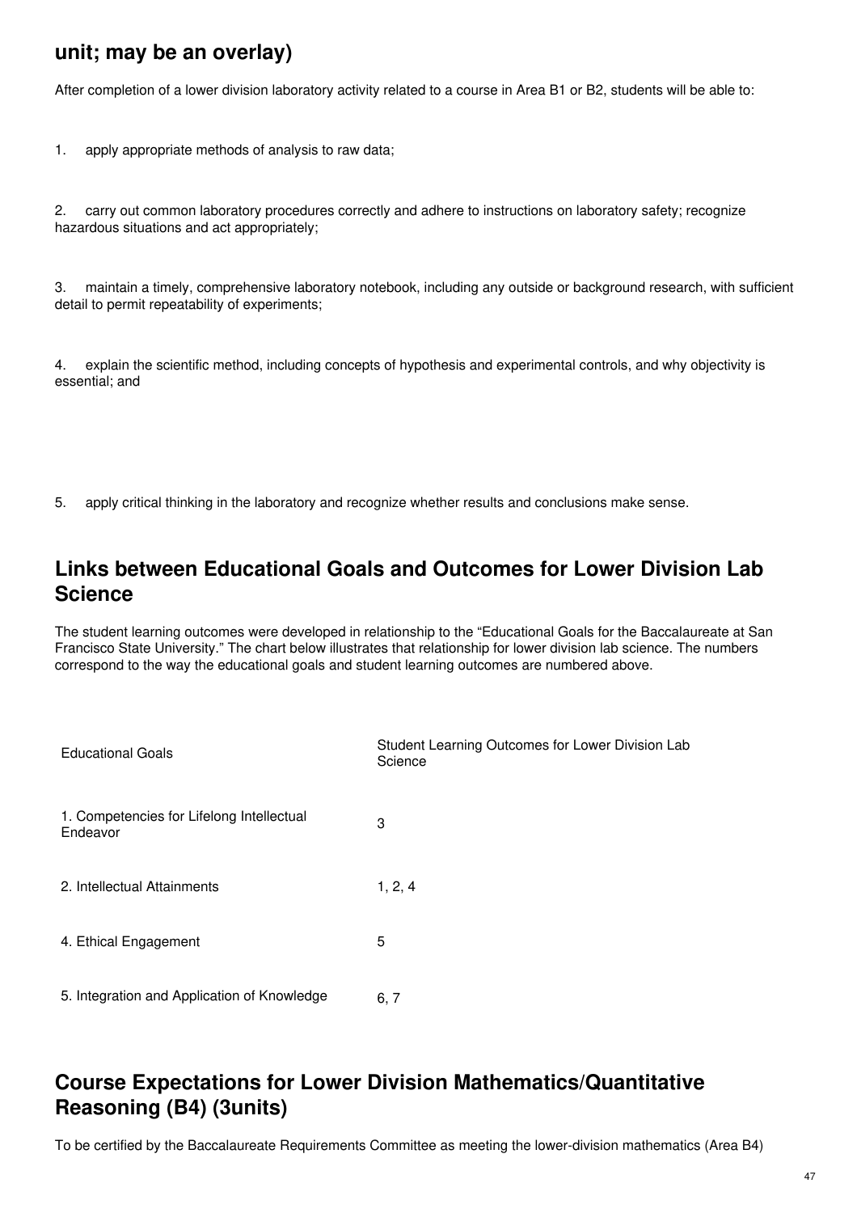## unit; may be an overlay)

After completion of a lower division laboratory activity related to a course in Area B1 or B2, students will be able to:

1. apply appropriate methods of analysis to raw data;

2. carry out common laboratory procedures correctly and adhere to instructions on laboratory safety; recognize hazardous situations and act appropriately;

3. maintain a timely, comprehensive laboratory notebook, including any outside or background research, with sufficient detail to permit repeatability of experiments;

4. explain the scientific method, including concepts of hypothesis and experimental controls, and why objectivity is essential; and

5. apply critical thinking in the laboratory and recognize whether results and conclusions make sense.

## Links between Educational Goals and Outcomes for Lower Division Lab Science

The student learning outcomes were developed in relationship to the "Educational Goals for the Baccalaureate at San Francisco State University." The chart below illustrates that relationship for lower division lab science. The numbers correspond to the way the educational goals and student learning outcomes are numbered above.

| Educational Goals | Student Learning Outcomes for Lower Division Lab Science |
|---|---|
| 1. Competencies for Lifelong Intellectual Endeavor | 3 |
| 2. Intellectual Attainments | 1, 2, 4 |
| 4. Ethical Engagement | 5 |
| 5. Integration and Application of Knowledge | 6, 7 |

## Course Expectations for Lower Division Mathematics/Quantitative Reasoning (B4) (3units)

To be certified by the Baccalaureate Requirements Committee as meeting the lower-division mathematics (Area B4)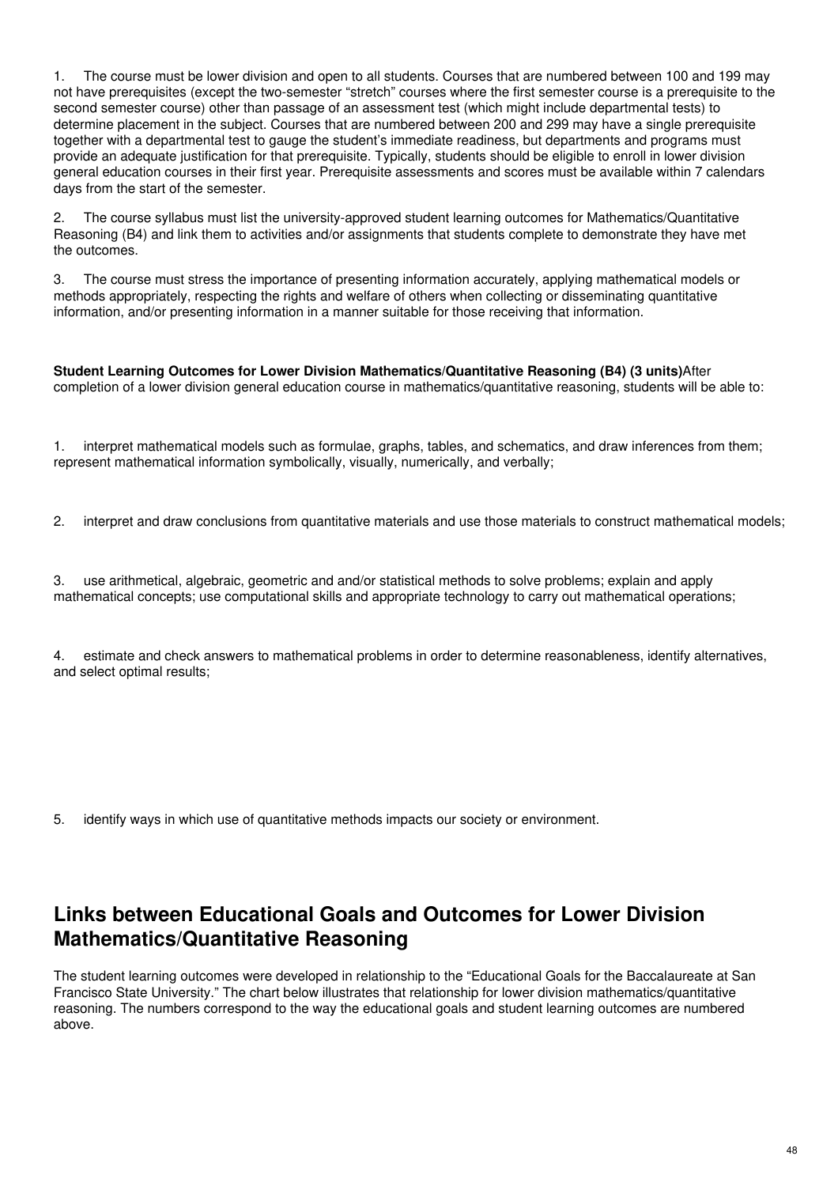1. The course must be lower division and open to all students. Courses that are numbered between 100 and 199 may not have prerequisites (except the two-semester “stretch” courses where the first semester course is a prerequisite to the second semester course) other than passage of an assessment test (which might include departmental tests) to determine placement in the subject. Courses that are numbered between 200 and 299 may have a single prerequisite together with a departmental test to gauge the student’s immediate readiness, but departments and programs must provide an adequate justification for that prerequisite. Typically, students should be eligible to enroll in lower division general education courses in their first year. Prerequisite assessments and scores must be available within 7 calendars days from the start of the semester.

2. The course syllabus must list the university-approved student learning outcomes for Mathematics/Quantitative Reasoning (B4) and link them to activities and/or assignments that students complete to demonstrate they have met the outcomes.

3. The course must stress the importance of presenting information accurately, applying mathematical models or methods appropriately, respecting the rights and welfare of others when collecting or disseminating quantitative information, and/or presenting information in a manner suitable for those receiving that information.

**Student Learning Outcomes for Lower Division Mathematics/Quantitative Reasoning (B4) (3 units)**After completion of a lower division general education course in mathematics/quantitative reasoning, students will be able to:

1. interpret mathematical models such as formulae, graphs, tables, and schematics, and draw inferences from them; represent mathematical information symbolically, visually, numerically, and verbally;

2. interpret and draw conclusions from quantitative materials and use those materials to construct mathematical models;

3. use arithmetical, algebraic, geometric and and/or statistical methods to solve problems; explain and apply mathematical concepts; use computational skills and appropriate technology to carry out mathematical operations;

4. estimate and check answers to mathematical problems in order to determine reasonableness, identify alternatives, and select optimal results;

5. identify ways in which use of quantitative methods impacts our society or environment.

## Links between Educational Goals and Outcomes for Lower Division Mathematics/Quantitative Reasoning

The student learning outcomes were developed in relationship to the “Educational Goals for the Baccalaureate at San Francisco State University.” The chart below illustrates that relationship for lower division mathematics/quantitative reasoning. The numbers correspond to the way the educational goals and student learning outcomes are numbered above.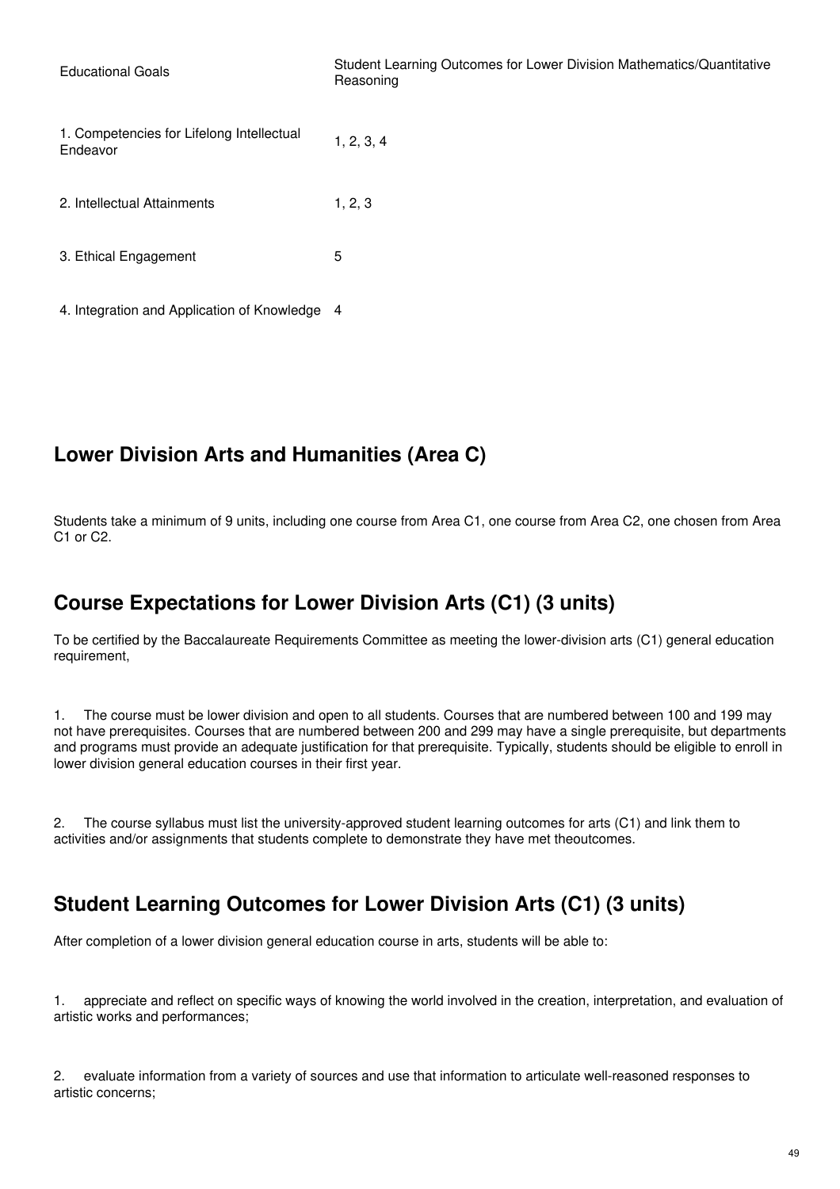| Educational Goals | Student Learning Outcomes for Lower Division Mathematics/Quantitative Reasoning |
|---|---|
| 1. Competencies for Lifelong Intellectual Endeavor | 1, 2, 3, 4 |
| 2. Intellectual Attainments | 1, 2, 3 |
| 3. Ethical Engagement | 5 |
| 4. Integration and Application of Knowledge | 4 |

## Lower Division Arts and Humanities (Area C)

Students take a minimum of 9 units, including one course from Area C1, one course from Area C2, one chosen from Area C1 or C2.

## Course Expectations for Lower Division Arts (C1) (3 units)

To be certified by the Baccalaureate Requirements Committee as meeting the lower-division arts (C1) general education requirement,

1. The course must be lower division and open to all students. Courses that are numbered between 100 and 199 may not have prerequisites. Courses that are numbered between 200 and 299 may have a single prerequisite, but departments and programs must provide an adequate justification for that prerequisite. Typically, students should be eligible to enroll in lower division general education courses in their first year.

2. The course syllabus must list the university-approved student learning outcomes for arts (C1) and link them to activities and/or assignments that students complete to demonstrate they have met theoutcomes.

## Student Learning Outcomes for Lower Division Arts (C1) (3 units)

After completion of a lower division general education course in arts, students will be able to:

1. appreciate and reflect on specific ways of knowing the world involved in the creation, interpretation, and evaluation of artistic works and performances;

2. evaluate information from a variety of sources and use that information to articulate well-reasoned responses to artistic concerns;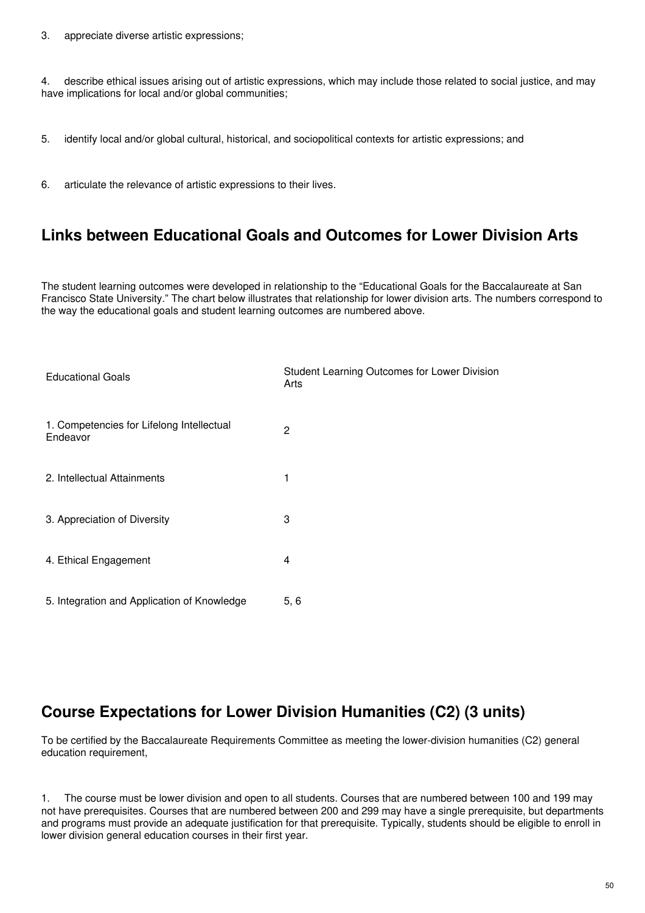3. appreciate diverse artistic expressions;

4. describe ethical issues arising out of artistic expressions, which may include those related to social justice, and may have implications for local and/or global communities;

5. identify local and/or global cultural, historical, and sociopolitical contexts for artistic expressions; and

6. articulate the relevance of artistic expressions to their lives.

## Links between Educational Goals and Outcomes for Lower Division Arts

The student learning outcomes were developed in relationship to the "Educational Goals for the Baccalaureate at San Francisco State University." The chart below illustrates that relationship for lower division arts. The numbers correspond to the way the educational goals and student learning outcomes are numbered above.

| Educational Goals | Student Learning Outcomes for Lower Division Arts |
|---|---|
| 1. Competencies for Lifelong Intellectual Endeavor | 2 |
| 2. Intellectual Attainments | 1 |
| 3. Appreciation of Diversity | 3 |
| 4. Ethical Engagement | 4 |
| 5. Integration and Application of Knowledge | 5, 6 |

## Course Expectations for Lower Division Humanities (C2) (3 units)

To be certified by the Baccalaureate Requirements Committee as meeting the lower-division humanities (C2) general education requirement,

1. The course must be lower division and open to all students. Courses that are numbered between 100 and 199 may not have prerequisites. Courses that are numbered between 200 and 299 may have a single prerequisite, but departments and programs must provide an adequate justification for that prerequisite. Typically, students should be eligible to enroll in lower division general education courses in their first year.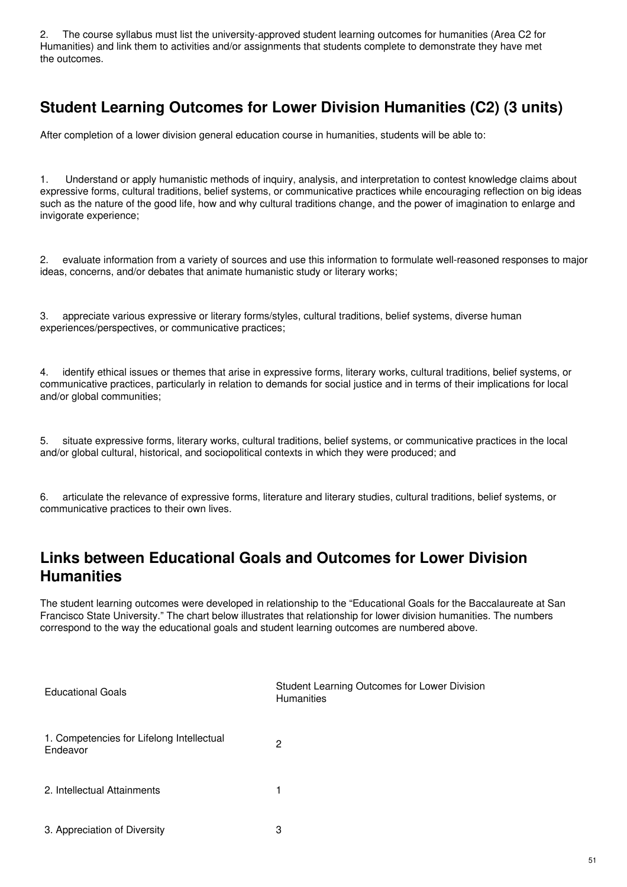2. The course syllabus must list the university-approved student learning outcomes for humanities (Area C2 for Humanities) and link them to activities and/or assignments that students complete to demonstrate they have met the outcomes.

## Student Learning Outcomes for Lower Division Humanities (C2) (3 units)

After completion of a lower division general education course in humanities, students will be able to:

1. Understand or apply humanistic methods of inquiry, analysis, and interpretation to contest knowledge claims about expressive forms, cultural traditions, belief systems, or communicative practices while encouraging reflection on big ideas such as the nature of the good life, how and why cultural traditions change, and the power of imagination to enlarge and invigorate experience;

2. evaluate information from a variety of sources and use this information to formulate well-reasoned responses to major ideas, concerns, and/or debates that animate humanistic study or literary works;

3. appreciate various expressive or literary forms/styles, cultural traditions, belief systems, diverse human experiences/perspectives, or communicative practices;

4. identify ethical issues or themes that arise in expressive forms, literary works, cultural traditions, belief systems, or communicative practices, particularly in relation to demands for social justice and in terms of their implications for local and/or global communities;

5. situate expressive forms, literary works, cultural traditions, belief systems, or communicative practices in the local and/or global cultural, historical, and sociopolitical contexts in which they were produced; and

6. articulate the relevance of expressive forms, literature and literary studies, cultural traditions, belief systems, or communicative practices to their own lives.

## Links between Educational Goals and Outcomes for Lower Division Humanities

The student learning outcomes were developed in relationship to the "Educational Goals for the Baccalaureate at San Francisco State University." The chart below illustrates that relationship for lower division humanities. The numbers correspond to the way the educational goals and student learning outcomes are numbered above.

| Educational Goals | Student Learning Outcomes for Lower Division Humanities |
|---|---|
| 1. Competencies for Lifelong Intellectual Endeavor | 2 |
| 2. Intellectual Attainments | 1 |
| 3. Appreciation of Diversity | 3 |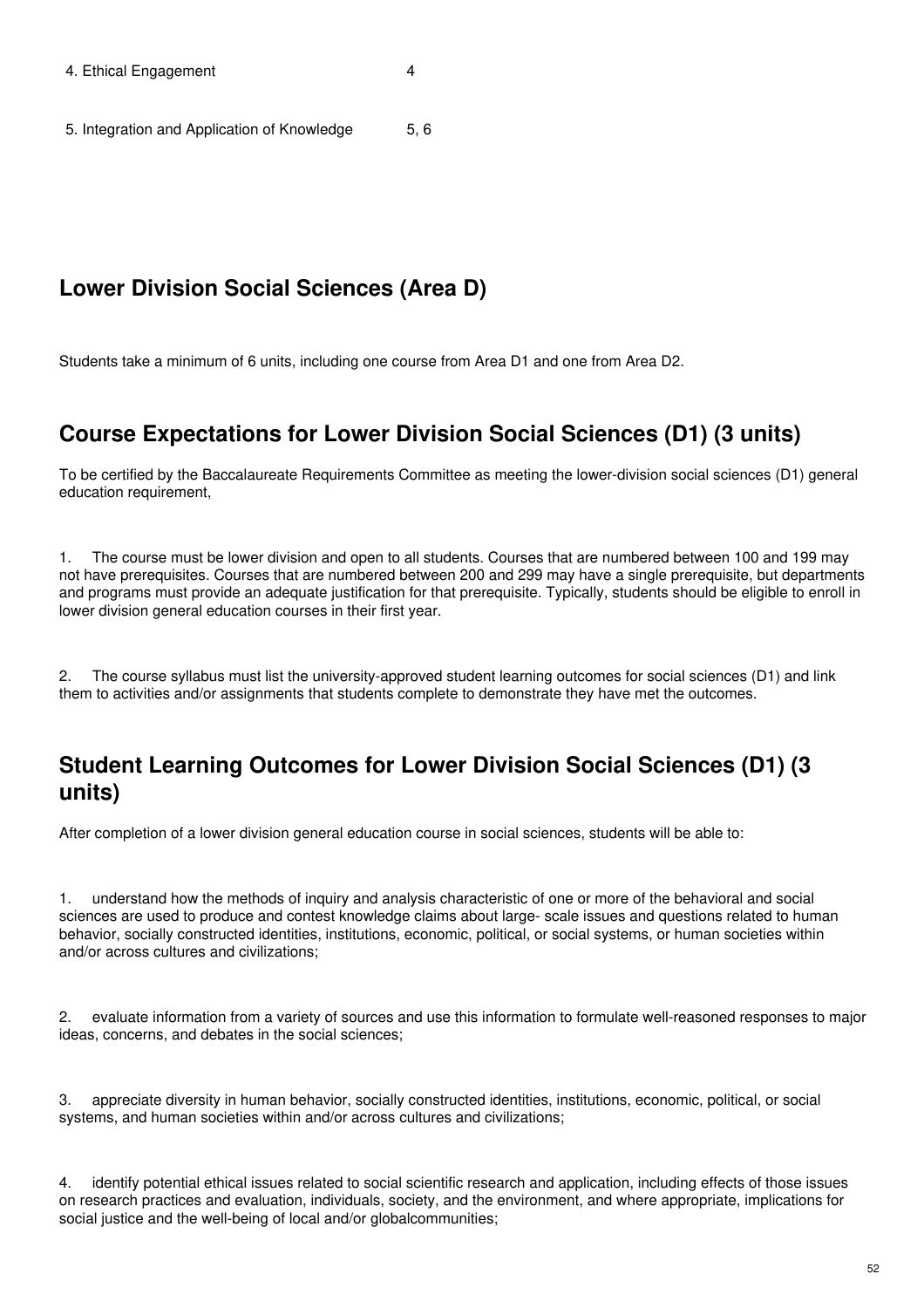| 4. Ethical Engagement | 4 |
|---|---|
| 5. Integration and Application of Knowledge | 5, 6 |

## Lower Division Social Sciences (Area D)

Students take a minimum of 6 units, including one course from Area D1 and one from Area D2.

## Course Expectations for Lower Division Social Sciences (D1) (3 units)

To be certified by the Baccalaureate Requirements Committee as meeting the lower-division social sciences (D1) general education requirement,

1. The course must be lower division and open to all students. Courses that are numbered between 100 and 199 may not have prerequisites. Courses that are numbered between 200 and 299 may have a single prerequisite, but departments and programs must provide an adequate justification for that prerequisite. Typically, students should be eligible to enroll in lower division general education courses in their first year.

2. The course syllabus must list the university-approved student learning outcomes for social sciences (D1) and link them to activities and/or assignments that students complete to demonstrate they have met the outcomes.

## Student Learning Outcomes for Lower Division Social Sciences (D1) (3 units)

After completion of a lower division general education course in social sciences, students will be able to:

1. understand how the methods of inquiry and analysis characteristic of one or more of the behavioral and social sciences are used to produce and contest knowledge claims about large- scale issues and questions related to human behavior, socially constructed identities, institutions, economic, political, or social systems, or human societies within and/or across cultures and civilizations;

2. evaluate information from a variety of sources and use this information to formulate well-reasoned responses to major ideas, concerns, and debates in the social sciences;

3. appreciate diversity in human behavior, socially constructed identities, institutions, economic, political, or social systems, and human societies within and/or across cultures and civilizations;

4. identify potential ethical issues related to social scientific research and application, including effects of those issues on research practices and evaluation, individuals, society, and the environment, and where appropriate, implications for social justice and the well-being of local and/or globalcommunities;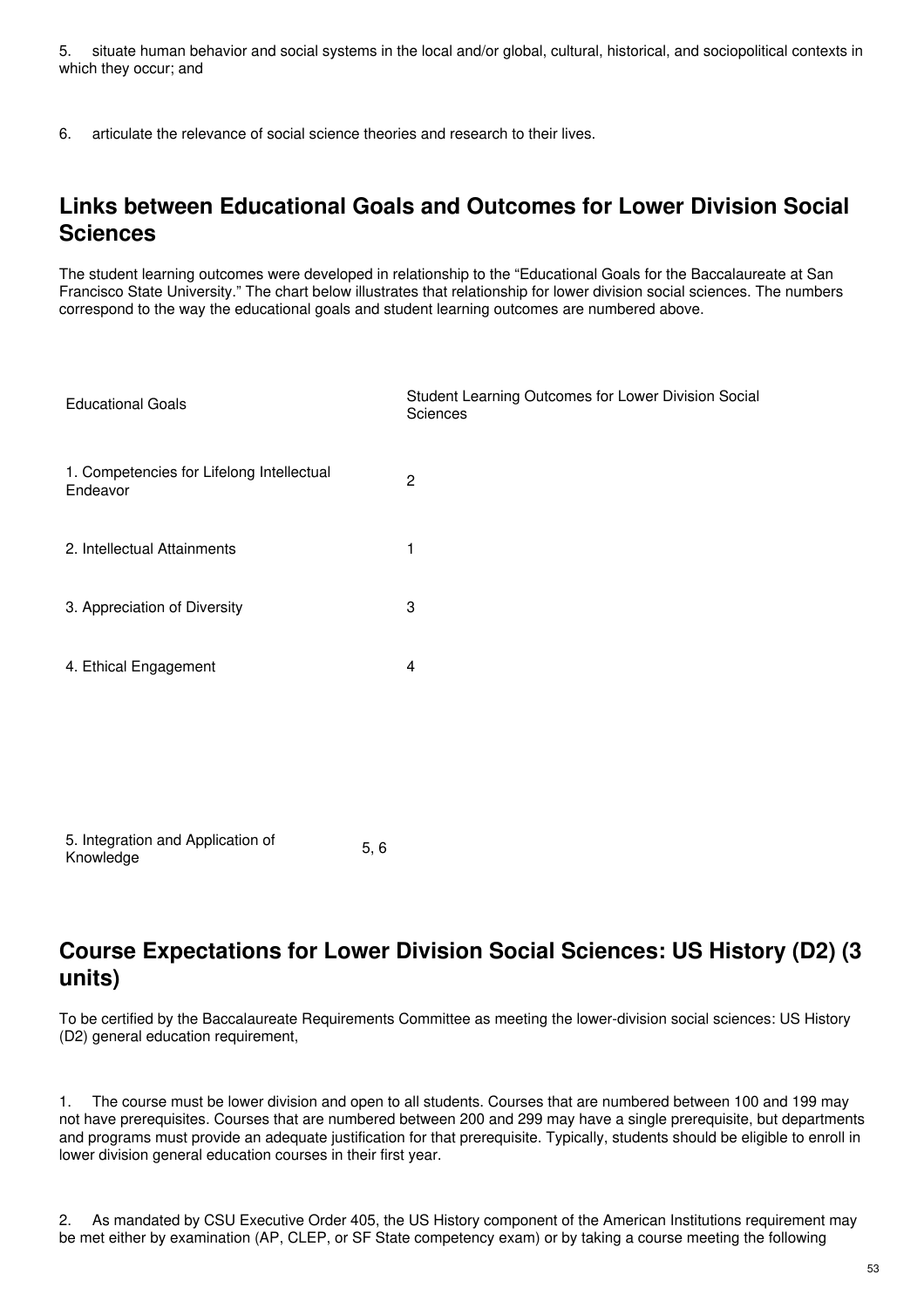5. situate human behavior and social systems in the local and/or global, cultural, historical, and sociopolitical contexts in which they occur; and

6. articulate the relevance of social science theories and research to their lives.

## Links between Educational Goals and Outcomes for Lower Division Social Sciences

The student learning outcomes were developed in relationship to the "Educational Goals for the Baccalaureate at San Francisco State University." The chart below illustrates that relationship for lower division social sciences. The numbers correspond to the way the educational goals and student learning outcomes are numbered above.

| Educational Goals | Student Learning Outcomes for Lower Division Social Sciences |
|---|---|
| 1. Competencies for Lifelong Intellectual Endeavor | 2 |
| 2. Intellectual Attainments | 1 |
| 3. Appreciation of Diversity | 3 |
| 4. Ethical Engagement | 4 |
| 5. Integration and Application of Knowledge | 5, 6 |

## Course Expectations for Lower Division Social Sciences: US History (D2) (3 units)

To be certified by the Baccalaureate Requirements Committee as meeting the lower-division social sciences: US History (D2) general education requirement,

1. The course must be lower division and open to all students. Courses that are numbered between 100 and 199 may not have prerequisites. Courses that are numbered between 200 and 299 may have a single prerequisite, but departments and programs must provide an adequate justification for that prerequisite. Typically, students should be eligible to enroll in lower division general education courses in their first year.

2. As mandated by CSU Executive Order 405, the US History component of the American Institutions requirement may be met either by examination (AP, CLEP, or SF State competency exam) or by taking a course meeting the following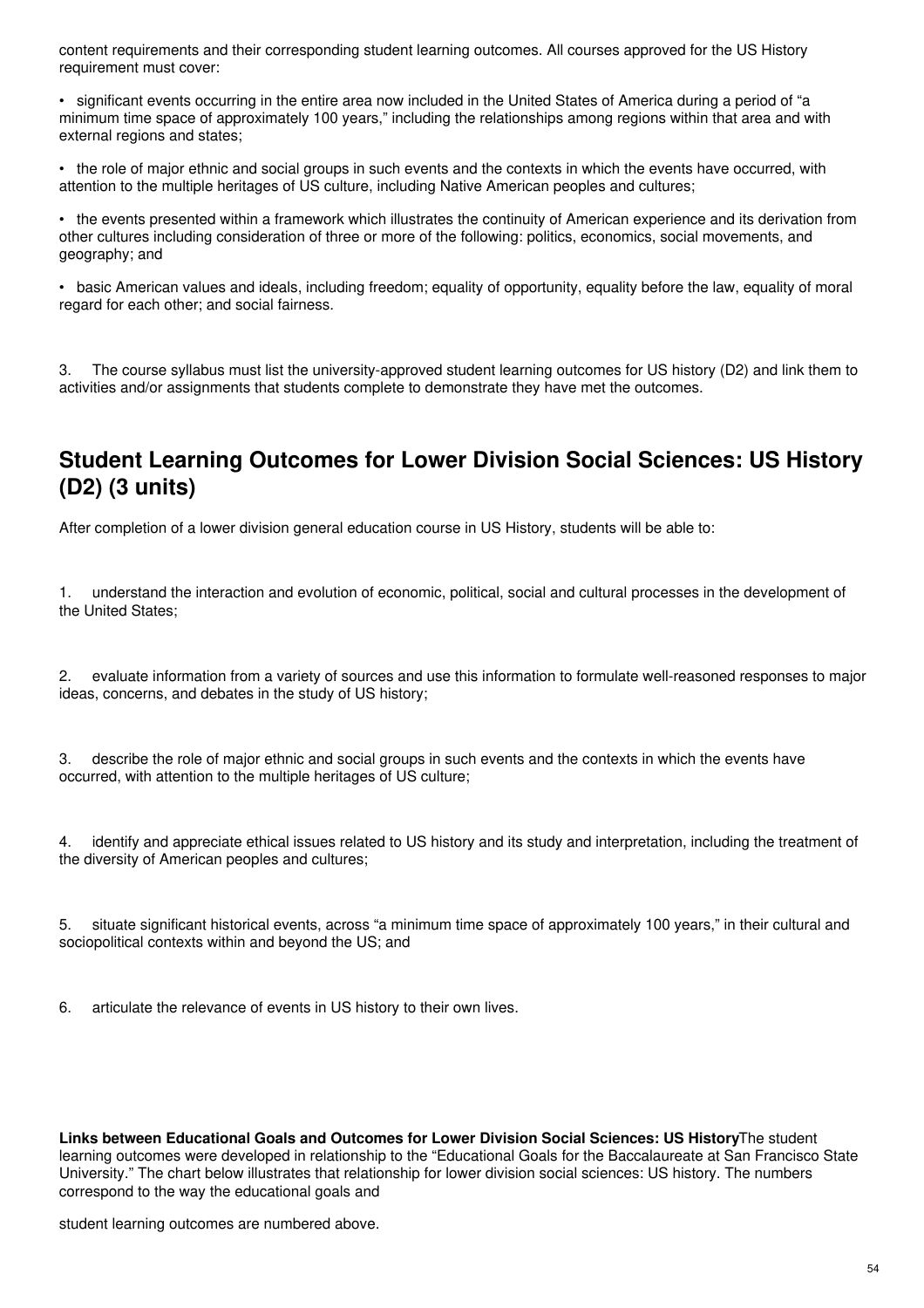content requirements and their corresponding student learning outcomes. All courses approved for the US History requirement must cover:

- significant events occurring in the entire area now included in the United States of America during a period of "a minimum time space of approximately 100 years," including the relationships among regions within that area and with external regions and states;
- the role of major ethnic and social groups in such events and the contexts in which the events have occurred, with attention to the multiple heritages of US culture, including Native American peoples and cultures;
- the events presented within a framework which illustrates the continuity of American experience and its derivation from other cultures including consideration of three or more of the following: politics, economics, social movements, and geography; and
- basic American values and ideals, including freedom; equality of opportunity, equality before the law, equality of moral regard for each other; and social fairness.

3. The course syllabus must list the university-approved student learning outcomes for US history (D2) and link them to activities and/or assignments that students complete to demonstrate they have met the outcomes.

## Student Learning Outcomes for Lower Division Social Sciences: US History (D2) (3 units)

After completion of a lower division general education course in US History, students will be able to:

1. understand the interaction and evolution of economic, political, social and cultural processes in the development of the United States;

2. evaluate information from a variety of sources and use this information to formulate well-reasoned responses to major ideas, concerns, and debates in the study of US history;

3. describe the role of major ethnic and social groups in such events and the contexts in which the events have occurred, with attention to the multiple heritages of US culture;

4. identify and appreciate ethical issues related to US history and its study and interpretation, including the treatment of the diversity of American peoples and cultures;

5. situate significant historical events, across "a minimum time space of approximately 100 years," in their cultural and sociopolitical contexts within and beyond the US; and

6. articulate the relevance of events in US history to their own lives.

**Links between Educational Goals and Outcomes for Lower Division Social Sciences: US History** The student learning outcomes were developed in relationship to the "Educational Goals for the Baccalaureate at San Francisco State University." The chart below illustrates that relationship for lower division social sciences: US history. The numbers correspond to the way the educational goals and

student learning outcomes are numbered above.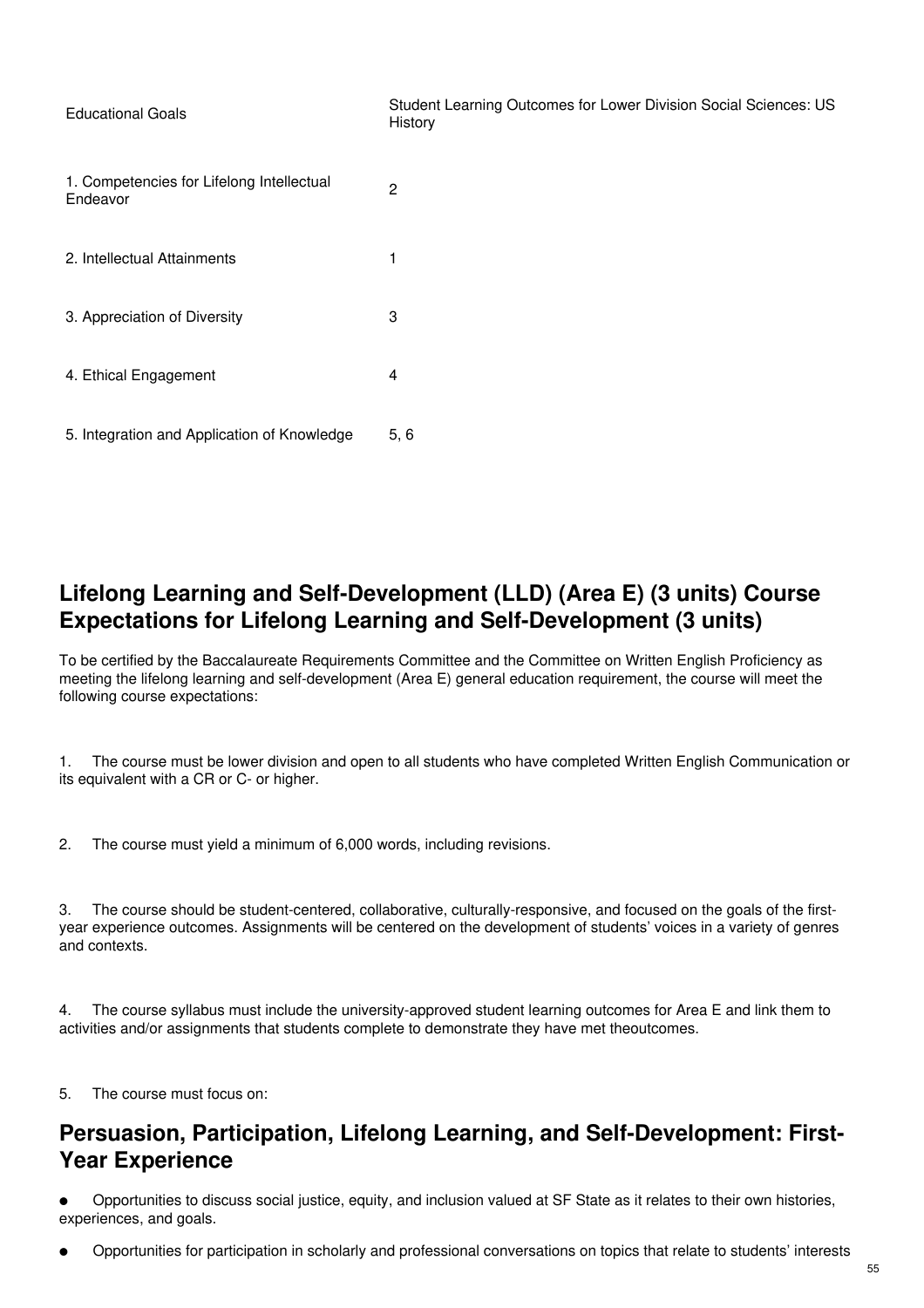| Educational Goals | Student Learning Outcomes for Lower Division Social Sciences: US History |
|---|---|
| 1. Competencies for Lifelong Intellectual Endeavor | 2 |
| 2. Intellectual Attainments | 1 |
| 3. Appreciation of Diversity | 3 |
| 4. Ethical Engagement | 4 |
| 5. Integration and Application of Knowledge | 5, 6 |

## Lifelong Learning and Self-Development (LLD) (Area E) (3 units) Course Expectations for Lifelong Learning and Self-Development (3 units)

To be certified by the Baccalaureate Requirements Committee and the Committee on Written English Proficiency as meeting the lifelong learning and self-development (Area E) general education requirement, the course will meet the following course expectations:

1. The course must be lower division and open to all students who have completed Written English Communication or its equivalent with a CR or C- or higher.

2. The course must yield a minimum of 6,000 words, including revisions.

3. The course should be student-centered, collaborative, culturally-responsive, and focused on the goals of the first-year experience outcomes. Assignments will be centered on the development of students' voices in a variety of genres and contexts.

4. The course syllabus must include the university-approved student learning outcomes for Area E and link them to activities and/or assignments that students complete to demonstrate they have met theoutcomes.

5. The course must focus on:

## Persuasion, Participation, Lifelong Learning, and Self-Development: First-Year Experience

- Opportunities to discuss social justice, equity, and inclusion valued at SF State as it relates to their own histories, experiences, and goals.
- Opportunities for participation in scholarly and professional conversations on topics that relate to students' interests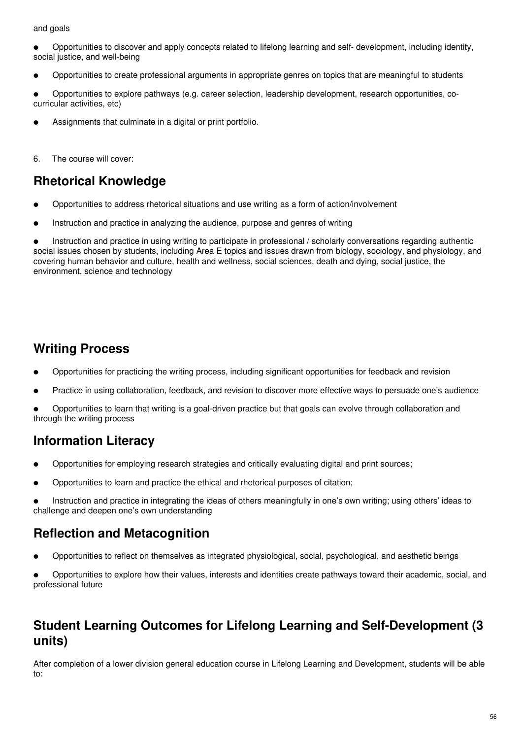and goals

- Opportunities to discover and apply concepts related to lifelong learning and self- development, including identity, social justice, and well-being
- Opportunities to create professional arguments in appropriate genres on topics that are meaningful to students
- Opportunities to explore pathways (e.g. career selection, leadership development, research opportunities, co-curricular activities, etc)
- Assignments that culminate in a digital or print portfolio.

6. The course will cover:

## Rhetorical Knowledge

- Opportunities to address rhetorical situations and use writing as a form of action/involvement
- Instruction and practice in analyzing the audience, purpose and genres of writing
- Instruction and practice in using writing to participate in professional / scholarly conversations regarding authentic social issues chosen by students, including Area E topics and issues drawn from biology, sociology, and physiology, and covering human behavior and culture, health and wellness, social sciences, death and dying, social justice, the environment, science and technology

## Writing Process

- Opportunities for practicing the writing process, including significant opportunities for feedback and revision
- Practice in using collaboration, feedback, and revision to discover more effective ways to persuade one's audience
- Opportunities to learn that writing is a goal-driven practice but that goals can evolve through collaboration and through the writing process

## Information Literacy

- Opportunities for employing research strategies and critically evaluating digital and print sources;
- Opportunities to learn and practice the ethical and rhetorical purposes of citation;
- Instruction and practice in integrating the ideas of others meaningfully in one's own writing; using others' ideas to challenge and deepen one's own understanding

## Reflection and Metacognition

- Opportunities to reflect on themselves as integrated physiological, social, psychological, and aesthetic beings
- Opportunities to explore how their values, interests and identities create pathways toward their academic, social, and professional future

## Student Learning Outcomes for Lifelong Learning and Self-Development (3 units)

After completion of a lower division general education course in Lifelong Learning and Development, students will be able to: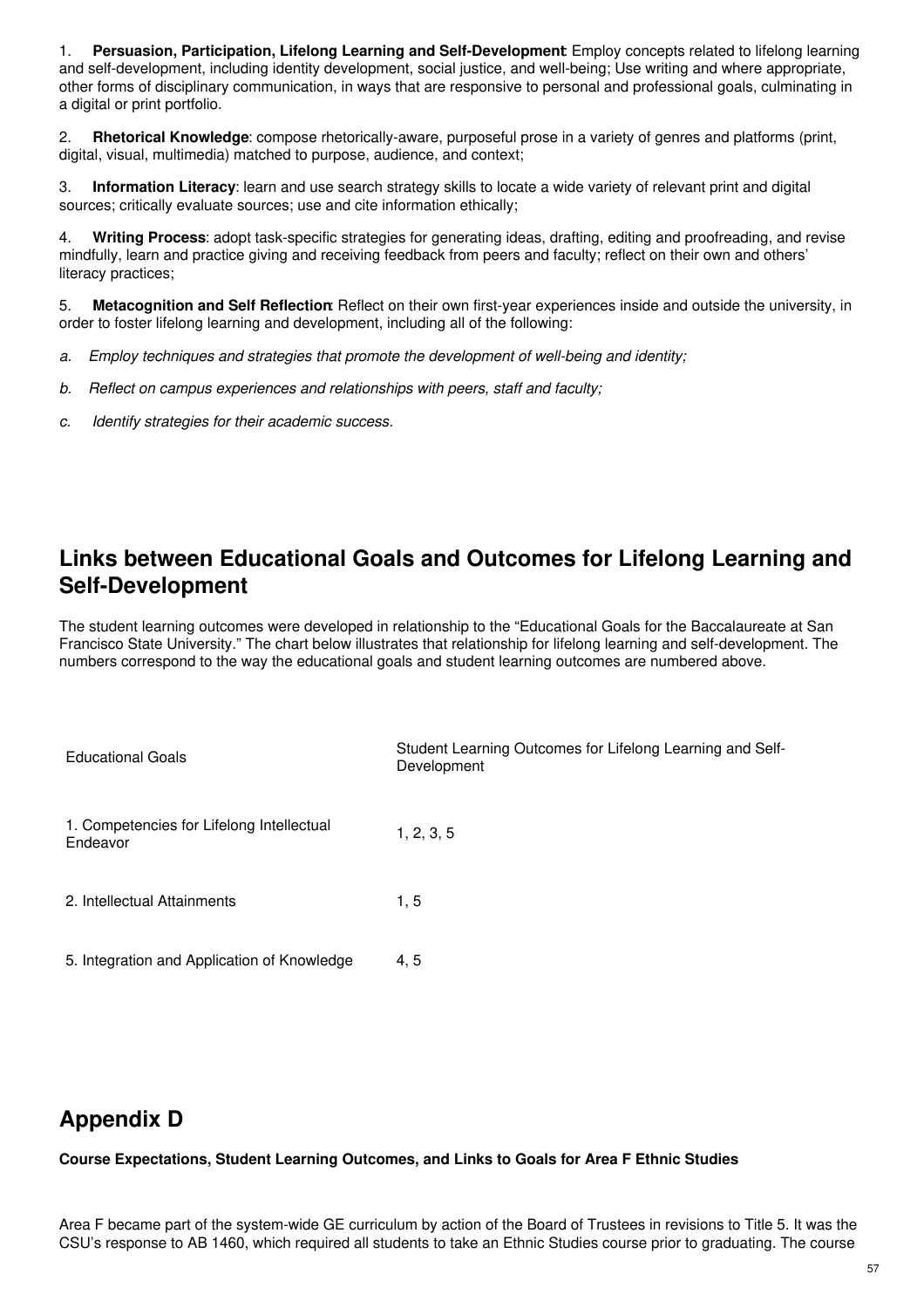1. **Persuasion, Participation, Lifelong Learning and Self-Development**: Employ concepts related to lifelong learning and self-development, including identity development, social justice, and well-being; Use writing and where appropriate, other forms of disciplinary communication, in ways that are responsive to personal and professional goals, culminating in a digital or print portfolio.

2. **Rhetorical Knowledge**: compose rhetorically-aware, purposeful prose in a variety of genres and platforms (print, digital, visual, multimedia) matched to purpose, audience, and context;

3. **Information Literacy**: learn and use search strategy skills to locate a wide variety of relevant print and digital sources; critically evaluate sources; use and cite information ethically;

4. **Writing Process**: adopt task-specific strategies for generating ideas, drafting, editing and proofreading, and revise mindfully, learn and practice giving and receiving feedback from peers and faculty; reflect on their own and others' literacy practices;

5. **Metacognition and Self Reflection**: Reflect on their own first-year experiences inside and outside the university, in order to foster lifelong learning and development, including all of the following:

*a. Employ techniques and strategies that promote the development of well-being and identity;*

*b. Reflect on campus experiences and relationships with peers, staff and faculty;*

*c. Identify strategies for their academic success.*

## Links between Educational Goals and Outcomes for Lifelong Learning and Self-Development

The student learning outcomes were developed in relationship to the "Educational Goals for the Baccalaureate at San Francisco State University." The chart below illustrates that relationship for lifelong learning and self-development. The numbers correspond to the way the educational goals and student learning outcomes are numbered above.

| Educational Goals | Student Learning Outcomes for Lifelong Learning and Self-Development |
|---|---|
| 1. Competencies for Lifelong Intellectual Endeavor | 1, 2, 3, 5 |
| 2. Intellectual Attainments | 1, 5 |
| 5. Integration and Application of Knowledge | 4, 5 |

## Appendix D

**Course Expectations, Student Learning Outcomes, and Links to Goals for Area F Ethnic Studies**

Area F became part of the system-wide GE curriculum by action of the Board of Trustees in revisions to Title 5. It was the CSU's response to AB 1460, which required all students to take an Ethnic Studies course prior to graduating. The course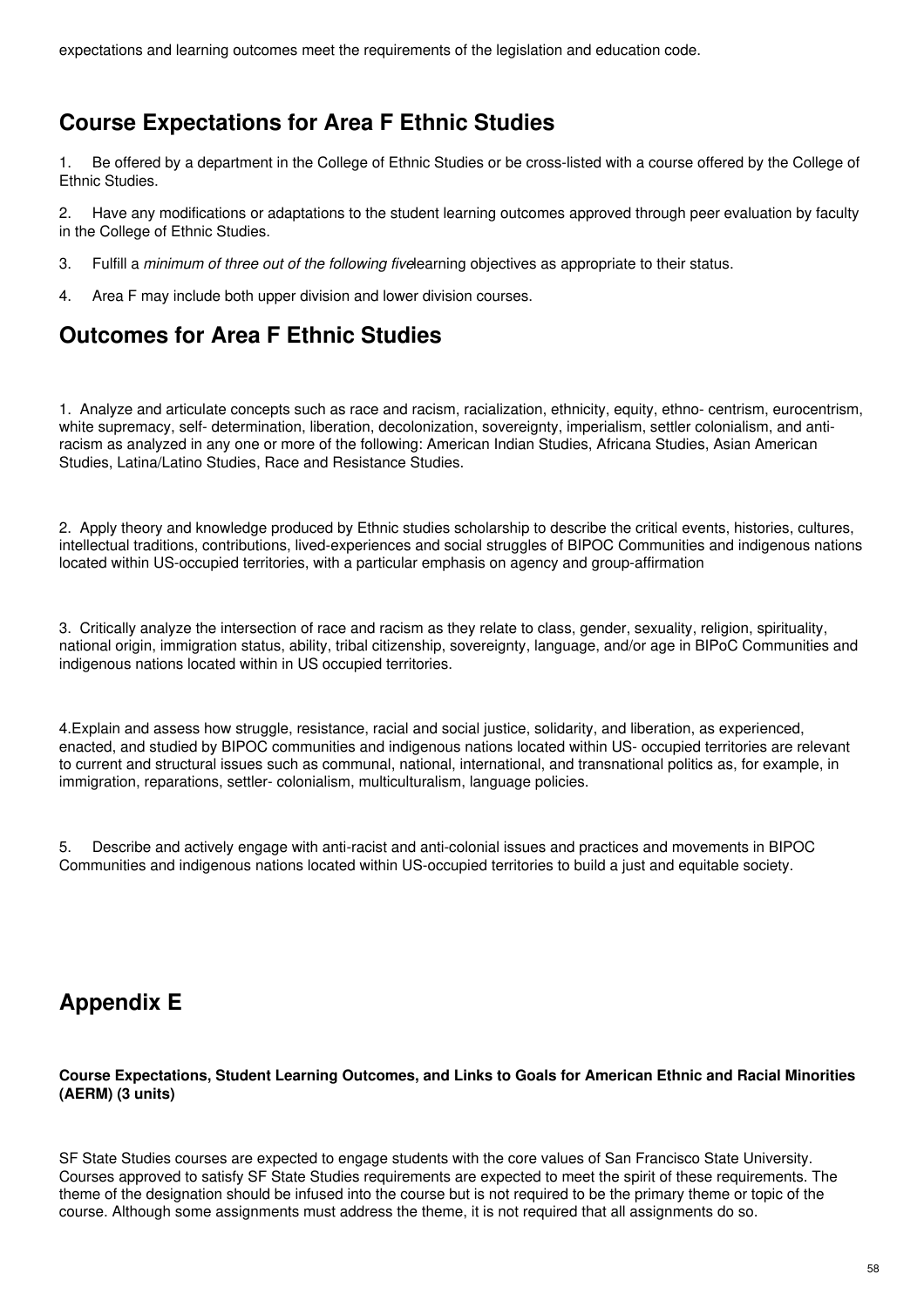expectations and learning outcomes meet the requirements of the legislation and education code.

## Course Expectations for Area F Ethnic Studies

1. Be offered by a department in the College of Ethnic Studies or be cross-listed with a course offered by the College of Ethnic Studies.

2. Have any modifications or adaptations to the student learning outcomes approved through peer evaluation by faculty in the College of Ethnic Studies.

3. Fulfill a *minimum of three out of the following five*learning objectives as appropriate to their status.

4. Area F may include both upper division and lower division courses.

## Outcomes for Area F Ethnic Studies

1. Analyze and articulate concepts such as race and racism, racialization, ethnicity, equity, ethno- centrism, eurocentrism, white supremacy, self- determination, liberation, decolonization, sovereignty, imperialism, settler colonialism, and anti-racism as analyzed in any one or more of the following: American Indian Studies, Africana Studies, Asian American Studies, Latina/Latino Studies, Race and Resistance Studies.

2. Apply theory and knowledge produced by Ethnic studies scholarship to describe the critical events, histories, cultures, intellectual traditions, contributions, lived-experiences and social struggles of BIPOC Communities and indigenous nations located within US-occupied territories, with a particular emphasis on agency and group-affirmation

3. Critically analyze the intersection of race and racism as they relate to class, gender, sexuality, religion, spirituality, national origin, immigration status, ability, tribal citizenship, sovereignty, language, and/or age in BIPoC Communities and indigenous nations located within in US occupied territories.

4. Explain and assess how struggle, resistance, racial and social justice, solidarity, and liberation, as experienced, enacted, and studied by BIPOC communities and indigenous nations located within US- occupied territories are relevant to current and structural issues such as communal, national, international, and transnational politics as, for example, in immigration, reparations, settler- colonialism, multiculturalism, language policies.

5. Describe and actively engage with anti-racist and anti-colonial issues and practices and movements in BIPOC Communities and indigenous nations located within US-occupied territories to build a just and equitable society.

## Appendix E

**Course Expectations, Student Learning Outcomes, and Links to Goals for American Ethnic and Racial Minorities (AERM) (3 units)**

SF State Studies courses are expected to engage students with the core values of San Francisco State University. Courses approved to satisfy SF State Studies requirements are expected to meet the spirit of these requirements. The theme of the designation should be infused into the course but is not required to be the primary theme or topic of the course. Although some assignments must address the theme, it is not required that all assignments do so.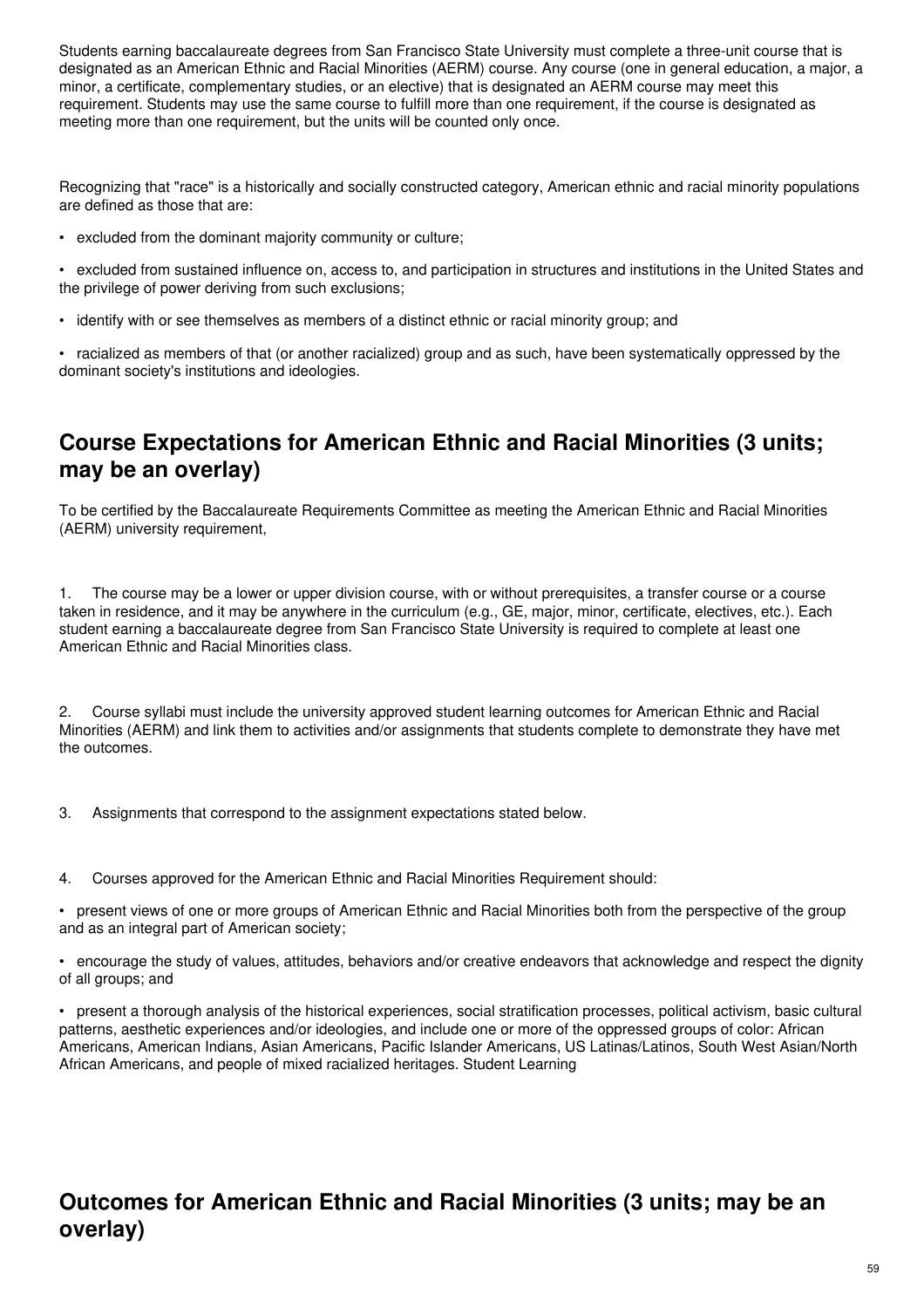Students earning baccalaureate degrees from San Francisco State University must complete a three-unit course that is designated as an American Ethnic and Racial Minorities (AERM) course. Any course (one in general education, a major, a minor, a certificate, complementary studies, or an elective) that is designated an AERM course may meet this requirement. Students may use the same course to fulfill more than one requirement, if the course is designated as meeting more than one requirement, but the units will be counted only once.

Recognizing that "race" is a historically and socially constructed category, American ethnic and racial minority populations are defined as those that are:

- excluded from the dominant majority community or culture;
- excluded from sustained influence on, access to, and participation in structures and institutions in the United States and the privilege of power deriving from such exclusions;
- identify with or see themselves as members of a distinct ethnic or racial minority group; and
- racialized as members of that (or another racialized) group and as such, have been systematically oppressed by the dominant society's institutions and ideologies.

## Course Expectations for American Ethnic and Racial Minorities (3 units; may be an overlay)

To be certified by the Baccalaureate Requirements Committee as meeting the American Ethnic and Racial Minorities (AERM) university requirement,

1. The course may be a lower or upper division course, with or without prerequisites, a transfer course or a course taken in residence, and it may be anywhere in the curriculum (e.g., GE, major, minor, certificate, electives, etc.). Each student earning a baccalaureate degree from San Francisco State University is required to complete at least one American Ethnic and Racial Minorities class.

2. Course syllabi must include the university approved student learning outcomes for American Ethnic and Racial Minorities (AERM) and link them to activities and/or assignments that students complete to demonstrate they have met the outcomes.

3. Assignments that correspond to the assignment expectations stated below.

4. Courses approved for the American Ethnic and Racial Minorities Requirement should:

- present views of one or more groups of American Ethnic and Racial Minorities both from the perspective of the group and as an integral part of American society;
- encourage the study of values, attitudes, behaviors and/or creative endeavors that acknowledge and respect the dignity of all groups; and
- present a thorough analysis of the historical experiences, social stratification processes, political activism, basic cultural patterns, aesthetic experiences and/or ideologies, and include one or more of the oppressed groups of color: African Americans, American Indians, Asian Americans, Pacific Islander Americans, US Latinas/Latinos, South West Asian/North African Americans, and people of mixed racialized heritages. Student Learning

## Outcomes for American Ethnic and Racial Minorities (3 units; may be an overlay)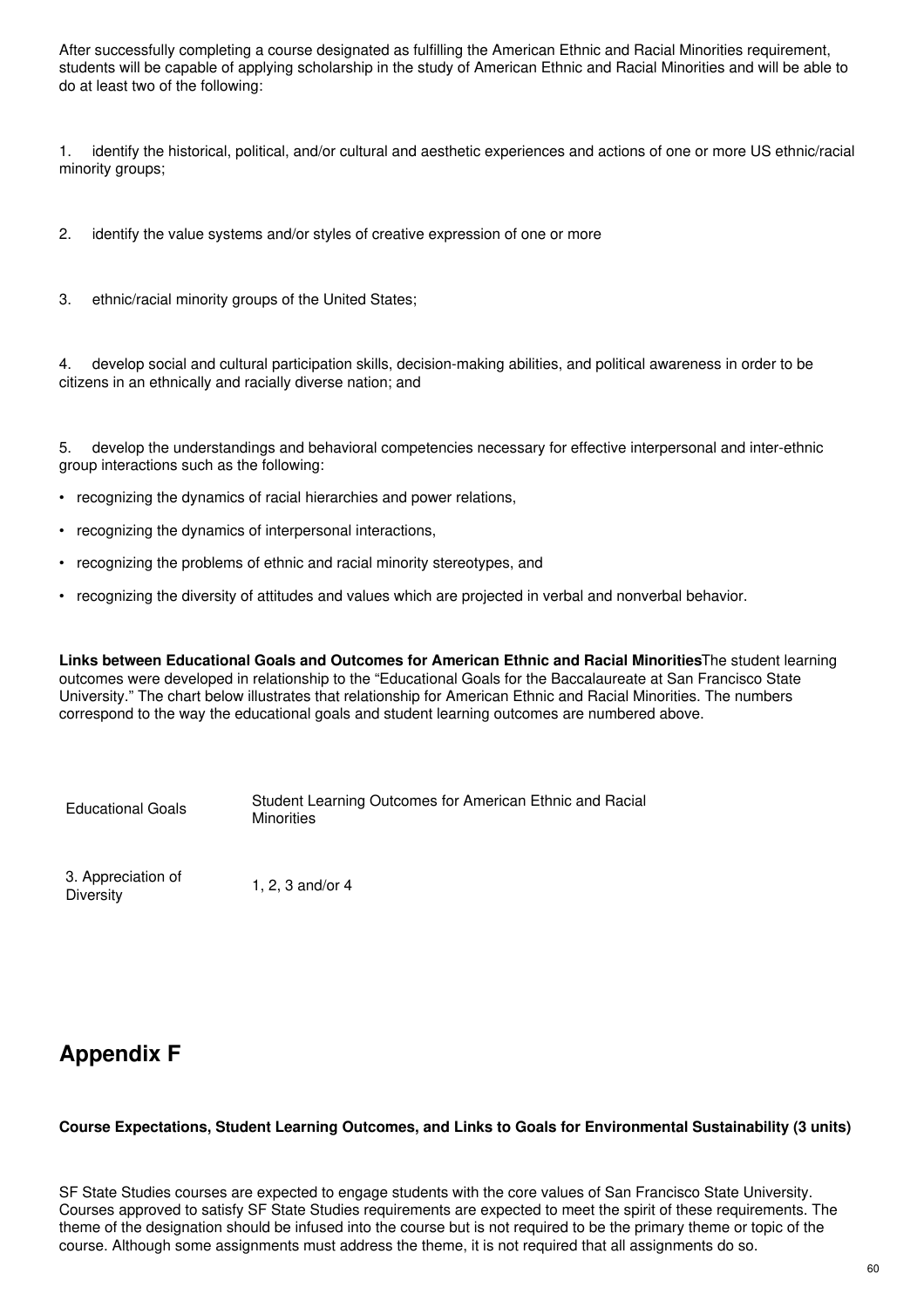After successfully completing a course designated as fulfilling the American Ethnic and Racial Minorities requirement, students will be capable of applying scholarship in the study of American Ethnic and Racial Minorities and will be able to do at least two of the following:

1. identify the historical, political, and/or cultural and aesthetic experiences and actions of one or more US ethnic/racial minority groups;

2. identify the value systems and/or styles of creative expression of one or more

3. ethnic/racial minority groups of the United States;

4. develop social and cultural participation skills, decision-making abilities, and political awareness in order to be citizens in an ethnically and racially diverse nation; and

5. develop the understandings and behavioral competencies necessary for effective interpersonal and inter-ethnic group interactions such as the following:

- recognizing the dynamics of racial hierarchies and power relations,
- recognizing the dynamics of interpersonal interactions,
- recognizing the problems of ethnic and racial minority stereotypes, and
- recognizing the diversity of attitudes and values which are projected in verbal and nonverbal behavior.

**Links between Educational Goals and Outcomes for American Ethnic and Racial Minorities**The student learning outcomes were developed in relationship to the "Educational Goals for the Baccalaureate at San Francisco State University." The chart below illustrates that relationship for American Ethnic and Racial Minorities. The numbers correspond to the way the educational goals and student learning outcomes are numbered above.

| Educational Goals | Student Learning Outcomes for American Ethnic and Racial Minorities |
|---|---|
| 3. Appreciation of Diversity | 1, 2, 3 and/or 4 |

## Appendix F

**Course Expectations, Student Learning Outcomes, and Links to Goals for Environmental Sustainability (3 units)**

SF State Studies courses are expected to engage students with the core values of San Francisco State University. Courses approved to satisfy SF State Studies requirements are expected to meet the spirit of these requirements. The theme of the designation should be infused into the course but is not required to be the primary theme or topic of the course. Although some assignments must address the theme, it is not required that all assignments do so.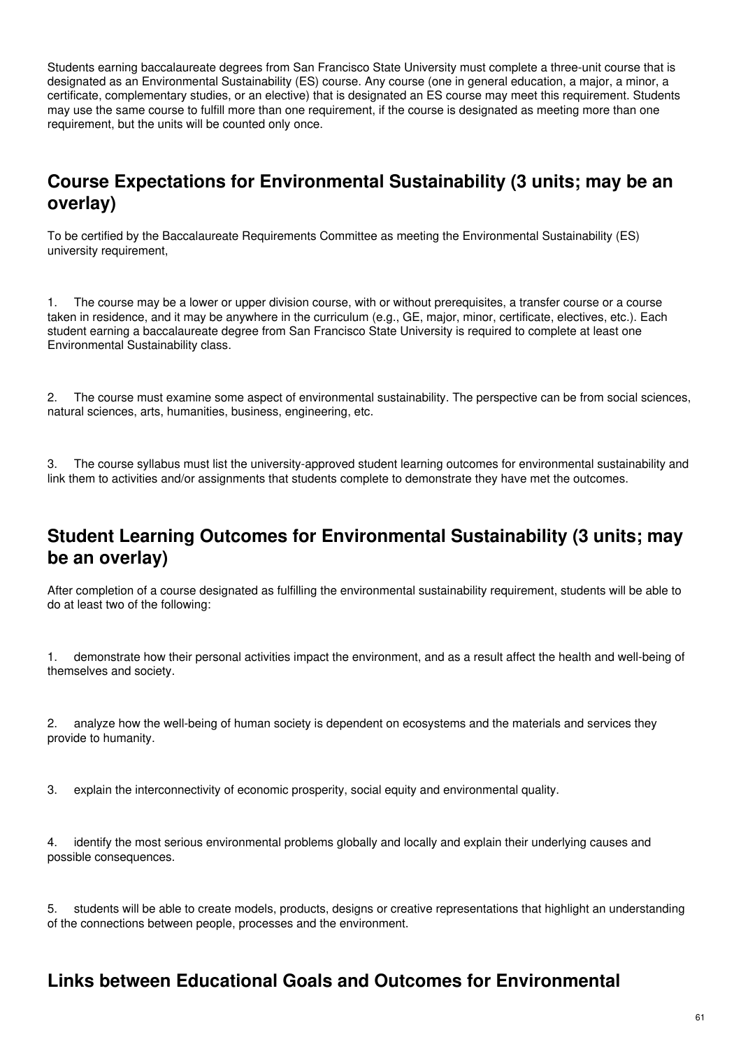Students earning baccalaureate degrees from San Francisco State University must complete a three-unit course that is designated as an Environmental Sustainability (ES) course. Any course (one in general education, a major, a minor, a certificate, complementary studies, or an elective) that is designated an ES course may meet this requirement. Students may use the same course to fulfill more than one requirement, if the course is designated as meeting more than one requirement, but the units will be counted only once.

## Course Expectations for Environmental Sustainability (3 units; may be an overlay)

To be certified by the Baccalaureate Requirements Committee as meeting the Environmental Sustainability (ES) university requirement,

1. The course may be a lower or upper division course, with or without prerequisites, a transfer course or a course taken in residence, and it may be anywhere in the curriculum (e.g., GE, major, minor, certificate, electives, etc.). Each student earning a baccalaureate degree from San Francisco State University is required to complete at least one Environmental Sustainability class.

2. The course must examine some aspect of environmental sustainability. The perspective can be from social sciences, natural sciences, arts, humanities, business, engineering, etc.

3. The course syllabus must list the university-approved student learning outcomes for environmental sustainability and link them to activities and/or assignments that students complete to demonstrate they have met the outcomes.

## Student Learning Outcomes for Environmental Sustainability (3 units; may be an overlay)

After completion of a course designated as fulfilling the environmental sustainability requirement, students will be able to do at least two of the following:

1. demonstrate how their personal activities impact the environment, and as a result affect the health and well-being of themselves and society.

2. analyze how the well-being of human society is dependent on ecosystems and the materials and services they provide to humanity.

3. explain the interconnectivity of economic prosperity, social equity and environmental quality.

4. identify the most serious environmental problems globally and locally and explain their underlying causes and possible consequences.

5. students will be able to create models, products, designs or creative representations that highlight an understanding of the connections between people, processes and the environment.

## Links between Educational Goals and Outcomes for Environmental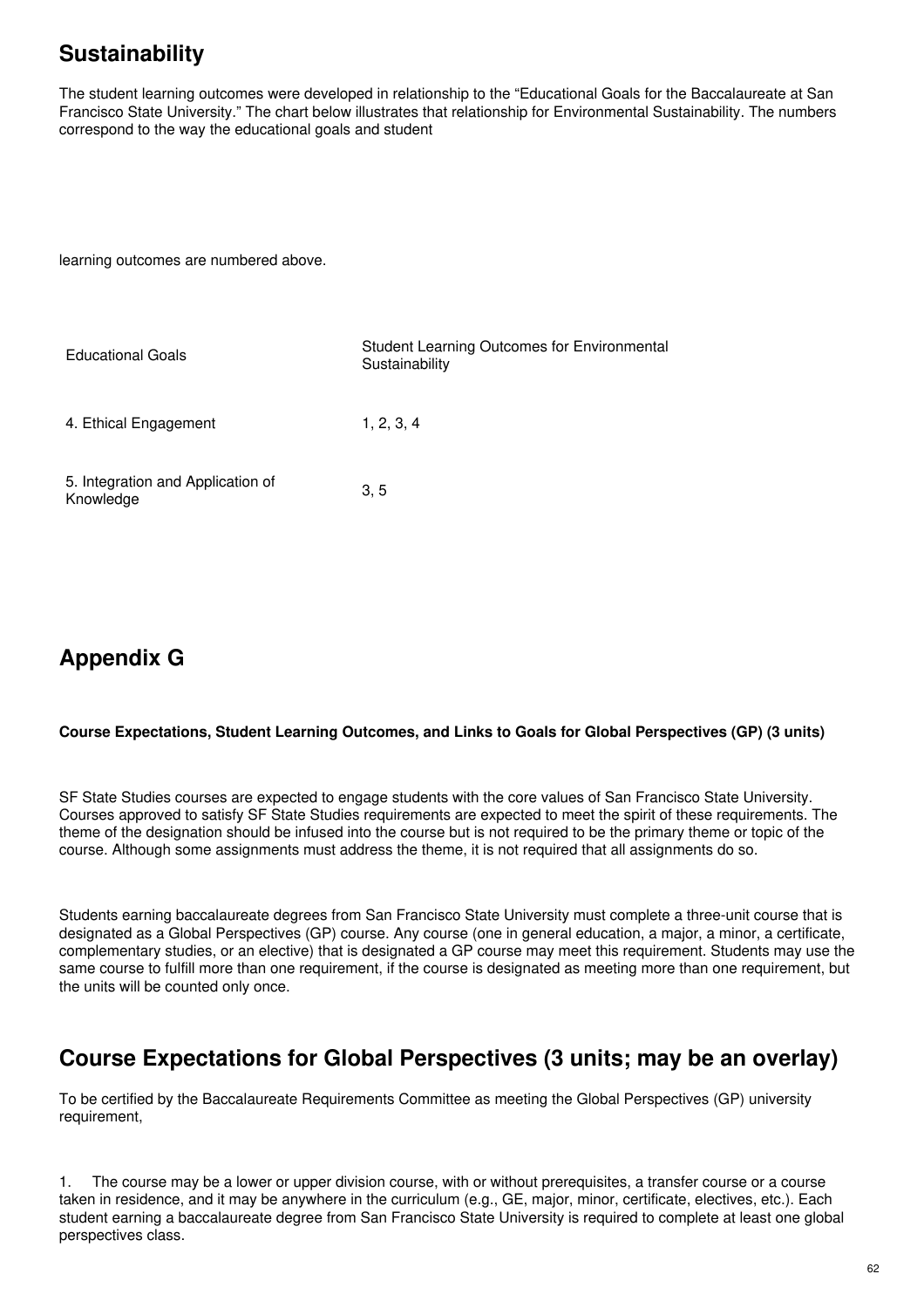## Sustainability

The student learning outcomes were developed in relationship to the "Educational Goals for the Baccalaureate at San Francisco State University." The chart below illustrates that relationship for Environmental Sustainability. The numbers correspond to the way the educational goals and student

learning outcomes are numbered above.

| Educational Goals | Student Learning Outcomes for Environmental Sustainability |
|---|---|
| 4. Ethical Engagement | 1, 2, 3, 4 |
| 5. Integration and Application of Knowledge | 3, 5 |

## Appendix G

**Course Expectations, Student Learning Outcomes, and Links to Goals for Global Perspectives (GP) (3 units)**

SF State Studies courses are expected to engage students with the core values of San Francisco State University. Courses approved to satisfy SF State Studies requirements are expected to meet the spirit of these requirements. The theme of the designation should be infused into the course but is not required to be the primary theme or topic of the course. Although some assignments must address the theme, it is not required that all assignments do so.

Students earning baccalaureate degrees from San Francisco State University must complete a three-unit course that is designated as a Global Perspectives (GP) course. Any course (one in general education, a major, a minor, a certificate, complementary studies, or an elective) that is designated a GP course may meet this requirement. Students may use the same course to fulfill more than one requirement, if the course is designated as meeting more than one requirement, but the units will be counted only once.

## Course Expectations for Global Perspectives (3 units; may be an overlay)

To be certified by the Baccalaureate Requirements Committee as meeting the Global Perspectives (GP) university requirement,

1. The course may be a lower or upper division course, with or without prerequisites, a transfer course or a course taken in residence, and it may be anywhere in the curriculum (e.g., GE, major, minor, certificate, electives, etc.). Each student earning a baccalaureate degree from San Francisco State University is required to complete at least one global perspectives class.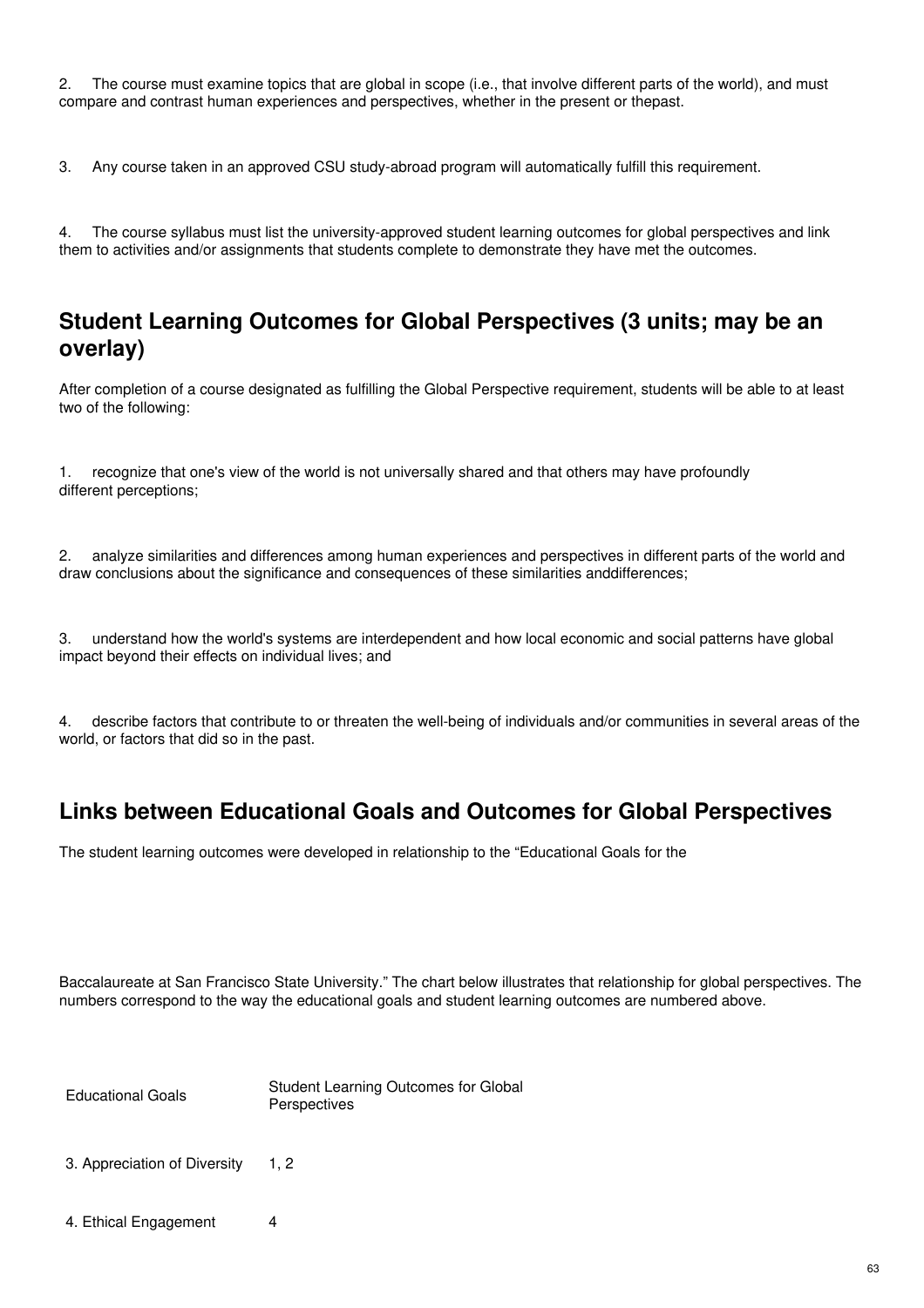2. The course must examine topics that are global in scope (i.e., that involve different parts of the world), and must compare and contrast human experiences and perspectives, whether in the present or thepast.

3. Any course taken in an approved CSU study-abroad program will automatically fulfill this requirement.

4. The course syllabus must list the university-approved student learning outcomes for global perspectives and link them to activities and/or assignments that students complete to demonstrate they have met the outcomes.

## Student Learning Outcomes for Global Perspectives (3 units; may be an overlay)

After completion of a course designated as fulfilling the Global Perspective requirement, students will be able to at least two of the following:

1. recognize that one's view of the world is not universally shared and that others may have profoundly different perceptions;

2. analyze similarities and differences among human experiences and perspectives in different parts of the world and draw conclusions about the significance and consequences of these similarities anddifferences;

3. understand how the world's systems are interdependent and how local economic and social patterns have global impact beyond their effects on individual lives; and

4. describe factors that contribute to or threaten the well-being of individuals and/or communities in several areas of the world, or factors that did so in the past.

## Links between Educational Goals and Outcomes for Global Perspectives

The student learning outcomes were developed in relationship to the "Educational Goals for the Baccalaureate at San Francisco State University." The chart below illustrates that relationship for global perspectives. The numbers correspond to the way the educational goals and student learning outcomes are numbered above.

| Educational Goals | Student Learning Outcomes for Global Perspectives |
| --- | --- |
| 3. Appreciation of Diversity | 1, 2 |
| 4. Ethical Engagement | 4 |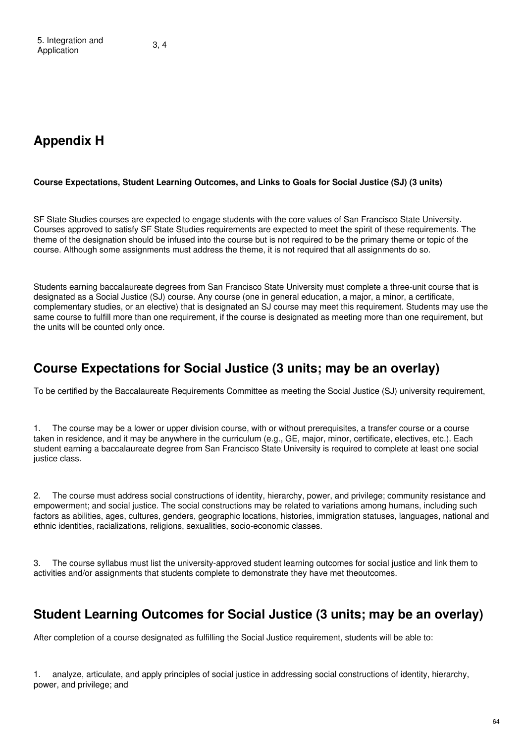| 5. Integration and Application | 3, 4 |
|---|---|

## Appendix H

**Course Expectations, Student Learning Outcomes, and Links to Goals for Social Justice (SJ) (3 units)**

SF State Studies courses are expected to engage students with the core values of San Francisco State University. Courses approved to satisfy SF State Studies requirements are expected to meet the spirit of these requirements. The theme of the designation should be infused into the course but is not required to be the primary theme or topic of the course. Although some assignments must address the theme, it is not required that all assignments do so.

Students earning baccalaureate degrees from San Francisco State University must complete a three-unit course that is designated as a Social Justice (SJ) course. Any course (one in general education, a major, a minor, a certificate, complementary studies, or an elective) that is designated an SJ course may meet this requirement. Students may use the same course to fulfill more than one requirement, if the course is designated as meeting more than one requirement, but the units will be counted only once.

## Course Expectations for Social Justice (3 units; may be an overlay)

To be certified by the Baccalaureate Requirements Committee as meeting the Social Justice (SJ) university requirement,

1. The course may be a lower or upper division course, with or without prerequisites, a transfer course or a course taken in residence, and it may be anywhere in the curriculum (e.g., GE, major, minor, certificate, electives, etc.). Each student earning a baccalaureate degree from San Francisco State University is required to complete at least one social justice class.

2. The course must address social constructions of identity, hierarchy, power, and privilege; community resistance and empowerment; and social justice. The social constructions may be related to variations among humans, including such factors as abilities, ages, cultures, genders, geographic locations, histories, immigration statuses, languages, national and ethnic identities, racializations, religions, sexualities, socio-economic classes.

3. The course syllabus must list the university-approved student learning outcomes for social justice and link them to activities and/or assignments that students complete to demonstrate they have met theoutcomes.

## Student Learning Outcomes for Social Justice (3 units; may be an overlay)

After completion of a course designated as fulfilling the Social Justice requirement, students will be able to:

1. analyze, articulate, and apply principles of social justice in addressing social constructions of identity, hierarchy, power, and privilege; and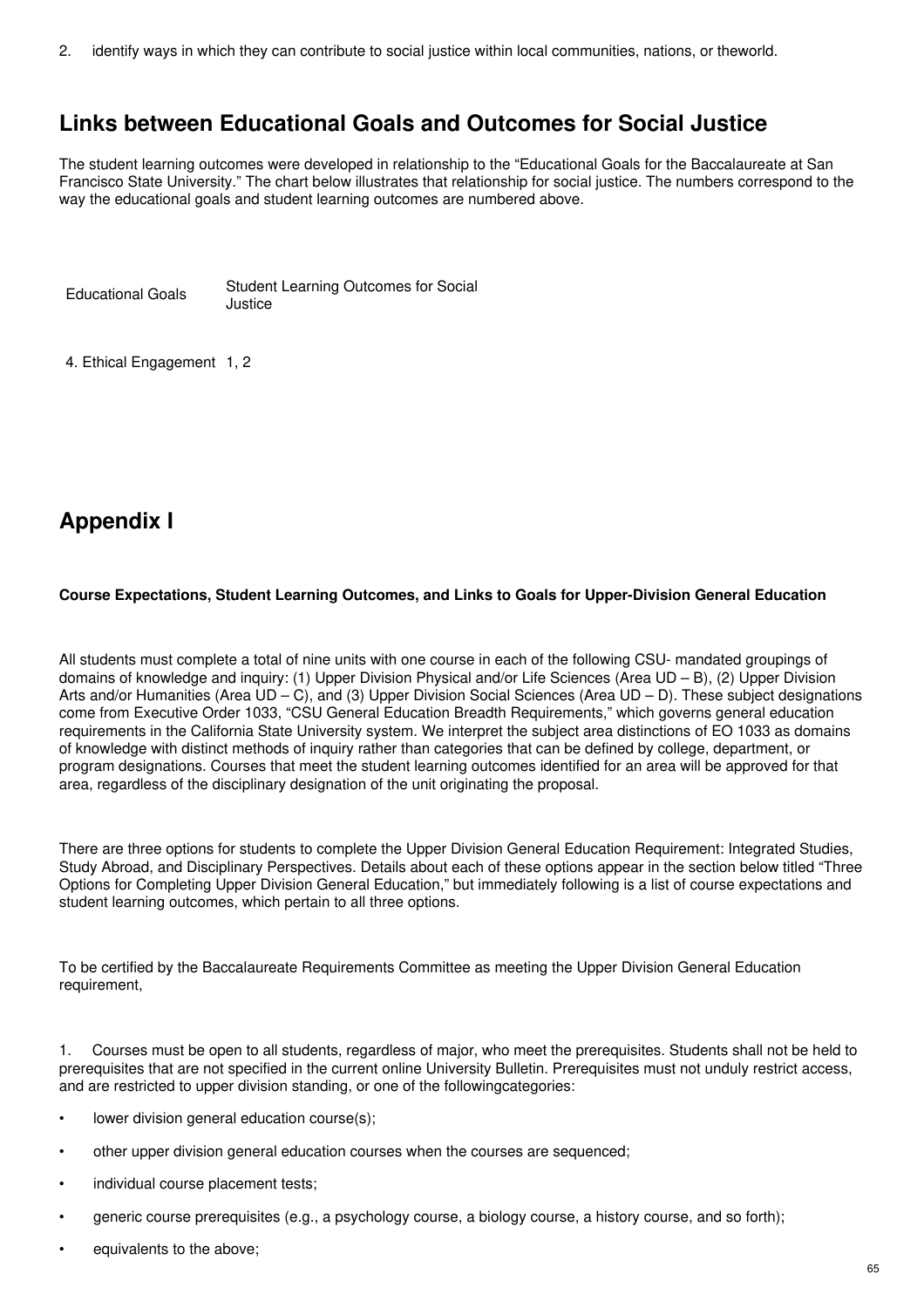2. identify ways in which they can contribute to social justice within local communities, nations, or theworld.

## Links between Educational Goals and Outcomes for Social Justice

The student learning outcomes were developed in relationship to the "Educational Goals for the Baccalaureate at San Francisco State University." The chart below illustrates that relationship for social justice. The numbers correspond to the way the educational goals and student learning outcomes are numbered above.

| Educational Goals | Student Learning Outcomes for Social Justice |
| --- | --- |
| 4. Ethical Engagement | 1, 2 |

# Appendix I

**Course Expectations, Student Learning Outcomes, and Links to Goals for Upper-Division General Education**

All students must complete a total of nine units with one course in each of the following CSU- mandated groupings of domains of knowledge and inquiry: (1) Upper Division Physical and/or Life Sciences (Area UD – B), (2) Upper Division Arts and/or Humanities (Area UD – C), and (3) Upper Division Social Sciences (Area UD – D). These subject designations come from Executive Order 1033, "CSU General Education Breadth Requirements," which governs general education requirements in the California State University system. We interpret the subject area distinctions of EO 1033 as domains of knowledge with distinct methods of inquiry rather than categories that can be defined by college, department, or program designations. Courses that meet the student learning outcomes identified for an area will be approved for that area, regardless of the disciplinary designation of the unit originating the proposal.

There are three options for students to complete the Upper Division General Education Requirement: Integrated Studies, Study Abroad, and Disciplinary Perspectives. Details about each of these options appear in the section below titled "Three Options for Completing Upper Division General Education," but immediately following is a list of course expectations and student learning outcomes, which pertain to all three options.

To be certified by the Baccalaureate Requirements Committee as meeting the Upper Division General Education requirement,

1. Courses must be open to all students, regardless of major, who meet the prerequisites. Students shall not be held to prerequisites that are not specified in the current online University Bulletin. Prerequisites must not unduly restrict access, and are restricted to upper division standing, or one of the followingcategories:

- lower division general education course(s);
- other upper division general education courses when the courses are sequenced;
- individual course placement tests;
- generic course prerequisites (e.g., a psychology course, a biology course, a history course, and so forth);
- equivalents to the above;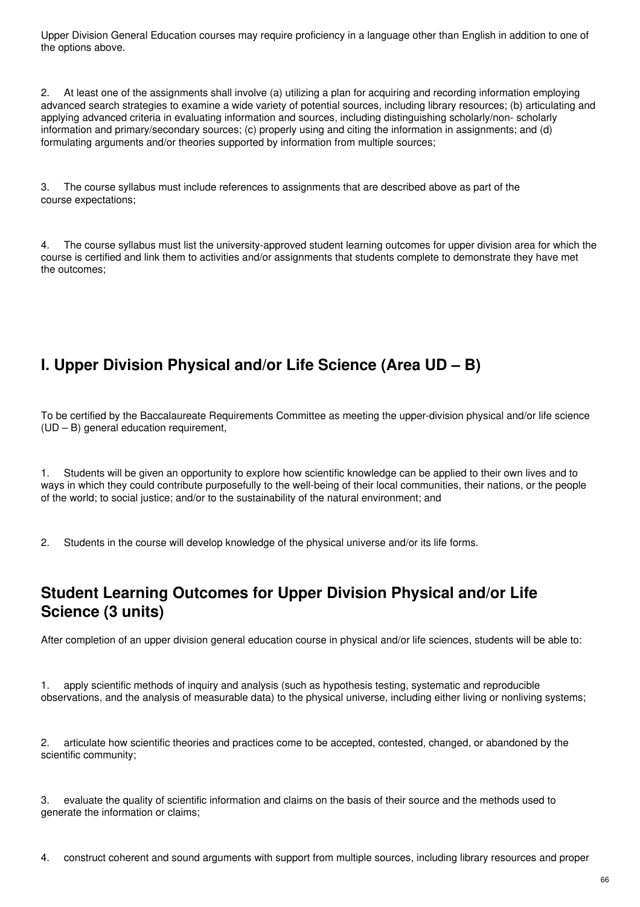Upper Division General Education courses may require proficiency in a language other than English in addition to one of the options above.

2. At least one of the assignments shall involve (a) utilizing a plan for acquiring and recording information employing advanced search strategies to examine a wide variety of potential sources, including library resources; (b) articulating and applying advanced criteria in evaluating information and sources, including distinguishing scholarly/non- scholarly information and primary/secondary sources; (c) properly using and citing the information in assignments; and (d) formulating arguments and/or theories supported by information from multiple sources;

3. The course syllabus must include references to assignments that are described above as part of the course expectations;

4. The course syllabus must list the university-approved student learning outcomes for upper division area for which the course is certified and link them to activities and/or assignments that students complete to demonstrate they have met the outcomes;

## I. Upper Division Physical and/or Life Science (Area UD – B)

To be certified by the Baccalaureate Requirements Committee as meeting the upper-division physical and/or life science (UD – B) general education requirement,

1. Students will be given an opportunity to explore how scientific knowledge can be applied to their own lives and to ways in which they could contribute purposefully to the well-being of their local communities, their nations, or the people of the world; to social justice; and/or to the sustainability of the natural environment; and

2. Students in the course will develop knowledge of the physical universe and/or its life forms.

## Student Learning Outcomes for Upper Division Physical and/or Life Science (3 units)

After completion of an upper division general education course in physical and/or life sciences, students will be able to:

1. apply scientific methods of inquiry and analysis (such as hypothesis testing, systematic and reproducible observations, and the analysis of measurable data) to the physical universe, including either living or nonliving systems;

2. articulate how scientific theories and practices come to be accepted, contested, changed, or abandoned by the scientific community;

3. evaluate the quality of scientific information and claims on the basis of their source and the methods used to generate the information or claims;

4. construct coherent and sound arguments with support from multiple sources, including library resources and proper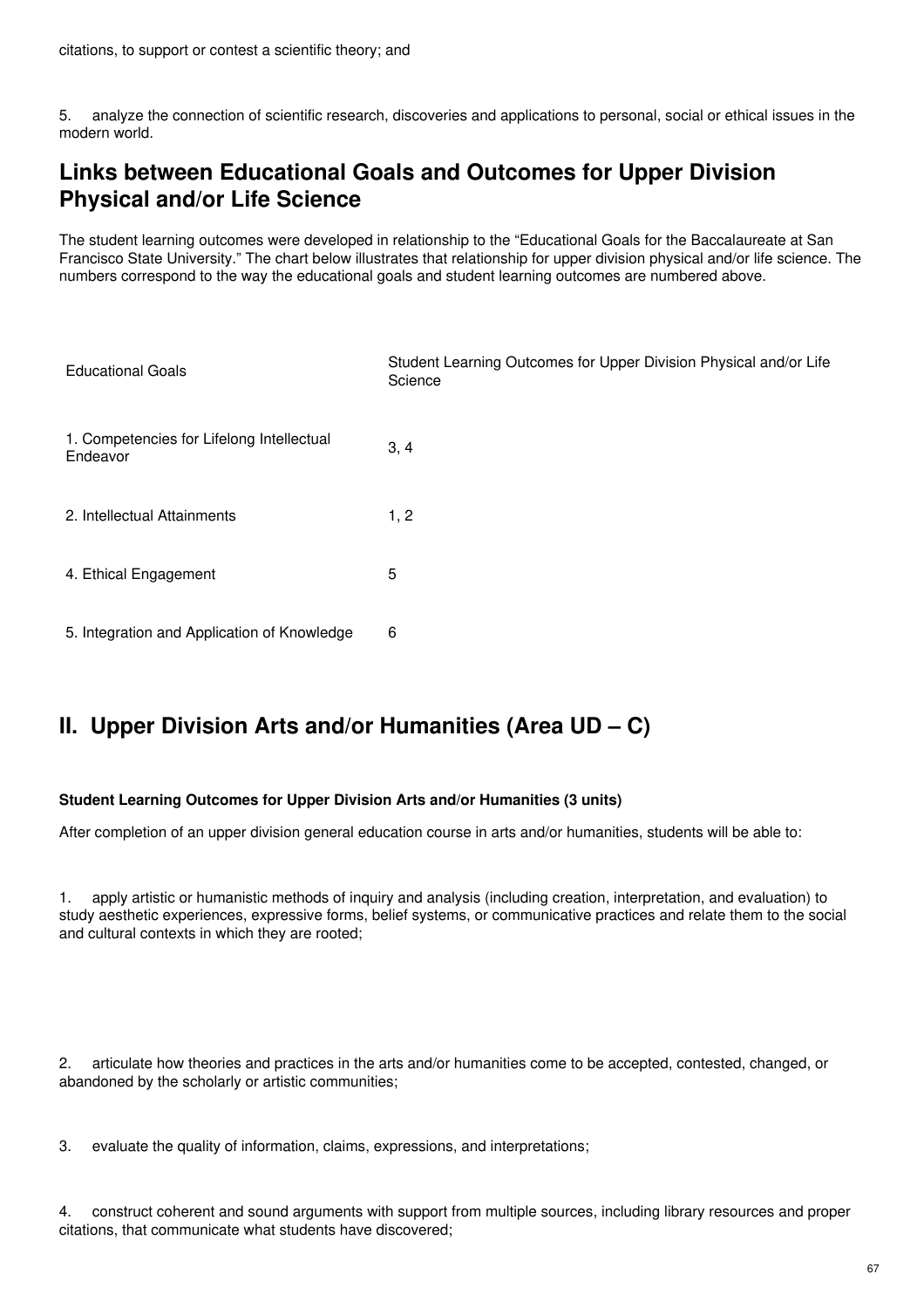citations, to support or contest a scientific theory; and

5. analyze the connection of scientific research, discoveries and applications to personal, social or ethical issues in the modern world.

## Links between Educational Goals and Outcomes for Upper Division Physical and/or Life Science

The student learning outcomes were developed in relationship to the "Educational Goals for the Baccalaureate at San Francisco State University." The chart below illustrates that relationship for upper division physical and/or life science. The numbers correspond to the way the educational goals and student learning outcomes are numbered above.

| Educational Goals | Student Learning Outcomes for Upper Division Physical and/or Life Science |
|---|---|
| 1. Competencies for Lifelong Intellectual Endeavor | 3, 4 |
| 2. Intellectual Attainments | 1, 2 |
| 4. Ethical Engagement | 5 |
| 5. Integration and Application of Knowledge | 6 |

## II. Upper Division Arts and/or Humanities (Area UD – C)

**Student Learning Outcomes for Upper Division Arts and/or Humanities (3 units)**

After completion of an upper division general education course in arts and/or humanities, students will be able to:

1. apply artistic or humanistic methods of inquiry and analysis (including creation, interpretation, and evaluation) to study aesthetic experiences, expressive forms, belief systems, or communicative practices and relate them to the social and cultural contexts in which they are rooted;

2. articulate how theories and practices in the arts and/or humanities come to be accepted, contested, changed, or abandoned by the scholarly or artistic communities;

3. evaluate the quality of information, claims, expressions, and interpretations;

4. construct coherent and sound arguments with support from multiple sources, including library resources and proper citations, that communicate what students have discovered;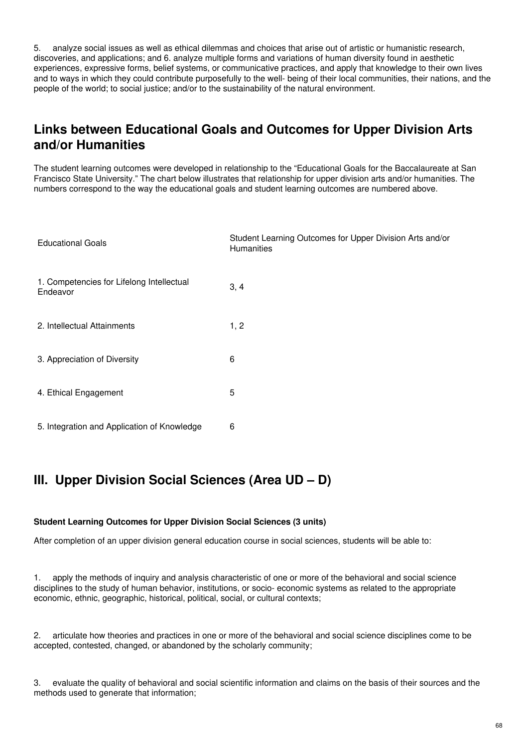5. analyze social issues as well as ethical dilemmas and choices that arise out of artistic or humanistic research, discoveries, and applications; and 6. analyze multiple forms and variations of human diversity found in aesthetic experiences, expressive forms, belief systems, or communicative practices, and apply that knowledge to their own lives and to ways in which they could contribute purposefully to the well- being of their local communities, their nations, and the people of the world; to social justice; and/or to the sustainability of the natural environment.

## Links between Educational Goals and Outcomes for Upper Division Arts and/or Humanities

The student learning outcomes were developed in relationship to the "Educational Goals for the Baccalaureate at San Francisco State University." The chart below illustrates that relationship for upper division arts and/or humanities. The numbers correspond to the way the educational goals and student learning outcomes are numbered above.

| Educational Goals | Student Learning Outcomes for Upper Division Arts and/or Humanities |
|---|---|
| 1. Competencies for Lifelong Intellectual Endeavor | 3, 4 |
| 2. Intellectual Attainments | 1, 2 |
| 3. Appreciation of Diversity | 6 |
| 4. Ethical Engagement | 5 |
| 5. Integration and Application of Knowledge | 6 |

## III. Upper Division Social Sciences (Area UD – D)

**Student Learning Outcomes for Upper Division Social Sciences (3 units)**

After completion of an upper division general education course in social sciences, students will be able to:

1. apply the methods of inquiry and analysis characteristic of one or more of the behavioral and social science disciplines to the study of human behavior, institutions, or socio- economic systems as related to the appropriate economic, ethnic, geographic, historical, political, social, or cultural contexts;

2. articulate how theories and practices in one or more of the behavioral and social science disciplines come to be accepted, contested, changed, or abandoned by the scholarly community;

3. evaluate the quality of behavioral and social scientific information and claims on the basis of their sources and the methods used to generate that information;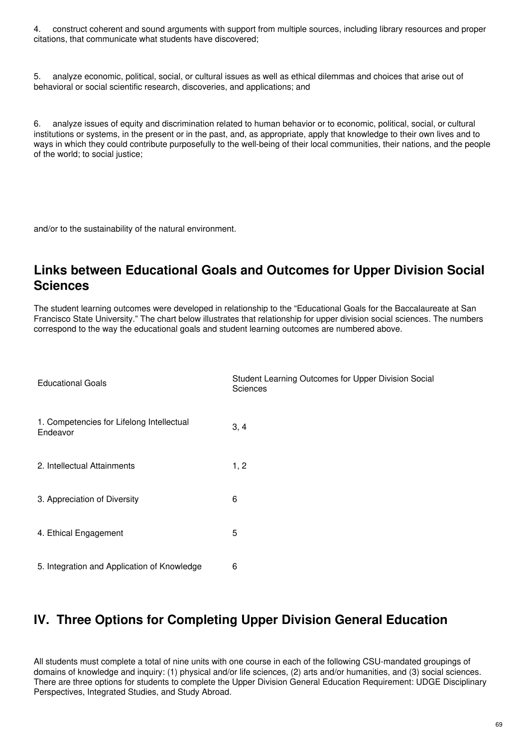4. construct coherent and sound arguments with support from multiple sources, including library resources and proper citations, that communicate what students have discovered;

5. analyze economic, political, social, or cultural issues as well as ethical dilemmas and choices that arise out of behavioral or social scientific research, discoveries, and applications; and

6. analyze issues of equity and discrimination related to human behavior or to economic, political, social, or cultural institutions or systems, in the present or in the past, and, as appropriate, apply that knowledge to their own lives and to ways in which they could contribute purposefully to the well-being of their local communities, their nations, and the people of the world; to social justice;

and/or to the sustainability of the natural environment.

## Links between Educational Goals and Outcomes for Upper Division Social Sciences

The student learning outcomes were developed in relationship to the “Educational Goals for the Baccalaureate at San Francisco State University.” The chart below illustrates that relationship for upper division social sciences. The numbers correspond to the way the educational goals and student learning outcomes are numbered above.

| Educational Goals | Student Learning Outcomes for Upper Division Social Sciences |
|---|---|
| 1. Competencies for Lifelong Intellectual Endeavor | 3, 4 |
| 2. Intellectual Attainments | 1, 2 |
| 3. Appreciation of Diversity | 6 |
| 4. Ethical Engagement | 5 |
| 5. Integration and Application of Knowledge | 6 |

## IV. Three Options for Completing Upper Division General Education

All students must complete a total of nine units with one course in each of the following CSU-mandated groupings of domains of knowledge and inquiry: (1) physical and/or life sciences, (2) arts and/or humanities, and (3) social sciences. There are three options for students to complete the Upper Division General Education Requirement: UDGE Disciplinary Perspectives, Integrated Studies, and Study Abroad.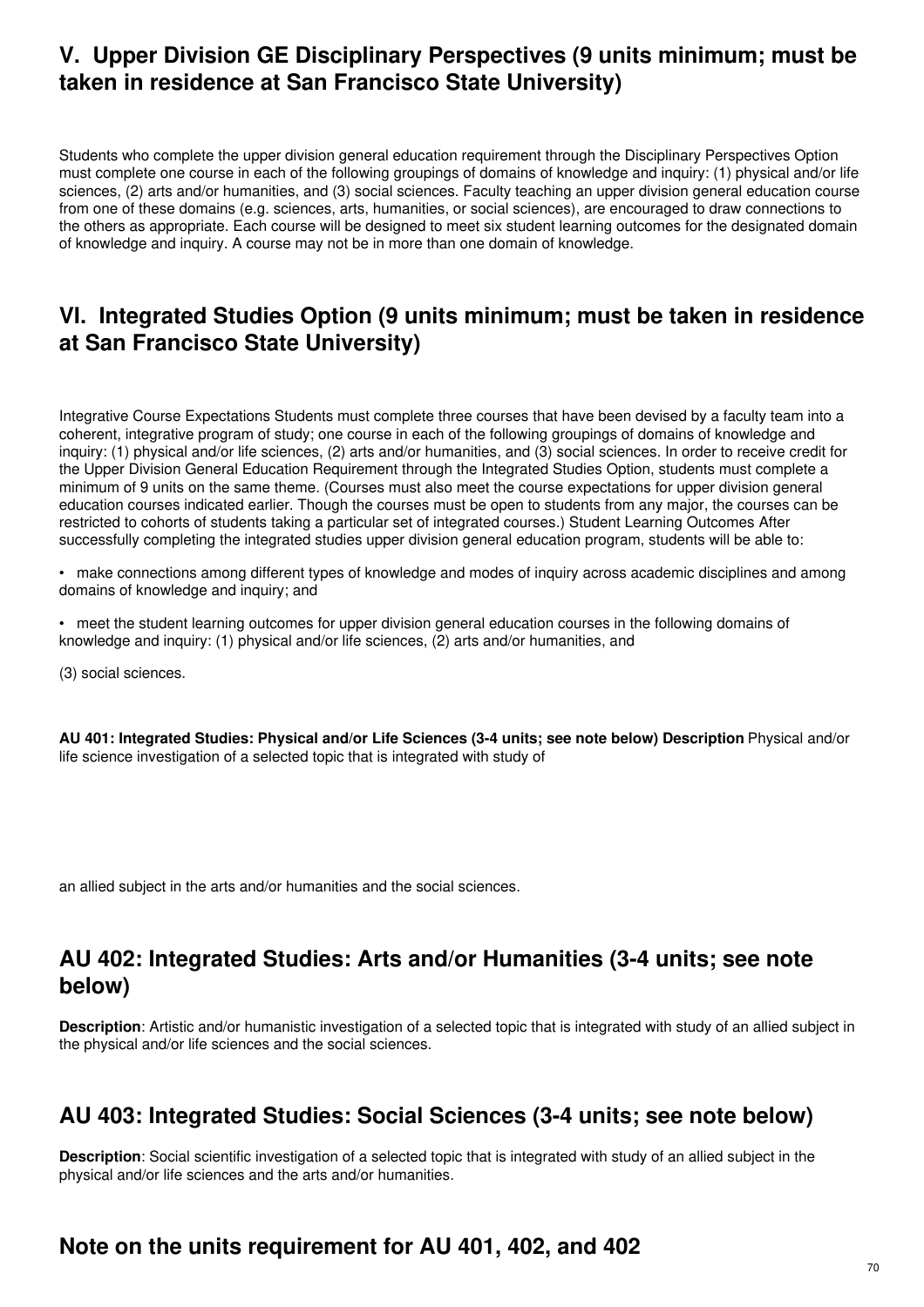## V. Upper Division GE Disciplinary Perspectives (9 units minimum; must be taken in residence at San Francisco State University)

Students who complete the upper division general education requirement through the Disciplinary Perspectives Option must complete one course in each of the following groupings of domains of knowledge and inquiry: (1) physical and/or life sciences, (2) arts and/or humanities, and (3) social sciences. Faculty teaching an upper division general education course from one of these domains (e.g. sciences, arts, humanities, or social sciences), are encouraged to draw connections to the others as appropriate. Each course will be designed to meet six student learning outcomes for the designated domain of knowledge and inquiry. A course may not be in more than one domain of knowledge.

## VI. Integrated Studies Option (9 units minimum; must be taken in residence at San Francisco State University)

Integrative Course Expectations Students must complete three courses that have been devised by a faculty team into a coherent, integrative program of study; one course in each of the following groupings of domains of knowledge and inquiry: (1) physical and/or life sciences, (2) arts and/or humanities, and (3) social sciences. In order to receive credit for the Upper Division General Education Requirement through the Integrated Studies Option, students must complete a minimum of 9 units on the same theme. (Courses must also meet the course expectations for upper division general education courses indicated earlier. Though the courses must be open to students from any major, the courses can be restricted to cohorts of students taking a particular set of integrated courses.) Student Learning Outcomes After successfully completing the integrated studies upper division general education program, students will be able to:

- make connections among different types of knowledge and modes of inquiry across academic disciplines and among domains of knowledge and inquiry; and
- meet the student learning outcomes for upper division general education courses in the following domains of knowledge and inquiry: (1) physical and/or life sciences, (2) arts and/or humanities, and

(3) social sciences.

**AU 401: Integrated Studies: Physical and/or Life Sciences (3-4 units; see note below) Description** Physical and/or life science investigation of a selected topic that is integrated with study of

an allied subject in the arts and/or humanities and the social sciences.

## AU 402: Integrated Studies: Arts and/or Humanities (3-4 units; see note below)

**Description**: Artistic and/or humanistic investigation of a selected topic that is integrated with study of an allied subject in the physical and/or life sciences and the social sciences.

## AU 403: Integrated Studies: Social Sciences (3-4 units; see note below)

**Description**: Social scientific investigation of a selected topic that is integrated with study of an allied subject in the physical and/or life sciences and the arts and/or humanities.

## Note on the units requirement for AU 401, 402, and 402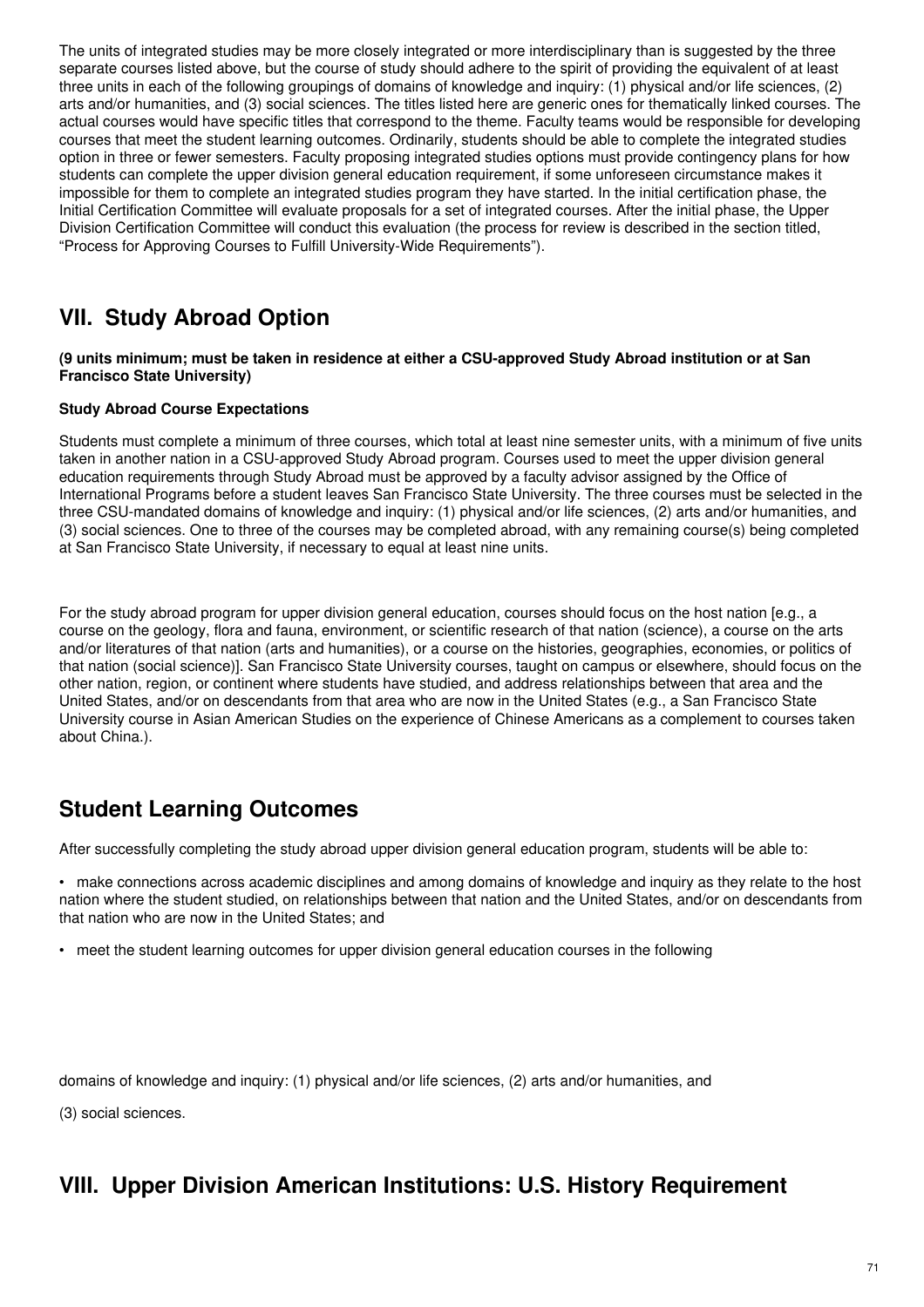The units of integrated studies may be more closely integrated or more interdisciplinary than is suggested by the three separate courses listed above, but the course of study should adhere to the spirit of providing the equivalent of at least three units in each of the following groupings of domains of knowledge and inquiry: (1) physical and/or life sciences, (2) arts and/or humanities, and (3) social sciences. The titles listed here are generic ones for thematically linked courses. The actual courses would have specific titles that correspond to the theme. Faculty teams would be responsible for developing courses that meet the student learning outcomes. Ordinarily, students should be able to complete the integrated studies option in three or fewer semesters. Faculty proposing integrated studies options must provide contingency plans for how students can complete the upper division general education requirement, if some unforeseen circumstance makes it impossible for them to complete an integrated studies program they have started. In the initial certification phase, the Initial Certification Committee will evaluate proposals for a set of integrated courses. After the initial phase, the Upper Division Certification Committee will conduct this evaluation (the process for review is described in the section titled, "Process for Approving Courses to Fulfill University-Wide Requirements").

## VII. Study Abroad Option

**(9 units minimum; must be taken in residence at either a CSU-approved Study Abroad institution or at San Francisco State University)**

**Study Abroad Course Expectations**

Students must complete a minimum of three courses, which total at least nine semester units, with a minimum of five units taken in another nation in a CSU-approved Study Abroad program. Courses used to meet the upper division general education requirements through Study Abroad must be approved by a faculty advisor assigned by the Office of International Programs before a student leaves San Francisco State University. The three courses must be selected in the three CSU-mandated domains of knowledge and inquiry: (1) physical and/or life sciences, (2) arts and/or humanities, and (3) social sciences. One to three of the courses may be completed abroad, with any remaining course(s) being completed at San Francisco State University, if necessary to equal at least nine units.

For the study abroad program for upper division general education, courses should focus on the host nation [e.g., a course on the geology, flora and fauna, environment, or scientific research of that nation (science), a course on the arts and/or literatures of that nation (arts and humanities), or a course on the histories, geographies, economies, or politics of that nation (social science)]. San Francisco State University courses, taught on campus or elsewhere, should focus on the other nation, region, or continent where students have studied, and address relationships between that area and the United States, and/or on descendants from that area who are now in the United States (e.g., a San Francisco State University course in Asian American Studies on the experience of Chinese Americans as a complement to courses taken about China.).

## Student Learning Outcomes

After successfully completing the study abroad upper division general education program, students will be able to:

- make connections across academic disciplines and among domains of knowledge and inquiry as they relate to the host nation where the student studied, on relationships between that nation and the United States, and/or on descendants from that nation who are now in the United States; and
- meet the student learning outcomes for upper division general education courses in the following domains of knowledge and inquiry: (1) physical and/or life sciences, (2) arts and/or humanities, and (3) social sciences.

## VIII. Upper Division American Institutions: U.S. History Requirement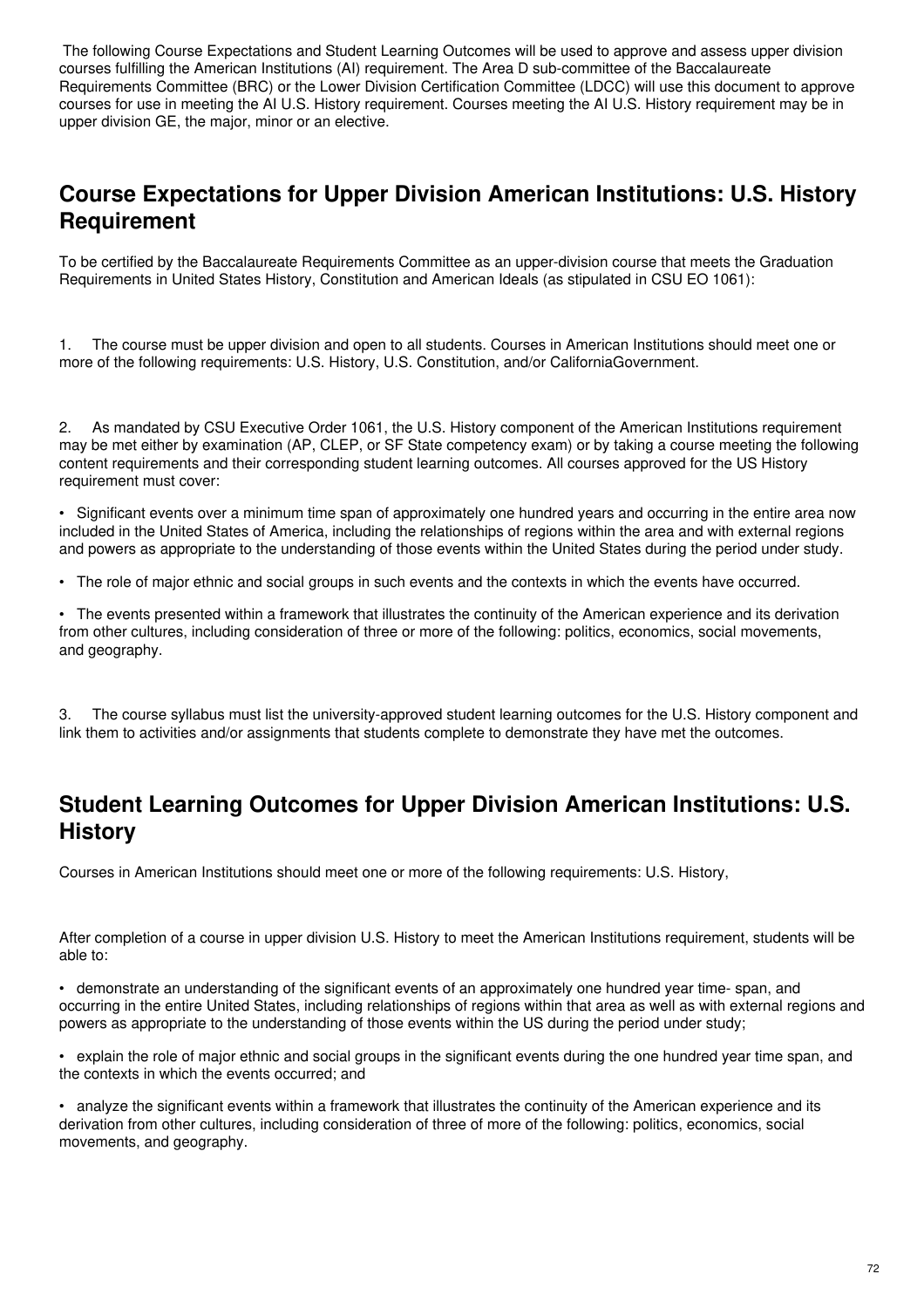The following Course Expectations and Student Learning Outcomes will be used to approve and assess upper division courses fulfilling the American Institutions (AI) requirement. The Area D sub-committee of the Baccalaureate Requirements Committee (BRC) or the Lower Division Certification Committee (LDCC) will use this document to approve courses for use in meeting the AI U.S. History requirement. Courses meeting the AI U.S. History requirement may be in upper division GE, the major, minor or an elective.

## Course Expectations for Upper Division American Institutions: U.S. History Requirement

To be certified by the Baccalaureate Requirements Committee as an upper-division course that meets the Graduation Requirements in United States History, Constitution and American Ideals (as stipulated in CSU EO 1061):

1. The course must be upper division and open to all students. Courses in American Institutions should meet one or more of the following requirements: U.S. History, U.S. Constitution, and/or CaliforniaGovernment.

2. As mandated by CSU Executive Order 1061, the U.S. History component of the American Institutions requirement may be met either by examination (AP, CLEP, or SF State competency exam) or by taking a course meeting the following content requirements and their corresponding student learning outcomes. All courses approved for the US History requirement must cover:

- Significant events over a minimum time span of approximately one hundred years and occurring in the entire area now included in the United States of America, including the relationships of regions within the area and with external regions and powers as appropriate to the understanding of those events within the United States during the period under study.
- The role of major ethnic and social groups in such events and the contexts in which the events have occurred.
- The events presented within a framework that illustrates the continuity of the American experience and its derivation from other cultures, including consideration of three or more of the following: politics, economics, social movements, and geography.

3. The course syllabus must list the university-approved student learning outcomes for the U.S. History component and link them to activities and/or assignments that students complete to demonstrate they have met the outcomes.

## Student Learning Outcomes for Upper Division American Institutions: U.S. History

Courses in American Institutions should meet one or more of the following requirements: U.S. History,

After completion of a course in upper division U.S. History to meet the American Institutions requirement, students will be able to:

- demonstrate an understanding of the significant events of an approximately one hundred year time- span, and occurring in the entire United States, including relationships of regions within that area as well as with external regions and powers as appropriate to the understanding of those events within the US during the period under study;
- explain the role of major ethnic and social groups in the significant events during the one hundred year time span, and the contexts in which the events occurred; and
- analyze the significant events within a framework that illustrates the continuity of the American experience and its derivation from other cultures, including consideration of three of more of the following: politics, economics, social movements, and geography.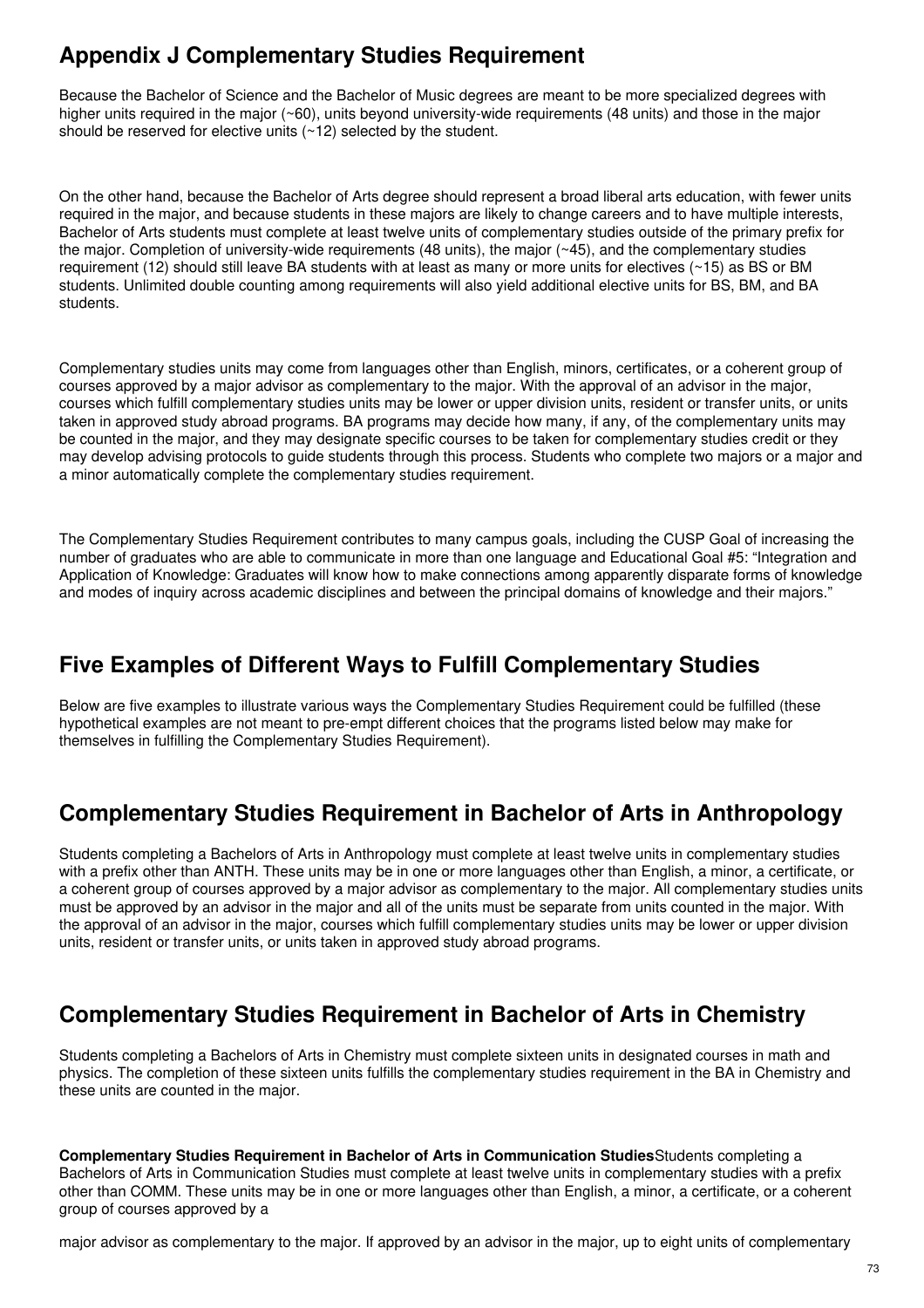## Appendix J Complementary Studies Requirement

Because the Bachelor of Science and the Bachelor of Music degrees are meant to be more specialized degrees with higher units required in the major (~60), units beyond university-wide requirements (48 units) and those in the major should be reserved for elective units (~12) selected by the student.

On the other hand, because the Bachelor of Arts degree should represent a broad liberal arts education, with fewer units required in the major, and because students in these majors are likely to change careers and to have multiple interests, Bachelor of Arts students must complete at least twelve units of complementary studies outside of the primary prefix for the major. Completion of university-wide requirements (48 units), the major (~45), and the complementary studies requirement (12) should still leave BA students with at least as many or more units for electives (~15) as BS or BM students. Unlimited double counting among requirements will also yield additional elective units for BS, BM, and BA students.

Complementary studies units may come from languages other than English, minors, certificates, or a coherent group of courses approved by a major advisor as complementary to the major. With the approval of an advisor in the major, courses which fulfill complementary studies units may be lower or upper division units, resident or transfer units, or units taken in approved study abroad programs. BA programs may decide how many, if any, of the complementary units may be counted in the major, and they may designate specific courses to be taken for complementary studies credit or they may develop advising protocols to guide students through this process. Students who complete two majors or a major and a minor automatically complete the complementary studies requirement.

The Complementary Studies Requirement contributes to many campus goals, including the CUSP Goal of increasing the number of graduates who are able to communicate in more than one language and Educational Goal #5: "Integration and Application of Knowledge: Graduates will know how to make connections among apparently disparate forms of knowledge and modes of inquiry across academic disciplines and between the principal domains of knowledge and their majors."

## Five Examples of Different Ways to Fulfill Complementary Studies

Below are five examples to illustrate various ways the Complementary Studies Requirement could be fulfilled (these hypothetical examples are not meant to pre-empt different choices that the programs listed below may make for themselves in fulfilling the Complementary Studies Requirement).

## Complementary Studies Requirement in Bachelor of Arts in Anthropology

Students completing a Bachelors of Arts in Anthropology must complete at least twelve units in complementary studies with a prefix other than ANTH. These units may be in one or more languages other than English, a minor, a certificate, or a coherent group of courses approved by a major advisor as complementary to the major. All complementary studies units must be approved by an advisor in the major and all of the units must be separate from units counted in the major. With the approval of an advisor in the major, courses which fulfill complementary studies units may be lower or upper division units, resident or transfer units, or units taken in approved study abroad programs.

## Complementary Studies Requirement in Bachelor of Arts in Chemistry

Students completing a Bachelors of Arts in Chemistry must complete sixteen units in designated courses in math and physics. The completion of these sixteen units fulfills the complementary studies requirement in the BA in Chemistry and these units are counted in the major.

**Complementary Studies Requirement in Bachelor of Arts in Communication Studies** Students completing a Bachelors of Arts in Communication Studies must complete at least twelve units in complementary studies with a prefix other than COMM. These units may be in one or more languages other than English, a minor, a certificate, or a coherent group of courses approved by a major advisor as complementary to the major. If approved by an advisor in the major, up to eight units of complementary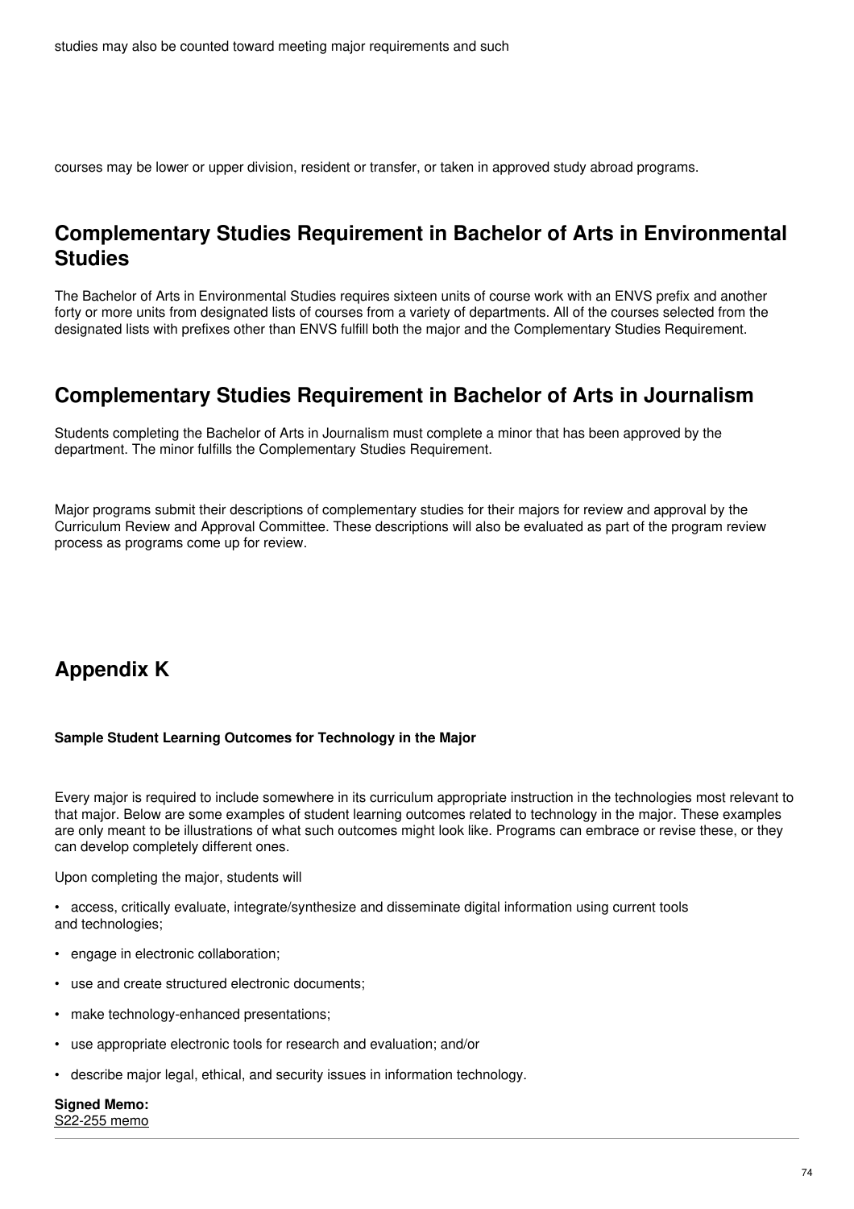studies may also be counted toward meeting major requirements and such

courses may be lower or upper division, resident or transfer, or taken in approved study abroad programs.

## Complementary Studies Requirement in Bachelor of Arts in Environmental Studies

The Bachelor of Arts in Environmental Studies requires sixteen units of course work with an ENVS prefix and another forty or more units from designated lists of courses from a variety of departments. All of the courses selected from the designated lists with prefixes other than ENVS fulfill both the major and the Complementary Studies Requirement.

## Complementary Studies Requirement in Bachelor of Arts in Journalism

Students completing the Bachelor of Arts in Journalism must complete a minor that has been approved by the department. The minor fulfills the Complementary Studies Requirement.

Major programs submit their descriptions of complementary studies for their majors for review and approval by the Curriculum Review and Approval Committee. These descriptions will also be evaluated as part of the program review process as programs come up for review.

## Appendix K

**Sample Student Learning Outcomes for Technology in the Major**

Every major is required to include somewhere in its curriculum appropriate instruction in the technologies most relevant to that major. Below are some examples of student learning outcomes related to technology in the major. These examples are only meant to be illustrations of what such outcomes might look like. Programs can embrace or revise these, or they can develop completely different ones.

Upon completing the major, students will

- access, critically evaluate, integrate/synthesize and disseminate digital information using current tools and technologies;
- engage in electronic collaboration;
- use and create structured electronic documents;
- make technology-enhanced presentations;
- use appropriate electronic tools for research and evaluation; and/or
- describe major legal, ethical, and security issues in information technology.

**Signed Memo:**
S22-255 memo